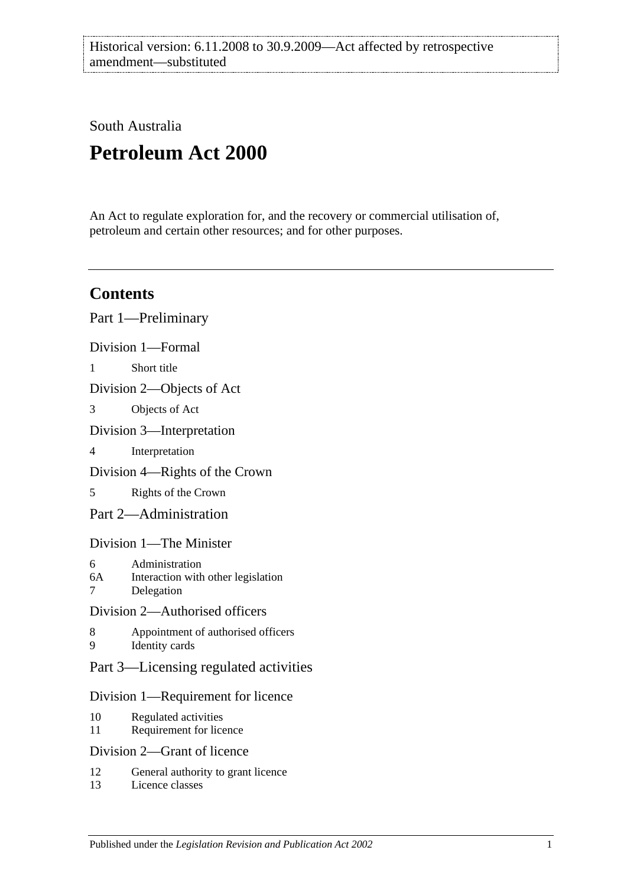Historical version: 6.11.2008 to 30.9.2009—Act affected by retrospective amendment—substituted

South Australia

# Petroleum Act 2000

An Act to regulate exploration for, and the recovery or commercial utilisation of, petroleum and certain other resources; and for other purposes.

---

## Contents

Part 1—Preliminary

Division 1—Formal

1 Short title

Division 2—Objects of Act

3 Objects of Act

Division 3—Interpretation

4 Interpretation

Division 4—Rights of the Crown

5 Rights of the Crown

Part 2—Administration

Division 1—The Minister

6 Administration
6A Interaction with other legislation
7 Delegation

Division 2—Authorised officers

8 Appointment of authorised officers
9 Identity cards

Part 3—Licensing regulated activities

Division 1—Requirement for licence

10 Regulated activities
11 Requirement for licence

Division 2—Grant of licence

12 General authority to grant licence
13 Licence classes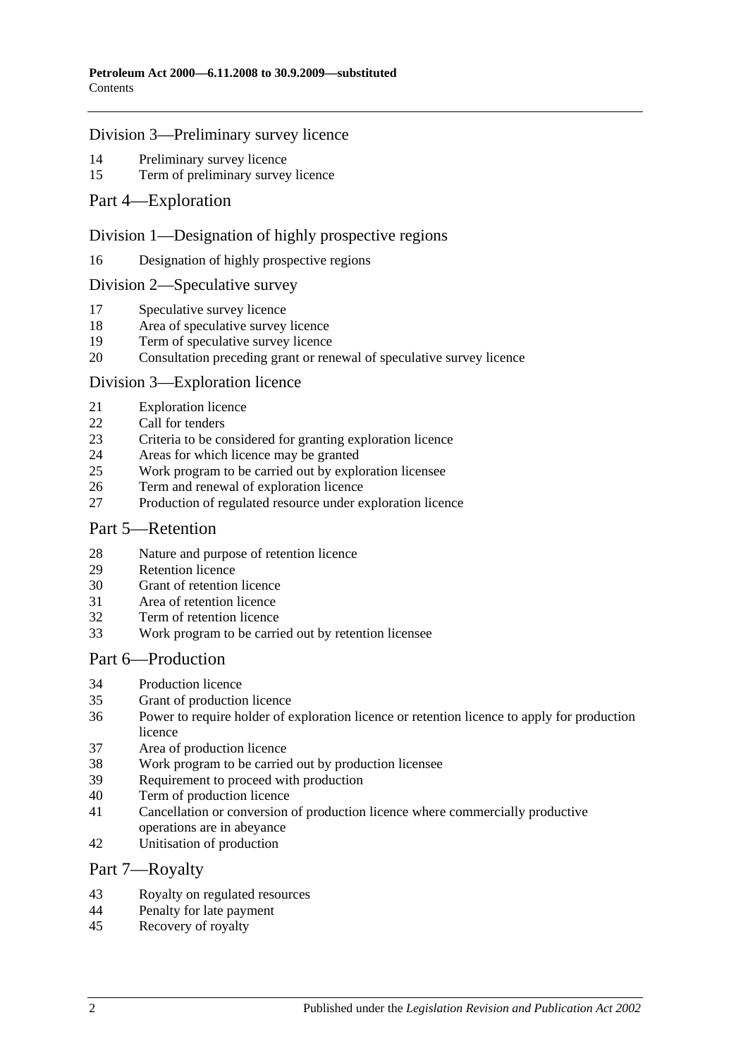## Division 3—Preliminary survey licence

14 Preliminary survey licence
15 Term of preliminary survey licence

# Part 4—Exploration

## Division 1—Designation of highly prospective regions

16 Designation of highly prospective regions

## Division 2—Speculative survey

17 Speculative survey licence
18 Area of speculative survey licence
19 Term of speculative survey licence
20 Consultation preceding grant or renewal of speculative survey licence

## Division 3—Exploration licence

21 Exploration licence
22 Call for tenders
23 Criteria to be considered for granting exploration licence
24 Areas for which licence may be granted
25 Work program to be carried out by exploration licensee
26 Term and renewal of exploration licence
27 Production of regulated resource under exploration licence

# Part 5—Retention

28 Nature and purpose of retention licence
29 Retention licence
30 Grant of retention licence
31 Area of retention licence
32 Term of retention licence
33 Work program to be carried out by retention licensee

# Part 6—Production

34 Production licence
35 Grant of production licence
36 Power to require holder of exploration licence or retention licence to apply for production licence
37 Area of production licence
38 Work program to be carried out by production licensee
39 Requirement to proceed with production
40 Term of production licence
41 Cancellation or conversion of production licence where commercially productive operations are in abeyance
42 Unitisation of production

# Part 7—Royalty

43 Royalty on regulated resources
44 Penalty for late payment
45 Recovery of royalty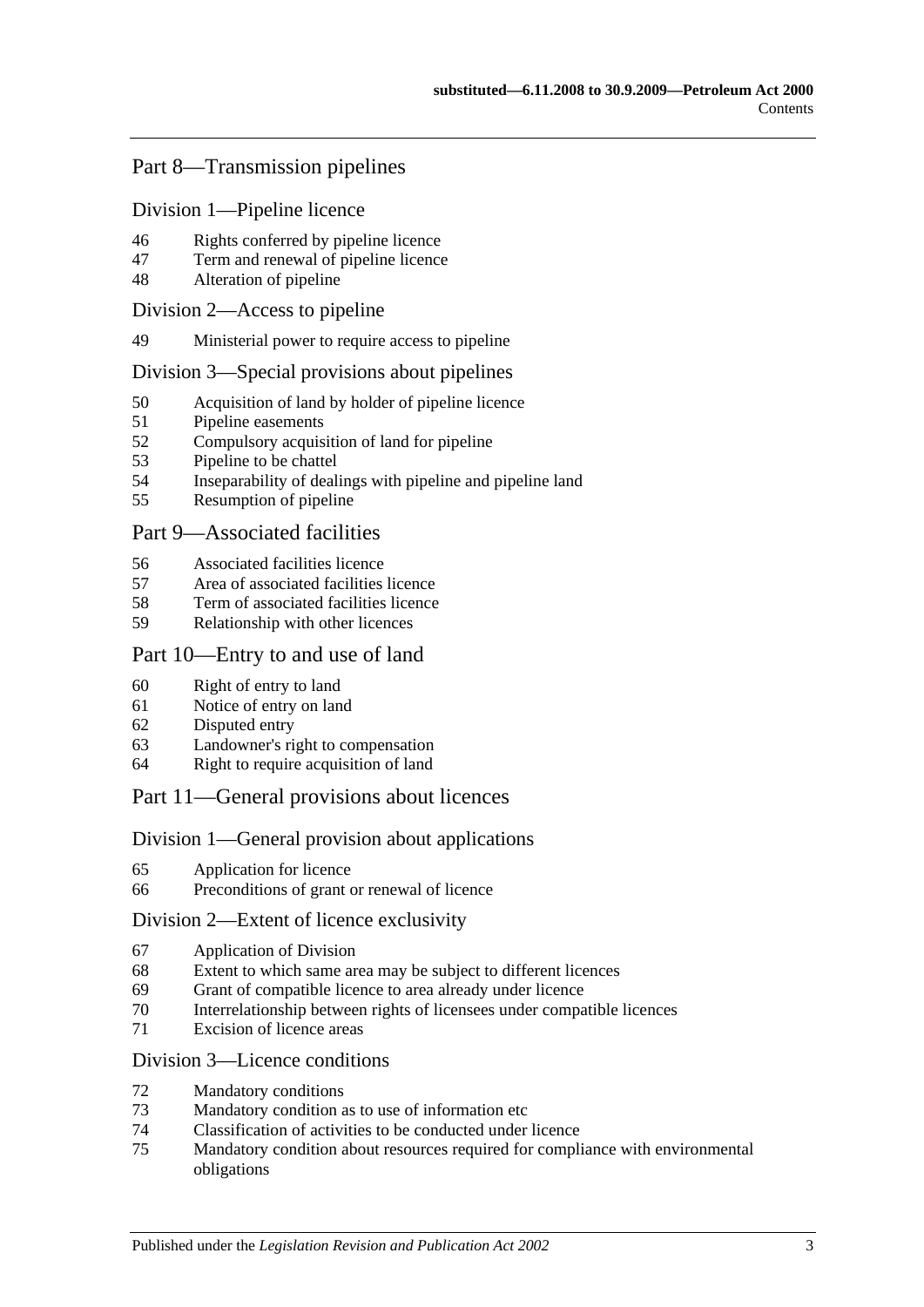## Part 8—Transmission pipelines

### Division 1—Pipeline licence

46 Rights conferred by pipeline licence
47 Term and renewal of pipeline licence
48 Alteration of pipeline

### Division 2—Access to pipeline

49 Ministerial power to require access to pipeline

### Division 3—Special provisions about pipelines

50 Acquisition of land by holder of pipeline licence
51 Pipeline easements
52 Compulsory acquisition of land for pipeline
53 Pipeline to be chattel
54 Inseparability of dealings with pipeline and pipeline land
55 Resumption of pipeline

## Part 9—Associated facilities

56 Associated facilities licence
57 Area of associated facilities licence
58 Term of associated facilities licence
59 Relationship with other licences

## Part 10—Entry to and use of land

60 Right of entry to land
61 Notice of entry on land
62 Disputed entry
63 Landowner's right to compensation
64 Right to require acquisition of land

## Part 11—General provisions about licences

### Division 1—General provision about applications

65 Application for licence
66 Preconditions of grant or renewal of licence

### Division 2—Extent of licence exclusivity

67 Application of Division
68 Extent to which same area may be subject to different licences
69 Grant of compatible licence to area already under licence
70 Interrelationship between rights of licensees under compatible licences
71 Excision of licence areas

### Division 3—Licence conditions

72 Mandatory conditions
73 Mandatory condition as to use of information etc
74 Classification of activities to be conducted under licence
75 Mandatory condition about resources required for compliance with environmental obligations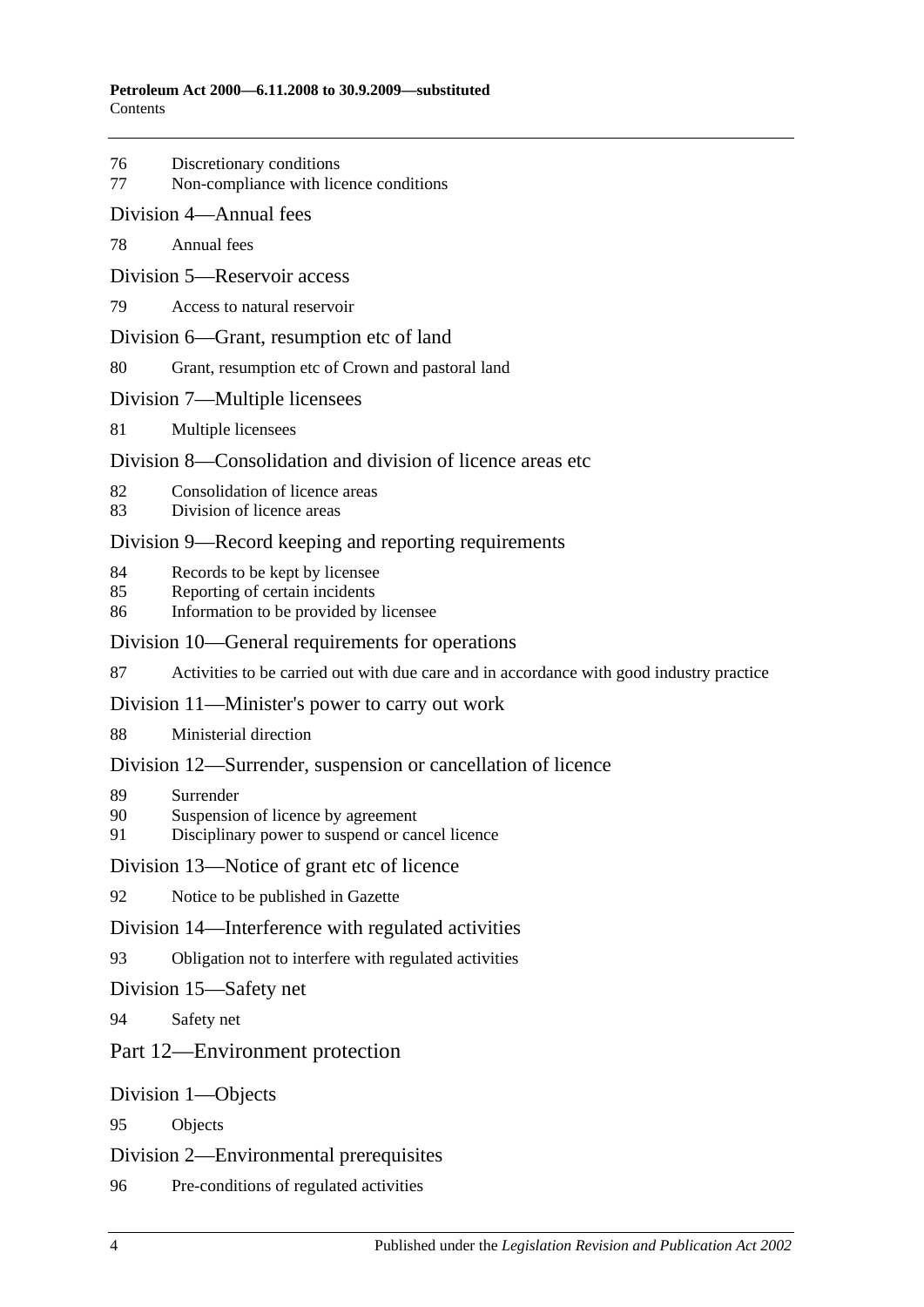76 Discretionary conditions
77 Non-compliance with licence conditions

Division 4—Annual fees

78 Annual fees

Division 5—Reservoir access

79 Access to natural reservoir

Division 6—Grant, resumption etc of land

80 Grant, resumption etc of Crown and pastoral land

Division 7—Multiple licensees

81 Multiple licensees

Division 8—Consolidation and division of licence areas etc

82 Consolidation of licence areas
83 Division of licence areas

Division 9—Record keeping and reporting requirements

84 Records to be kept by licensee
85 Reporting of certain incidents
86 Information to be provided by licensee

Division 10—General requirements for operations

87 Activities to be carried out with due care and in accordance with good industry practice

Division 11—Minister's power to carry out work

88 Ministerial direction

Division 12—Surrender, suspension or cancellation of licence

89 Surrender
90 Suspension of licence by agreement
91 Disciplinary power to suspend or cancel licence

Division 13—Notice of grant etc of licence

92 Notice to be published in Gazette

Division 14—Interference with regulated activities

93 Obligation not to interfere with regulated activities

Division 15—Safety net

94 Safety net

Part 12—Environment protection

Division 1—Objects

95 Objects

Division 2—Environmental prerequisites

96 Pre-conditions of regulated activities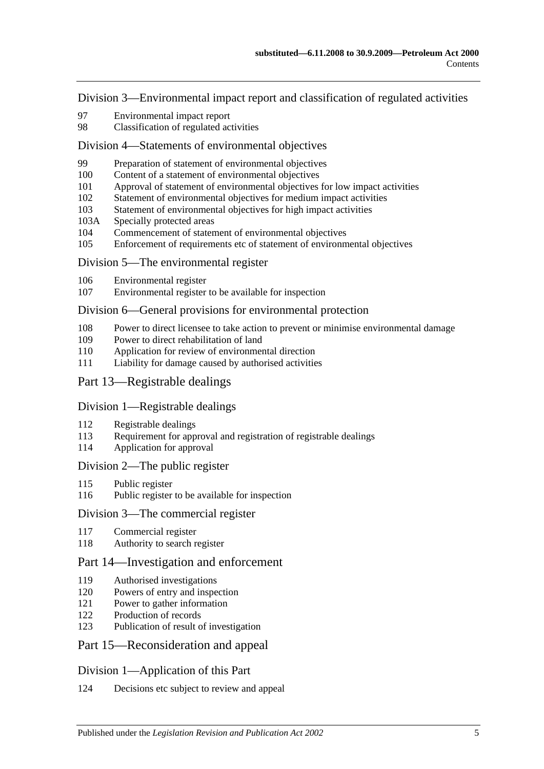### Division 3—Environmental impact report and classification of regulated activities

97 Environmental impact report
98 Classification of regulated activities

### Division 4—Statements of environmental objectives

99 Preparation of statement of environmental objectives
100 Content of a statement of environmental objectives
101 Approval of statement of environmental objectives for low impact activities
102 Statement of environmental objectives for medium impact activities
103 Statement of environmental objectives for high impact activities
103A Specially protected areas
104 Commencement of statement of environmental objectives
105 Enforcement of requirements etc of statement of environmental objectives

### Division 5—The environmental register

106 Environmental register
107 Environmental register to be available for inspection

### Division 6—General provisions for environmental protection

108 Power to direct licensee to take action to prevent or minimise environmental damage
109 Power to direct rehabilitation of land
110 Application for review of environmental direction
111 Liability for damage caused by authorised activities

## Part 13—Registrable dealings

### Division 1—Registrable dealings

112 Registrable dealings
113 Requirement for approval and registration of registrable dealings
114 Application for approval

### Division 2—The public register

115 Public register
116 Public register to be available for inspection

### Division 3—The commercial register

117 Commercial register
118 Authority to search register

## Part 14—Investigation and enforcement

119 Authorised investigations
120 Powers of entry and inspection
121 Power to gather information
122 Production of records
123 Publication of result of investigation

## Part 15—Reconsideration and appeal

### Division 1—Application of this Part

124 Decisions etc subject to review and appeal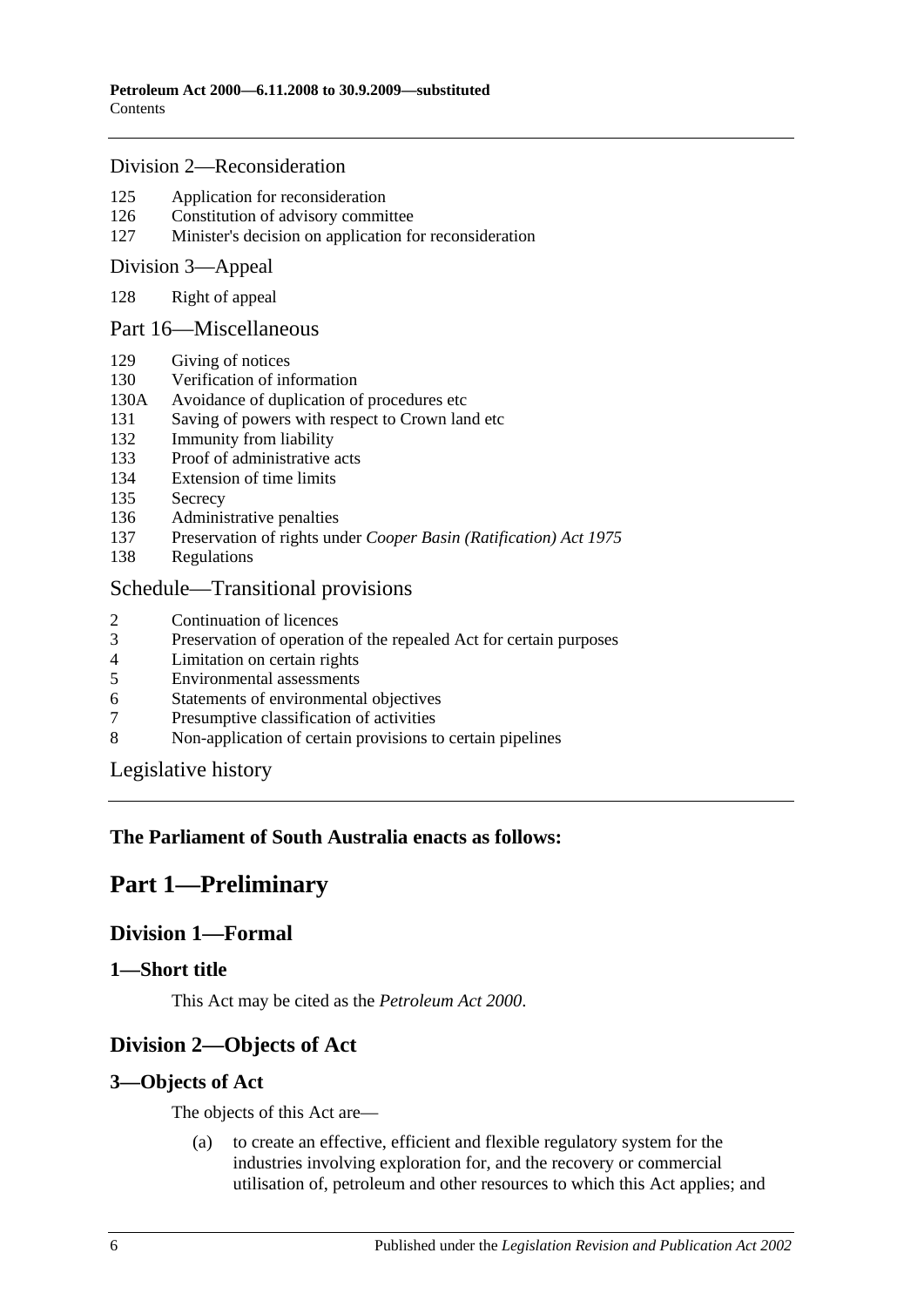## Division 2—Reconsideration

125 Application for reconsideration
126 Constitution of advisory committee
127 Minister's decision on application for reconsideration

## Division 3—Appeal

128 Right of appeal

## Part 16—Miscellaneous

129 Giving of notices
130 Verification of information
130A Avoidance of duplication of procedures etc
131 Saving of powers with respect to Crown land etc
132 Immunity from liability
133 Proof of administrative acts
134 Extension of time limits
135 Secrecy
136 Administrative penalties
137 Preservation of rights under *Cooper Basin (Ratification) Act 1975*
138 Regulations

## Schedule—Transitional provisions

2 Continuation of licences
3 Preservation of operation of the repealed Act for certain purposes
4 Limitation on certain rights
5 Environmental assessments
6 Statements of environmental objectives
7 Presumptive classification of activities
8 Non-application of certain provisions to certain pipelines

## Legislative history

**The Parliament of South Australia enacts as follows:**

# Part 1—Preliminary

## Division 1—Formal

### 1—Short title

This Act may be cited as the *Petroleum Act 2000*.

## Division 2—Objects of Act

### 3—Objects of Act

The objects of this Act are—

(a) to create an effective, efficient and flexible regulatory system for the industries involving exploration for, and the recovery or commercial utilisation of, petroleum and other resources to which this Act applies; and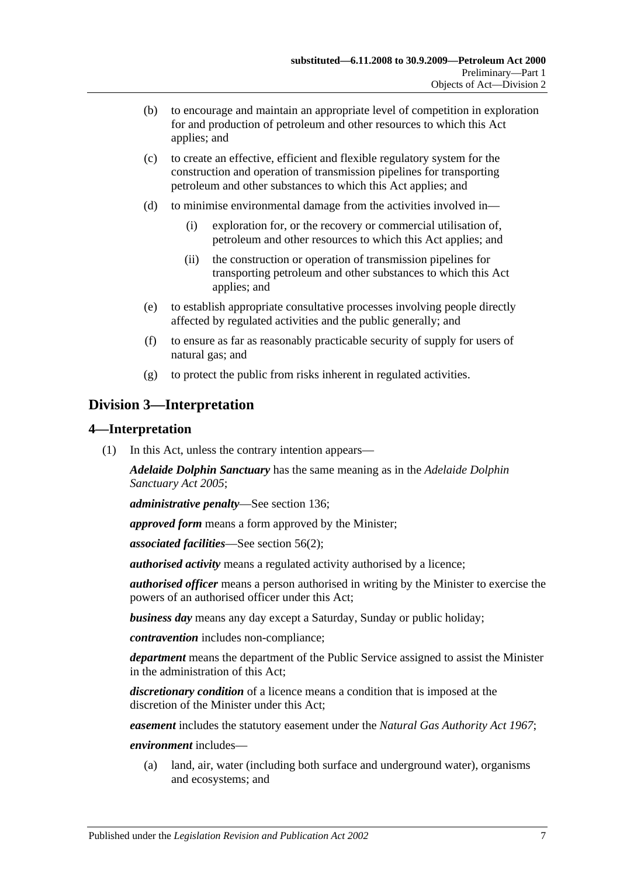(b) to encourage and maintain an appropriate level of competition in exploration for and production of petroleum and other resources to which this Act applies; and

(c) to create an effective, efficient and flexible regulatory system for the construction and operation of transmission pipelines for transporting petroleum and other substances to which this Act applies; and

(d) to minimise environmental damage from the activities involved in—

(i) exploration for, or the recovery or commercial utilisation of, petroleum and other resources to which this Act applies; and

(ii) the construction or operation of transmission pipelines for transporting petroleum and other substances to which this Act applies; and

(e) to establish appropriate consultative processes involving people directly affected by regulated activities and the public generally; and

(f) to ensure as far as reasonably practicable security of supply for users of natural gas; and

(g) to protect the public from risks inherent in regulated activities.

## Division 3—Interpretation

### 4—Interpretation

(1) In this Act, unless the contrary intention appears—

***Adelaide Dolphin Sanctuary*** has the same meaning as in the *Adelaide Dolphin Sanctuary Act 2005*;

***administrative penalty***—See section 136;

***approved form*** means a form approved by the Minister;

***associated facilities***—See section 56(2);

***authorised activity*** means a regulated activity authorised by a licence;

***authorised officer*** means a person authorised in writing by the Minister to exercise the powers of an authorised officer under this Act;

***business day*** means any day except a Saturday, Sunday or public holiday;

***contravention*** includes non-compliance;

***department*** means the department of the Public Service assigned to assist the Minister in the administration of this Act;

***discretionary condition*** of a licence means a condition that is imposed at the discretion of the Minister under this Act;

***easement*** includes the statutory easement under the *Natural Gas Authority Act 1967*;

***environment*** includes—

(a) land, air, water (including both surface and underground water), organisms and ecosystems; and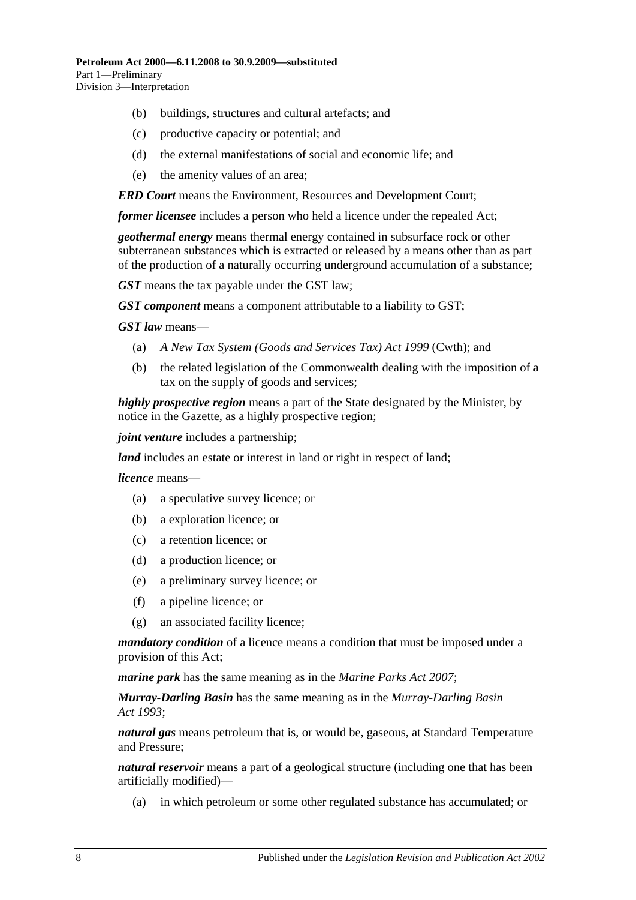(b) buildings, structures and cultural artefacts; and

(c) productive capacity or potential; and

(d) the external manifestations of social and economic life; and

(e) the amenity values of an area;

***ERD Court*** means the Environment, Resources and Development Court;

***former licensee*** includes a person who held a licence under the repealed Act;

***geothermal energy*** means thermal energy contained in subsurface rock or other subterranean substances which is extracted or released by a means other than as part of the production of a naturally occurring underground accumulation of a substance;

***GST*** means the tax payable under the GST law;

***GST component*** means a component attributable to a liability to GST;

***GST law*** means—

(a) *A New Tax System (Goods and Services Tax) Act 1999* (Cwth); and

(b) the related legislation of the Commonwealth dealing with the imposition of a tax on the supply of goods and services;

***highly prospective region*** means a part of the State designated by the Minister, by notice in the Gazette, as a highly prospective region;

***joint venture*** includes a partnership;

***land*** includes an estate or interest in land or right in respect of land;

***licence*** means—

(a) a speculative survey licence; or

(b) a exploration licence; or

(c) a retention licence; or

(d) a production licence; or

(e) a preliminary survey licence; or

(f) a pipeline licence; or

(g) an associated facility licence;

***mandatory condition*** of a licence means a condition that must be imposed under a provision of this Act;

***marine park*** has the same meaning as in the *Marine Parks Act 2007*;

***Murray-Darling Basin*** has the same meaning as in the *Murray-Darling Basin Act 1993*;

***natural gas*** means petroleum that is, or would be, gaseous, at Standard Temperature and Pressure;

***natural reservoir*** means a part of a geological structure (including one that has been artificially modified)—

(a) in which petroleum or some other regulated substance has accumulated; or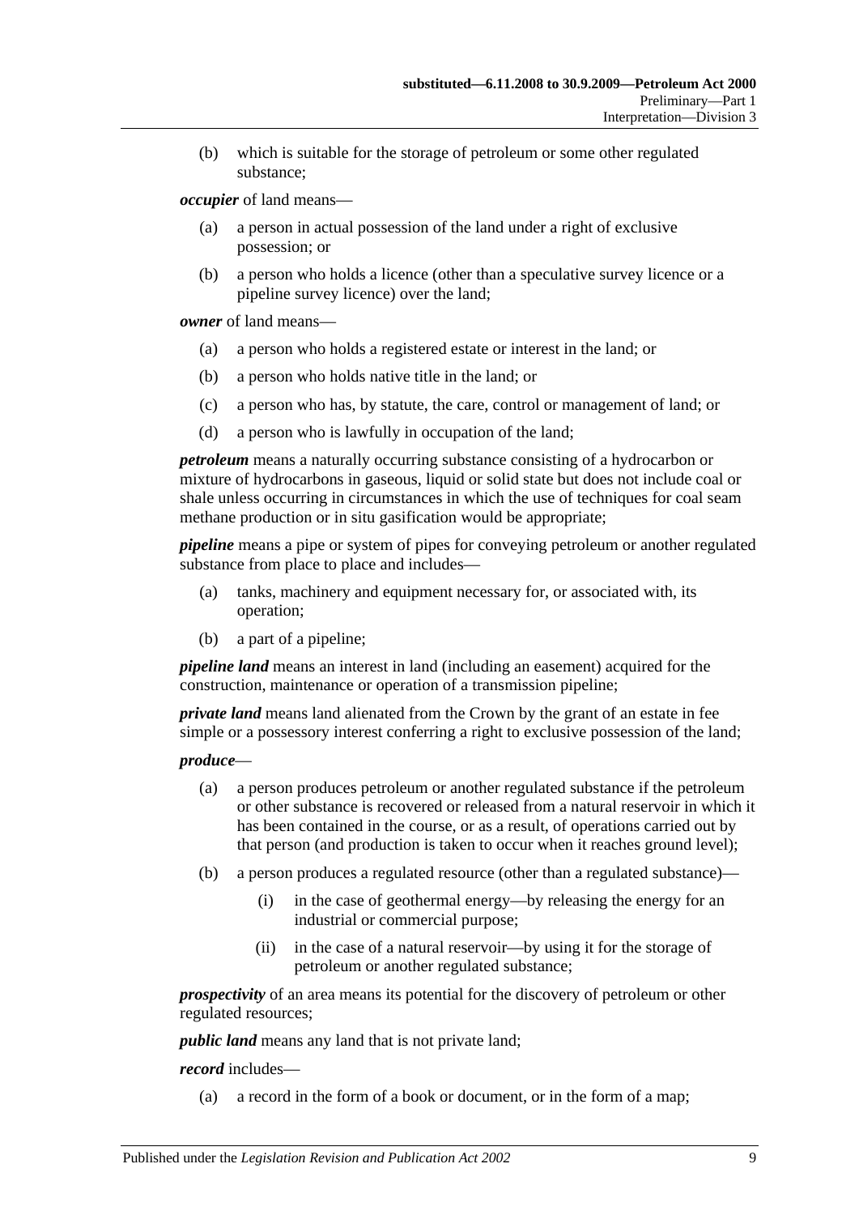(b) which is suitable for the storage of petroleum or some other regulated substance;

***occupier*** of land means—

(a) a person in actual possession of the land under a right of exclusive possession; or

(b) a person who holds a licence (other than a speculative survey licence or a pipeline survey licence) over the land;

***owner*** of land means—

(a) a person who holds a registered estate or interest in the land; or

(b) a person who holds native title in the land; or

(c) a person who has, by statute, the care, control or management of land; or

(d) a person who is lawfully in occupation of the land;

***petroleum*** means a naturally occurring substance consisting of a hydrocarbon or mixture of hydrocarbons in gaseous, liquid or solid state but does not include coal or shale unless occurring in circumstances in which the use of techniques for coal seam methane production or in situ gasification would be appropriate;

***pipeline*** means a pipe or system of pipes for conveying petroleum or another regulated substance from place to place and includes—

(a) tanks, machinery and equipment necessary for, or associated with, its operation;

(b) a part of a pipeline;

***pipeline land*** means an interest in land (including an easement) acquired for the construction, maintenance or operation of a transmission pipeline;

***private land*** means land alienated from the Crown by the grant of an estate in fee simple or a possessory interest conferring a right to exclusive possession of the land;

***produce***—

(a) a person produces petroleum or another regulated substance if the petroleum or other substance is recovered or released from a natural reservoir in which it has been contained in the course, or as a result, of operations carried out by that person (and production is taken to occur when it reaches ground level);

(b) a person produces a regulated resource (other than a regulated substance)—

(i) in the case of geothermal energy—by releasing the energy for an industrial or commercial purpose;

(ii) in the case of a natural reservoir—by using it for the storage of petroleum or another regulated substance;

***prospectivity*** of an area means its potential for the discovery of petroleum or other regulated resources;

***public land*** means any land that is not private land;

***record*** includes—

(a) a record in the form of a book or document, or in the form of a map;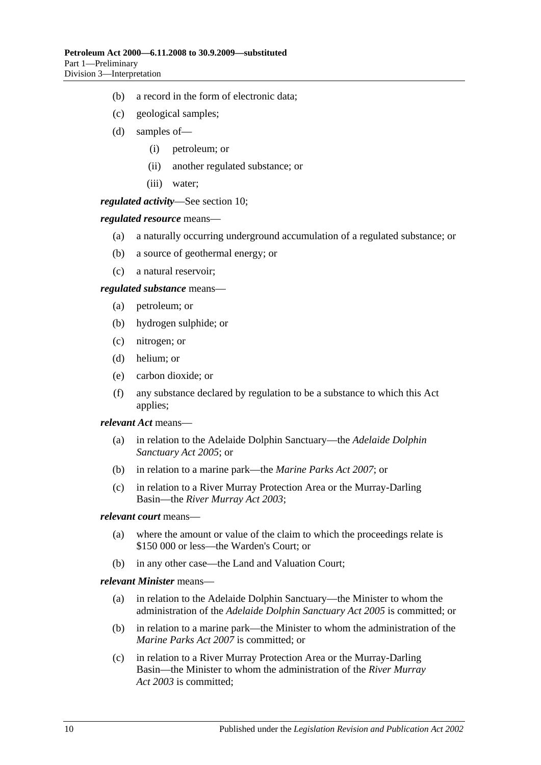(b) a record in the form of electronic data;

(c) geological samples;

(d) samples of—

(i) petroleum; or

(ii) another regulated substance; or

(iii) water;

***regulated activity***—See section 10;

***regulated resource*** means—

(a) a naturally occurring underground accumulation of a regulated substance; or

(b) a source of geothermal energy; or

(c) a natural reservoir;

***regulated substance*** means—

(a) petroleum; or

(b) hydrogen sulphide; or

(c) nitrogen; or

(d) helium; or

(e) carbon dioxide; or

(f) any substance declared by regulation to be a substance to which this Act applies;

***relevant Act*** means—

(a) in relation to the Adelaide Dolphin Sanctuary—the *Adelaide Dolphin Sanctuary Act 2005*; or

(b) in relation to a marine park—the *Marine Parks Act 2007*; or

(c) in relation to a River Murray Protection Area or the Murray-Darling Basin—the *River Murray Act 2003*;

***relevant court*** means—

(a) where the amount or value of the claim to which the proceedings relate is \$150 000 or less—the Warden's Court; or

(b) in any other case—the Land and Valuation Court;

***relevant Minister*** means—

(a) in relation to the Adelaide Dolphin Sanctuary—the Minister to whom the administration of the *Adelaide Dolphin Sanctuary Act 2005* is committed; or

(b) in relation to a marine park—the Minister to whom the administration of the *Marine Parks Act 2007* is committed; or

(c) in relation to a River Murray Protection Area or the Murray-Darling Basin—the Minister to whom the administration of the *River Murray Act 2003* is committed;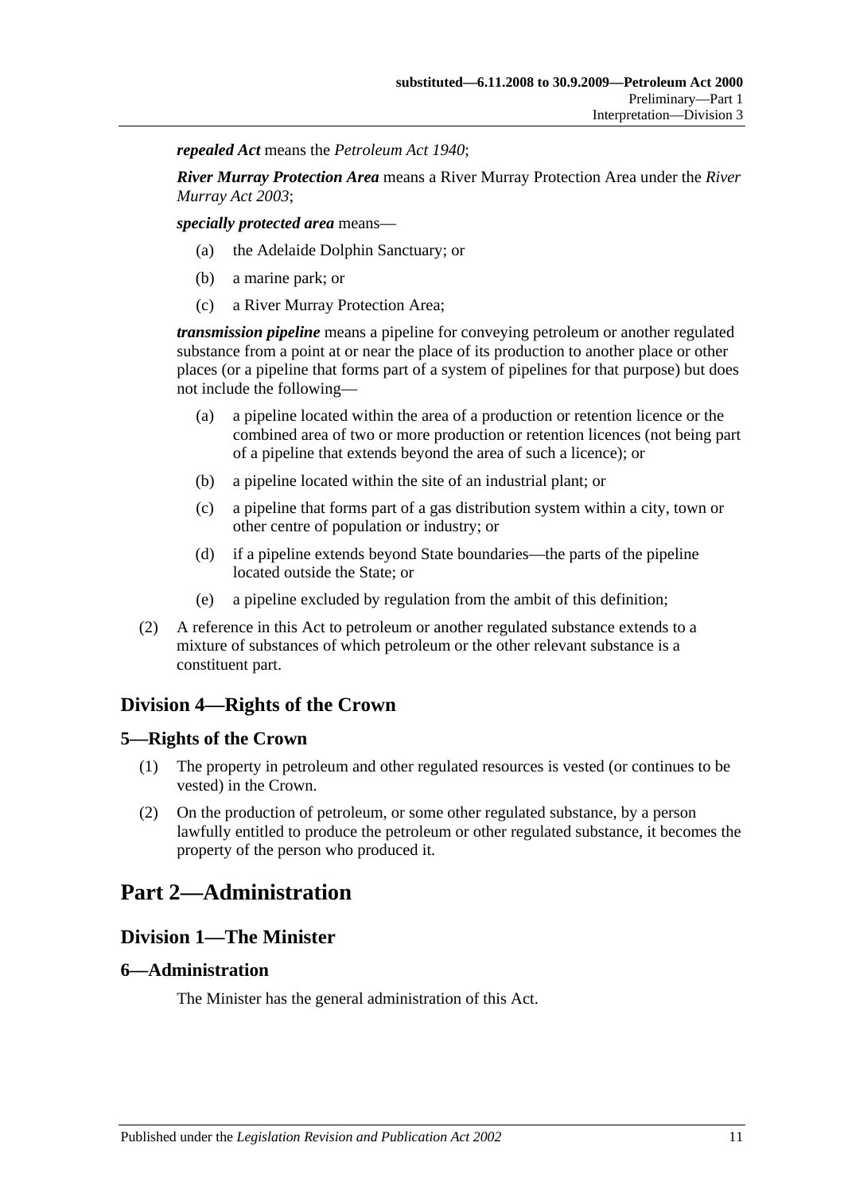***repealed Act*** means the *Petroleum Act 1940*;

***River Murray Protection Area*** means a River Murray Protection Area under the *River Murray Act 2003*;

***specially protected area*** means—

(a) the Adelaide Dolphin Sanctuary; or

(b) a marine park; or

(c) a River Murray Protection Area;

***transmission pipeline*** means a pipeline for conveying petroleum or another regulated substance from a point at or near the place of its production to another place or other places (or a pipeline that forms part of a system of pipelines for that purpose) but does not include the following—

(a) a pipeline located within the area of a production or retention licence or the combined area of two or more production or retention licences (not being part of a pipeline that extends beyond the area of such a licence); or

(b) a pipeline located within the site of an industrial plant; or

(c) a pipeline that forms part of a gas distribution system within a city, town or other centre of population or industry; or

(d) if a pipeline extends beyond State boundaries—the parts of the pipeline located outside the State; or

(e) a pipeline excluded by regulation from the ambit of this definition;

(2) A reference in this Act to petroleum or another regulated substance extends to a mixture of substances of which petroleum or the other relevant substance is a constituent part.

## Division 4—Rights of the Crown

### 5—Rights of the Crown

(1) The property in petroleum and other regulated resources is vested (or continues to be vested) in the Crown.

(2) On the production of petroleum, or some other regulated substance, by a person lawfully entitled to produce the petroleum or other regulated substance, it becomes the property of the person who produced it.

# Part 2—Administration

## Division 1—The Minister

### 6—Administration

The Minister has the general administration of this Act.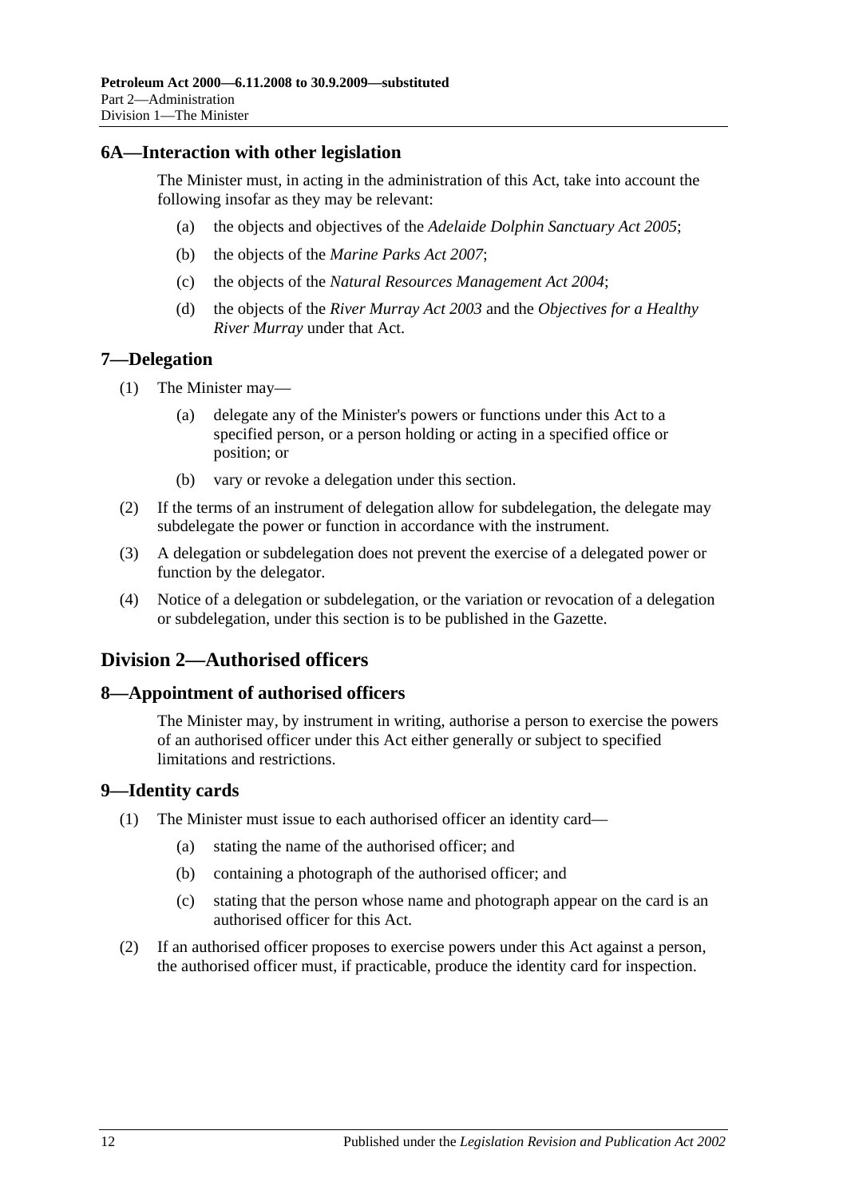## 6A—Interaction with other legislation

The Minister must, in acting in the administration of this Act, take into account the following insofar as they may be relevant:

(a) the objects and objectives of the *Adelaide Dolphin Sanctuary Act 2005*;

(b) the objects of the *Marine Parks Act 2007*;

(c) the objects of the *Natural Resources Management Act 2004*;

(d) the objects of the *River Murray Act 2003* and the *Objectives for a Healthy River Murray* under that Act.

## 7—Delegation

(1) The Minister may—

(a) delegate any of the Minister's powers or functions under this Act to a specified person, or a person holding or acting in a specified office or position; or

(b) vary or revoke a delegation under this section.

(2) If the terms of an instrument of delegation allow for subdelegation, the delegate may subdelegate the power or function in accordance with the instrument.

(3) A delegation or subdelegation does not prevent the exercise of a delegated power or function by the delegator.

(4) Notice of a delegation or subdelegation, or the variation or revocation of a delegation or subdelegation, under this section is to be published in the Gazette.

# Division 2—Authorised officers

## 8—Appointment of authorised officers

The Minister may, by instrument in writing, authorise a person to exercise the powers of an authorised officer under this Act either generally or subject to specified limitations and restrictions.

## 9—Identity cards

(1) The Minister must issue to each authorised officer an identity card—

(a) stating the name of the authorised officer; and

(b) containing a photograph of the authorised officer; and

(c) stating that the person whose name and photograph appear on the card is an authorised officer for this Act.

(2) If an authorised officer proposes to exercise powers under this Act against a person, the authorised officer must, if practicable, produce the identity card for inspection.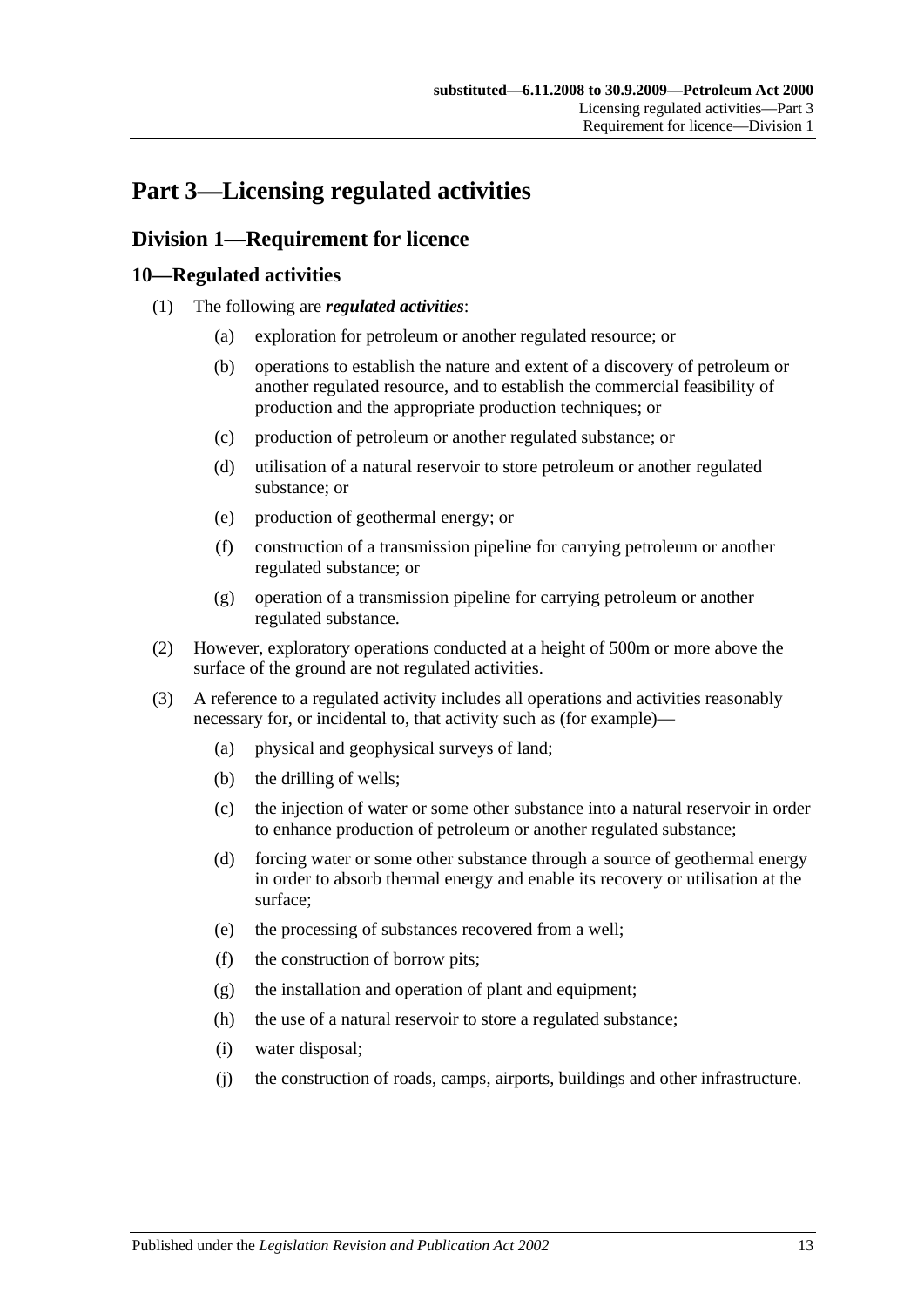# Part 3—Licensing regulated activities

## Division 1—Requirement for licence

### 10—Regulated activities

(1) The following are ***regulated activities***:

   (a) exploration for petroleum or another regulated resource; or

   (b) operations to establish the nature and extent of a discovery of petroleum or another regulated resource, and to establish the commercial feasibility of production and the appropriate production techniques; or

   (c) production of petroleum or another regulated substance; or

   (d) utilisation of a natural reservoir to store petroleum or another regulated substance; or

   (e) production of geothermal energy; or

   (f) construction of a transmission pipeline for carrying petroleum or another regulated substance; or

   (g) operation of a transmission pipeline for carrying petroleum or another regulated substance.

(2) However, exploratory operations conducted at a height of 500m or more above the surface of the ground are not regulated activities.

(3) A reference to a regulated activity includes all operations and activities reasonably necessary for, or incidental to, that activity such as (for example)—

   (a) physical and geophysical surveys of land;

   (b) the drilling of wells;

   (c) the injection of water or some other substance into a natural reservoir in order to enhance production of petroleum or another regulated substance;

   (d) forcing water or some other substance through a source of geothermal energy in order to absorb thermal energy and enable its recovery or utilisation at the surface;

   (e) the processing of substances recovered from a well;

   (f) the construction of borrow pits;

   (g) the installation and operation of plant and equipment;

   (h) the use of a natural reservoir to store a regulated substance;

   (i) water disposal;

   (j) the construction of roads, camps, airports, buildings and other infrastructure.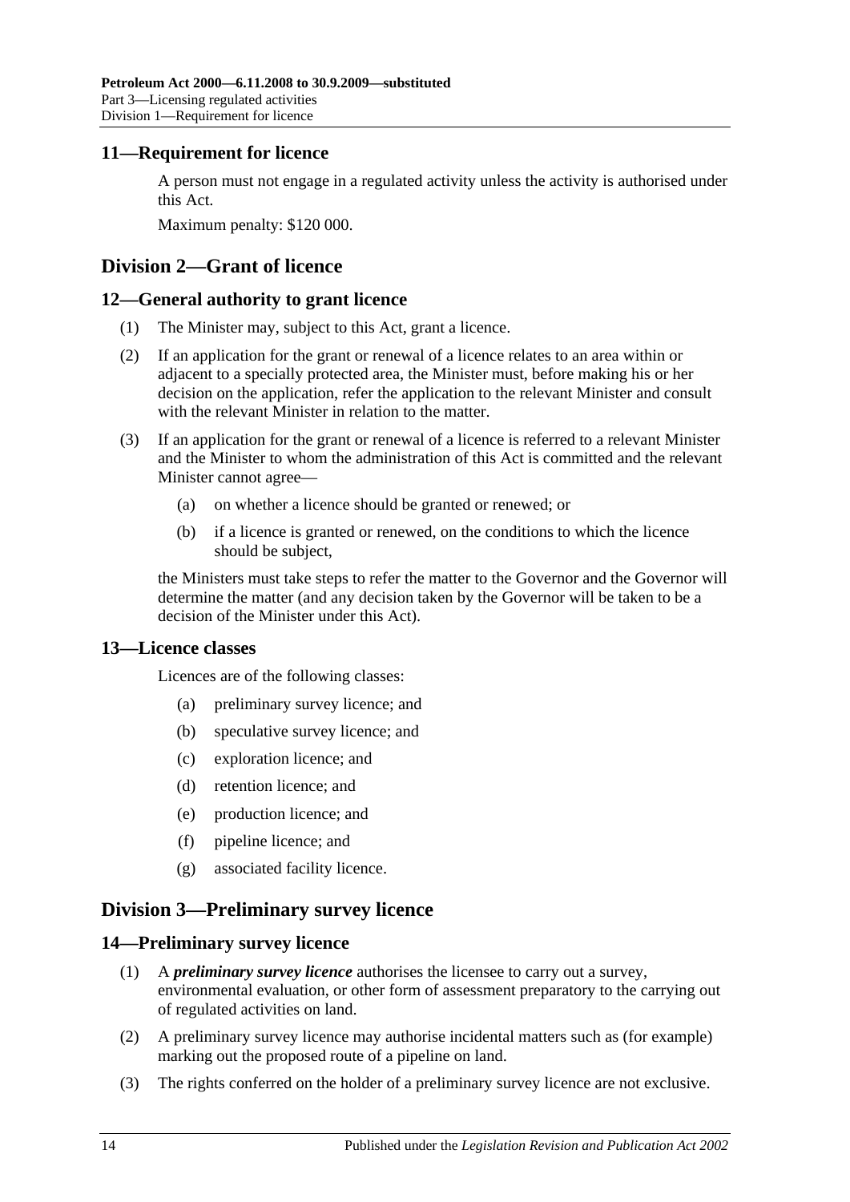## 11—Requirement for licence

A person must not engage in a regulated activity unless the activity is authorised under this Act.

Maximum penalty: $120 000.

# Division 2—Grant of licence

## 12—General authority to grant licence

(1) The Minister may, subject to this Act, grant a licence.

(2) If an application for the grant or renewal of a licence relates to an area within or adjacent to a specially protected area, the Minister must, before making his or her decision on the application, refer the application to the relevant Minister and consult with the relevant Minister in relation to the matter.

(3) If an application for the grant or renewal of a licence is referred to a relevant Minister and the Minister to whom the administration of this Act is committed and the relevant Minister cannot agree—

(a) on whether a licence should be granted or renewed; or

(b) if a licence is granted or renewed, on the conditions to which the licence should be subject,

the Ministers must take steps to refer the matter to the Governor and the Governor will determine the matter (and any decision taken by the Governor will be taken to be a decision of the Minister under this Act).

## 13—Licence classes

Licences are of the following classes:

(a) preliminary survey licence; and

(b) speculative survey licence; and

(c) exploration licence; and

(d) retention licence; and

(e) production licence; and

(f) pipeline licence; and

(g) associated facility licence.

# Division 3—Preliminary survey licence

## 14—Preliminary survey licence

(1) A ***preliminary survey licence*** authorises the licensee to carry out a survey, environmental evaluation, or other form of assessment preparatory to the carrying out of regulated activities on land.

(2) A preliminary survey licence may authorise incidental matters such as (for example) marking out the proposed route of a pipeline on land.

(3) The rights conferred on the holder of a preliminary survey licence are not exclusive.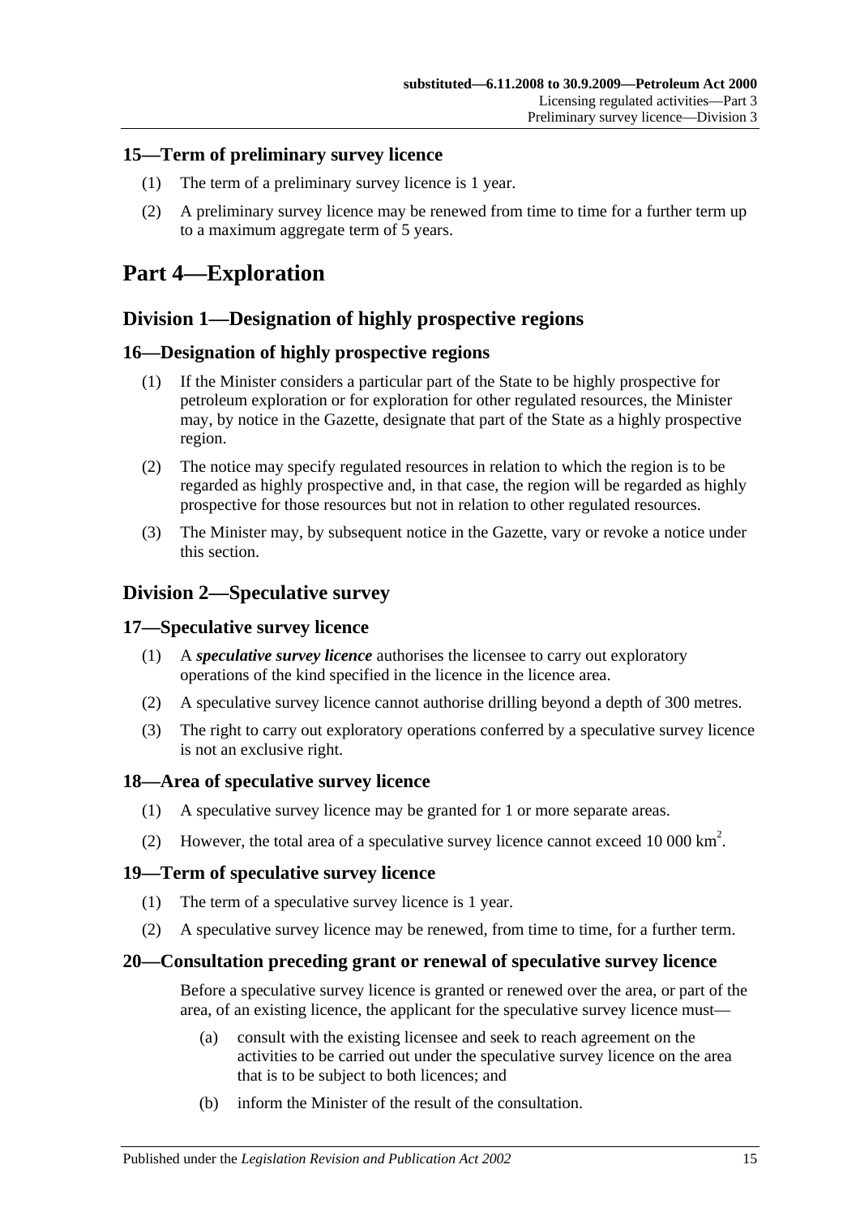## 15—Term of preliminary survey licence

(1) The term of a preliminary survey licence is 1 year.

(2) A preliminary survey licence may be renewed from time to time for a further term up to a maximum aggregate term of 5 years.

# Part 4—Exploration

## Division 1—Designation of highly prospective regions

### 16—Designation of highly prospective regions

(1) If the Minister considers a particular part of the State to be highly prospective for petroleum exploration or for exploration for other regulated resources, the Minister may, by notice in the Gazette, designate that part of the State as a highly prospective region.

(2) The notice may specify regulated resources in relation to which the region is to be regarded as highly prospective and, in that case, the region will be regarded as highly prospective for those resources but not in relation to other regulated resources.

(3) The Minister may, by subsequent notice in the Gazette, vary or revoke a notice under this section.

## Division 2—Speculative survey

### 17—Speculative survey licence

(1) A ***speculative survey licence*** authorises the licensee to carry out exploratory operations of the kind specified in the licence in the licence area.

(2) A speculative survey licence cannot authorise drilling beyond a depth of 300 metres.

(3) The right to carry out exploratory operations conferred by a speculative survey licence is not an exclusive right.

### 18—Area of speculative survey licence

(1) A speculative survey licence may be granted for 1 or more separate areas.

(2) However, the total area of a speculative survey licence cannot exceed 10 000 $km^2$.

### 19—Term of speculative survey licence

(1) The term of a speculative survey licence is 1 year.

(2) A speculative survey licence may be renewed, from time to time, for a further term.

### 20—Consultation preceding grant or renewal of speculative survey licence

Before a speculative survey licence is granted or renewed over the area, or part of the area, of an existing licence, the applicant for the speculative survey licence must—

(a) consult with the existing licensee and seek to reach agreement on the activities to be carried out under the speculative survey licence on the area that is to be subject to both licences; and

(b) inform the Minister of the result of the consultation.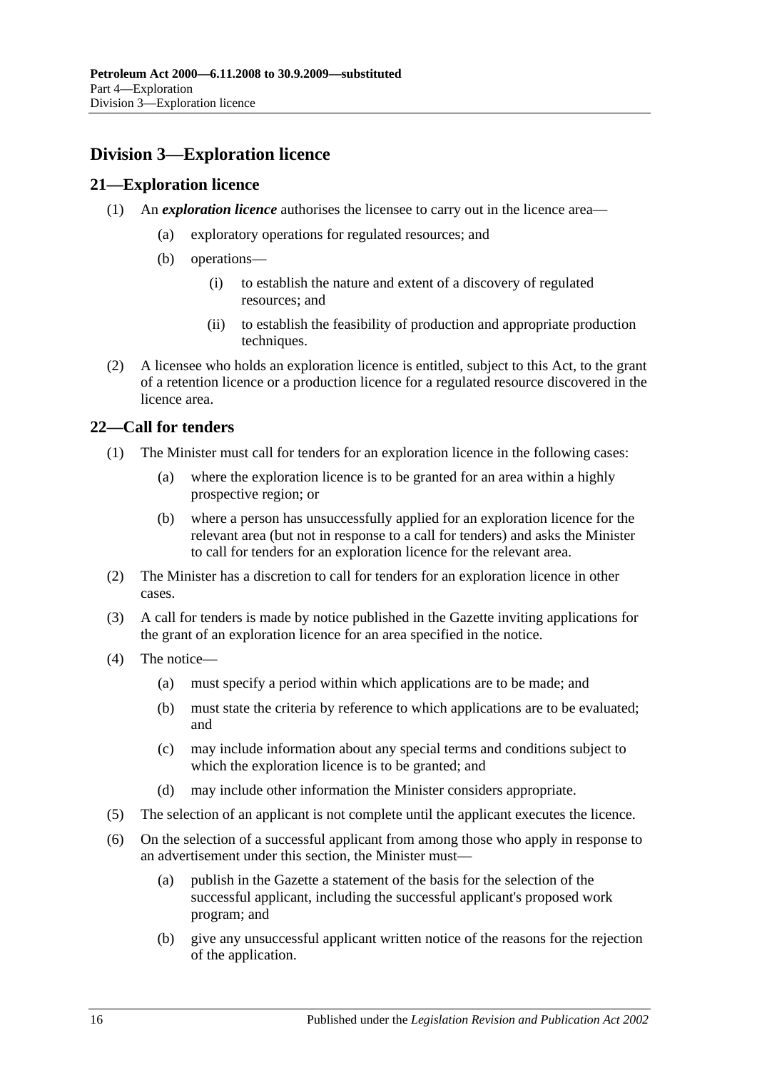## Division 3—Exploration licence

### 21—Exploration licence

(1) An ***exploration licence*** authorises the licensee to carry out in the licence area—

(a) exploratory operations for regulated resources; and

(b) operations—

(i) to establish the nature and extent of a discovery of regulated resources; and

(ii) to establish the feasibility of production and appropriate production techniques.

(2) A licensee who holds an exploration licence is entitled, subject to this Act, to the grant of a retention licence or a production licence for a regulated resource discovered in the licence area.

### 22—Call for tenders

(1) The Minister must call for tenders for an exploration licence in the following cases:

(a) where the exploration licence is to be granted for an area within a highly prospective region; or

(b) where a person has unsuccessfully applied for an exploration licence for the relevant area (but not in response to a call for tenders) and asks the Minister to call for tenders for an exploration licence for the relevant area.

(2) The Minister has a discretion to call for tenders for an exploration licence in other cases.

(3) A call for tenders is made by notice published in the Gazette inviting applications for the grant of an exploration licence for an area specified in the notice.

(4) The notice—

(a) must specify a period within which applications are to be made; and

(b) must state the criteria by reference to which applications are to be evaluated; and

(c) may include information about any special terms and conditions subject to which the exploration licence is to be granted; and

(d) may include other information the Minister considers appropriate.

(5) The selection of an applicant is not complete until the applicant executes the licence.

(6) On the selection of a successful applicant from among those who apply in response to an advertisement under this section, the Minister must—

(a) publish in the Gazette a statement of the basis for the selection of the successful applicant, including the successful applicant's proposed work program; and

(b) give any unsuccessful applicant written notice of the reasons for the rejection of the application.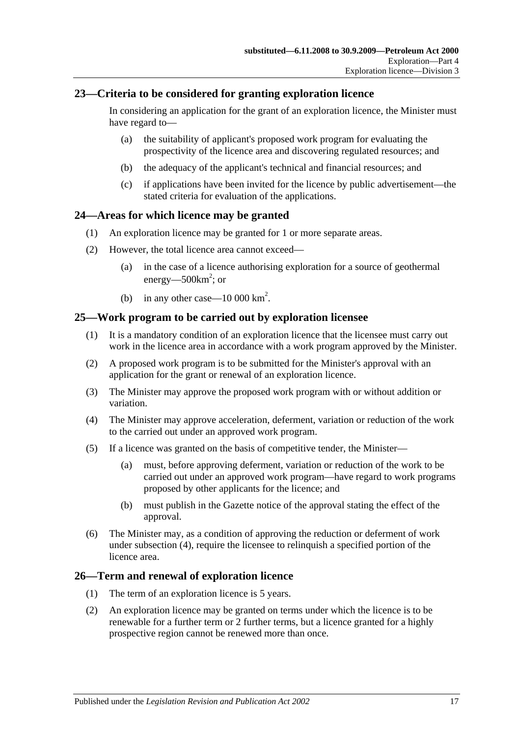## 23—Criteria to be considered for granting exploration licence

In considering an application for the grant of an exploration licence, the Minister must have regard to—

(a) the suitability of applicant's proposed work program for evaluating the prospectivity of the licence area and discovering regulated resources; and

(b) the adequacy of the applicant's technical and financial resources; and

(c) if applications have been invited for the licence by public advertisement—the stated criteria for evaluation of the applications.

## 24—Areas for which licence may be granted

(1) An exploration licence may be granted for 1 or more separate areas.

(2) However, the total licence area cannot exceed—

(a) in the case of a licence authorising exploration for a source of geothermal energy—500km$^2$; or

(b) in any other case—10 000 km$^2$.

## 25—Work program to be carried out by exploration licensee

(1) It is a mandatory condition of an exploration licence that the licensee must carry out work in the licence area in accordance with a work program approved by the Minister.

(2) A proposed work program is to be submitted for the Minister's approval with an application for the grant or renewal of an exploration licence.

(3) The Minister may approve the proposed work program with or without addition or variation.

(4) The Minister may approve acceleration, deferment, variation or reduction of the work to the carried out under an approved work program.

(5) If a licence was granted on the basis of competitive tender, the Minister—

(a) must, before approving deferment, variation or reduction of the work to be carried out under an approved work program—have regard to work programs proposed by other applicants for the licence; and

(b) must publish in the Gazette notice of the approval stating the effect of the approval.

(6) The Minister may, as a condition of approving the reduction or deferment of work under subsection (4), require the licensee to relinquish a specified portion of the licence area.

## 26—Term and renewal of exploration licence

(1) The term of an exploration licence is 5 years.

(2) An exploration licence may be granted on terms under which the licence is to be renewable for a further term or 2 further terms, but a licence granted for a highly prospective region cannot be renewed more than once.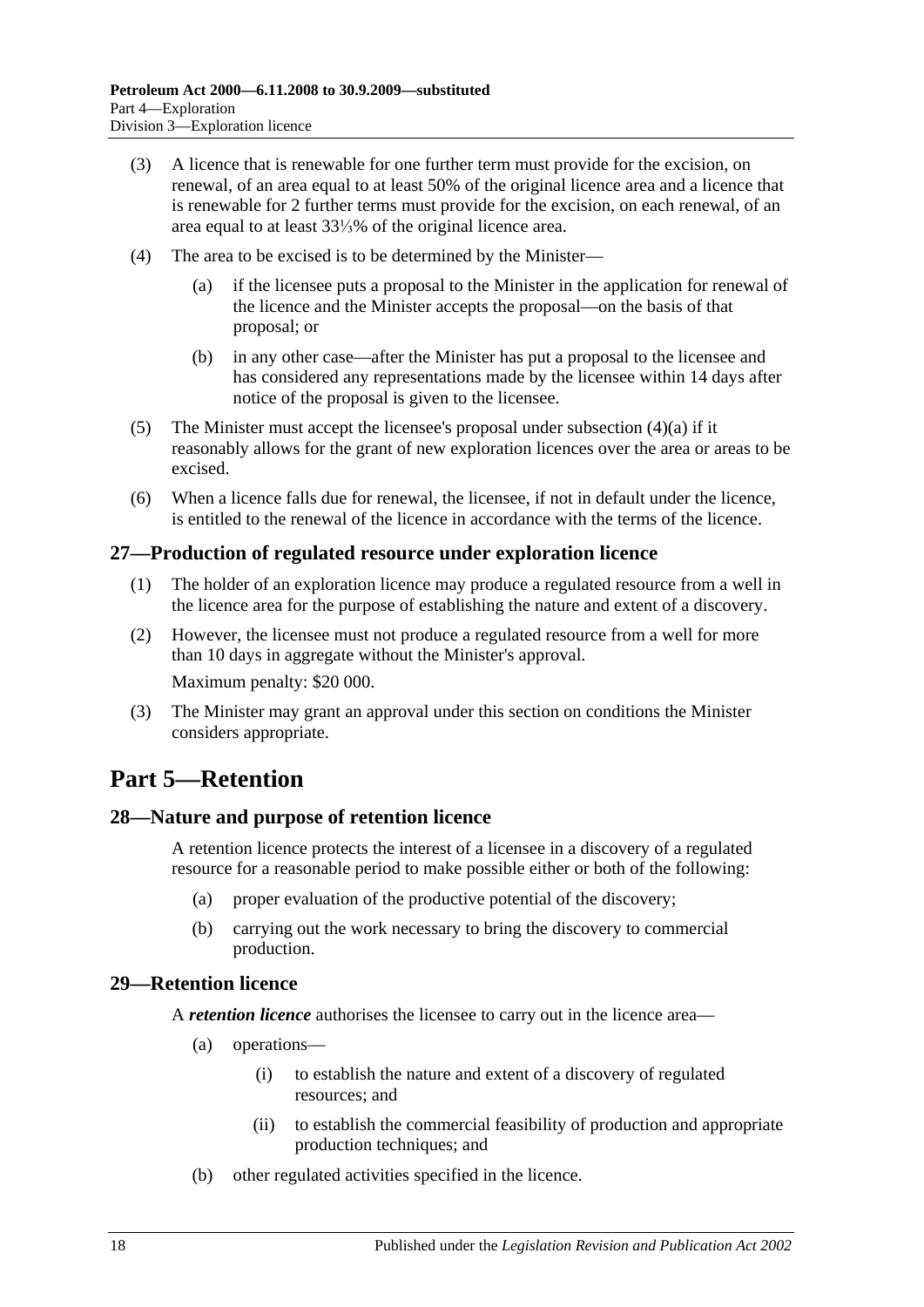(3) A licence that is renewable for one further term must provide for the excision, on renewal, of an area equal to at least 50% of the original licence area and a licence that is renewable for 2 further terms must provide for the excision, on each renewal, of an area equal to at least 33⅓% of the original licence area.

(4) The area to be excised is to be determined by the Minister—

(a) if the licensee puts a proposal to the Minister in the application for renewal of the licence and the Minister accepts the proposal—on the basis of that proposal; or

(b) in any other case—after the Minister has put a proposal to the licensee and has considered any representations made by the licensee within 14 days after notice of the proposal is given to the licensee.

(5) The Minister must accept the licensee's proposal under subsection (4)(a) if it reasonably allows for the grant of new exploration licences over the area or areas to be excised.

(6) When a licence falls due for renewal, the licensee, if not in default under the licence, is entitled to the renewal of the licence in accordance with the terms of the licence.

### 27—Production of regulated resource under exploration licence

(1) The holder of an exploration licence may produce a regulated resource from a well in the licence area for the purpose of establishing the nature and extent of a discovery.

(2) However, the licensee must not produce a regulated resource from a well for more than 10 days in aggregate without the Minister's approval.

Maximum penalty: $20 000.

(3) The Minister may grant an approval under this section on conditions the Minister considers appropriate.

## Part 5—Retention

### 28—Nature and purpose of retention licence

A retention licence protects the interest of a licensee in a discovery of a regulated resource for a reasonable period to make possible either or both of the following:

(a) proper evaluation of the productive potential of the discovery;

(b) carrying out the work necessary to bring the discovery to commercial production.

### 29—Retention licence

A ***retention licence*** authorises the licensee to carry out in the licence area—

(a) operations—

(i) to establish the nature and extent of a discovery of regulated resources; and

(ii) to establish the commercial feasibility of production and appropriate production techniques; and

(b) other regulated activities specified in the licence.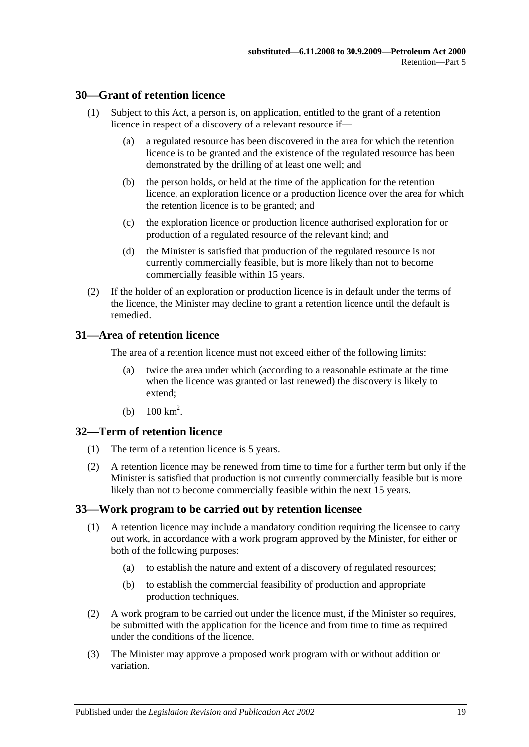## 30—Grant of retention licence

(1) Subject to this Act, a person is, on application, entitled to the grant of a retention licence in respect of a discovery of a relevant resource if—

(a) a regulated resource has been discovered in the area for which the retention licence is to be granted and the existence of the regulated resource has been demonstrated by the drilling of at least one well; and

(b) the person holds, or held at the time of the application for the retention licence, an exploration licence or a production licence over the area for which the retention licence is to be granted; and

(c) the exploration licence or production licence authorised exploration for or production of a regulated resource of the relevant kind; and

(d) the Minister is satisfied that production of the regulated resource is not currently commercially feasible, but is more likely than not to become commercially feasible within 15 years.

(2) If the holder of an exploration or production licence is in default under the terms of the licence, the Minister may decline to grant a retention licence until the default is remedied.

## 31—Area of retention licence

The area of a retention licence must not exceed either of the following limits:

(a) twice the area under which (according to a reasonable estimate at the time when the licence was granted or last renewed) the discovery is likely to extend;

(b) $100 \text{ km}^2$.

## 32—Term of retention licence

(1) The term of a retention licence is 5 years.

(2) A retention licence may be renewed from time to time for a further term but only if the Minister is satisfied that production is not currently commercially feasible but is more likely than not to become commercially feasible within the next 15 years.

## 33—Work program to be carried out by retention licensee

(1) A retention licence may include a mandatory condition requiring the licensee to carry out work, in accordance with a work program approved by the Minister, for either or both of the following purposes:

(a) to establish the nature and extent of a discovery of regulated resources;

(b) to establish the commercial feasibility of production and appropriate production techniques.

(2) A work program to be carried out under the licence must, if the Minister so requires, be submitted with the application for the licence and from time to time as required under the conditions of the licence.

(3) The Minister may approve a proposed work program with or without addition or variation.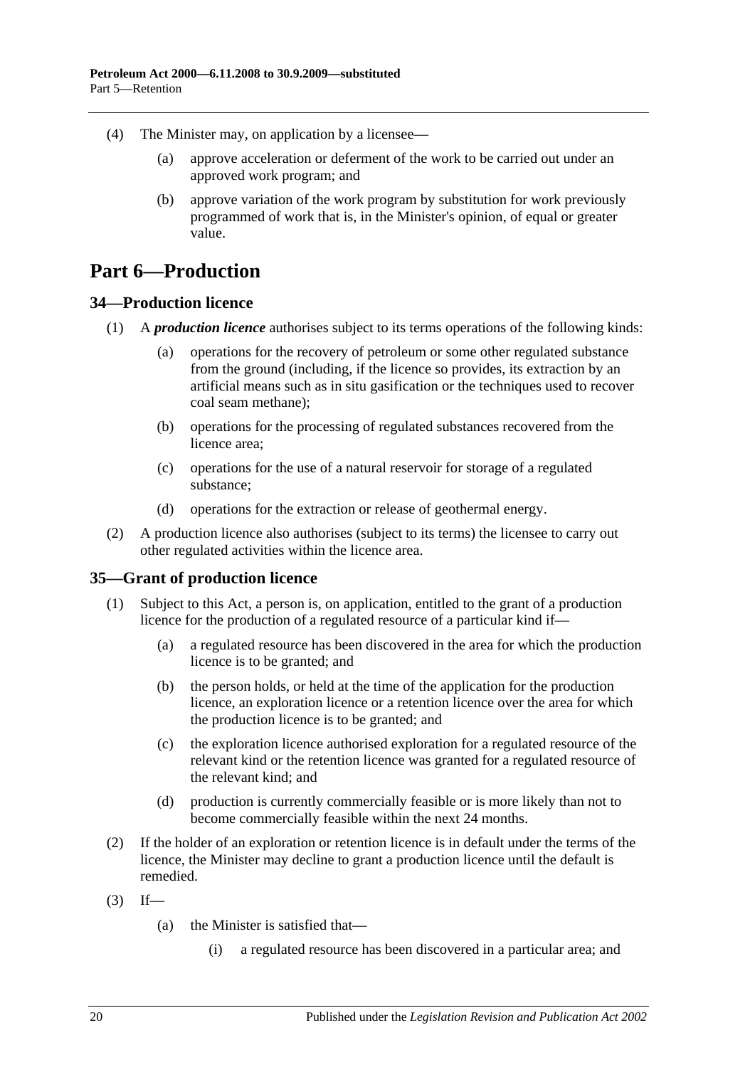(4) The Minister may, on application by a licensee—

    (a) approve acceleration or deferment of the work to be carried out under an approved work program; and

    (b) approve variation of the work program by substitution for work previously programmed of work that is, in the Minister's opinion, of equal or greater value.

# Part 6—Production

## 34—Production licence

(1) A ***production licence*** authorises subject to its terms operations of the following kinds:

    (a) operations for the recovery of petroleum or some other regulated substance from the ground (including, if the licence so provides, its extraction by an artificial means such as in situ gasification or the techniques used to recover coal seam methane);

    (b) operations for the processing of regulated substances recovered from the licence area;

    (c) operations for the use of a natural reservoir for storage of a regulated substance;

    (d) operations for the extraction or release of geothermal energy.

(2) A production licence also authorises (subject to its terms) the licensee to carry out other regulated activities within the licence area.

## 35—Grant of production licence

(1) Subject to this Act, a person is, on application, entitled to the grant of a production licence for the production of a regulated resource of a particular kind if—

    (a) a regulated resource has been discovered in the area for which the production licence is to be granted; and

    (b) the person holds, or held at the time of the application for the production licence, an exploration licence or a retention licence over the area for which the production licence is to be granted; and

    (c) the exploration licence authorised exploration for a regulated resource of the relevant kind or the retention licence was granted for a regulated resource of the relevant kind; and

    (d) production is currently commercially feasible or is more likely than not to become commercially feasible within the next 24 months.

(2) If the holder of an exploration or retention licence is in default under the terms of the licence, the Minister may decline to grant a production licence until the default is remedied.

(3) If—

    (a) the Minister is satisfied that—

        (i) a regulated resource has been discovered in a particular area; and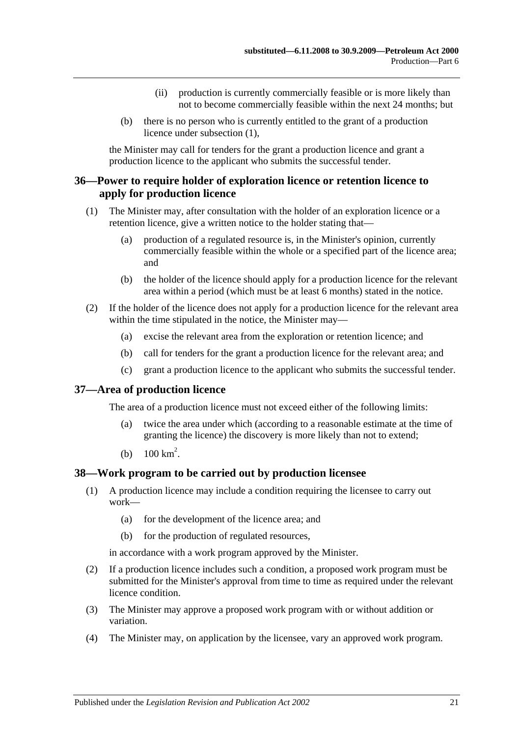(ii) production is currently commercially feasible or is more likely than not to become commercially feasible within the next 24 months; but

(b) there is no person who is currently entitled to the grant of a production licence under subsection (1),

the Minister may call for tenders for the grant a production licence and grant a production licence to the applicant who submits the successful tender.

## 36—Power to require holder of exploration licence or retention licence to apply for production licence

(1) The Minister may, after consultation with the holder of an exploration licence or a retention licence, give a written notice to the holder stating that—

(a) production of a regulated resource is, in the Minister's opinion, currently commercially feasible within the whole or a specified part of the licence area; and

(b) the holder of the licence should apply for a production licence for the relevant area within a period (which must be at least 6 months) stated in the notice.

(2) If the holder of the licence does not apply for a production licence for the relevant area within the time stipulated in the notice, the Minister may—

(a) excise the relevant area from the exploration or retention licence; and

(b) call for tenders for the grant a production licence for the relevant area; and

(c) grant a production licence to the applicant who submits the successful tender.

## 37—Area of production licence

The area of a production licence must not exceed either of the following limits:

(a) twice the area under which (according to a reasonable estimate at the time of granting the licence) the discovery is more likely than not to extend;

(b) $100 \text{ km}^2$.

## 38—Work program to be carried out by production licensee

(1) A production licence may include a condition requiring the licensee to carry out work—

(a) for the development of the licence area; and

(b) for the production of regulated resources,

in accordance with a work program approved by the Minister.

(2) If a production licence includes such a condition, a proposed work program must be submitted for the Minister's approval from time to time as required under the relevant licence condition.

(3) The Minister may approve a proposed work program with or without addition or variation.

(4) The Minister may, on application by the licensee, vary an approved work program.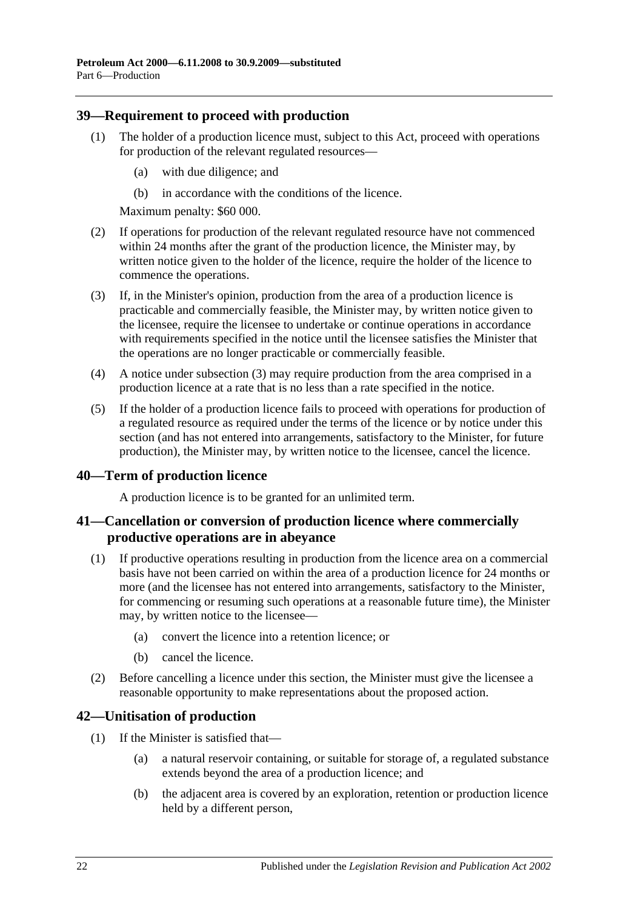## 39—Requirement to proceed with production

(1) The holder of a production licence must, subject to this Act, proceed with operations for production of the relevant regulated resources—

(a) with due diligence; and

(b) in accordance with the conditions of the licence.

Maximum penalty: $60 000.

(2) If operations for production of the relevant regulated resource have not commenced within 24 months after the grant of the production licence, the Minister may, by written notice given to the holder of the licence, require the holder of the licence to commence the operations.

(3) If, in the Minister's opinion, production from the area of a production licence is practicable and commercially feasible, the Minister may, by written notice given to the licensee, require the licensee to undertake or continue operations in accordance with requirements specified in the notice until the licensee satisfies the Minister that the operations are no longer practicable or commercially feasible.

(4) A notice under subsection (3) may require production from the area comprised in a production licence at a rate that is no less than a rate specified in the notice.

(5) If the holder of a production licence fails to proceed with operations for production of a regulated resource as required under the terms of the licence or by notice under this section (and has not entered into arrangements, satisfactory to the Minister, for future production), the Minister may, by written notice to the licensee, cancel the licence.

## 40—Term of production licence

A production licence is to be granted for an unlimited term.

## 41—Cancellation or conversion of production licence where commercially productive operations are in abeyance

(1) If productive operations resulting in production from the licence area on a commercial basis have not been carried on within the area of a production licence for 24 months or more (and the licensee has not entered into arrangements, satisfactory to the Minister, for commencing or resuming such operations at a reasonable future time), the Minister may, by written notice to the licensee—

(a) convert the licence into a retention licence; or

(b) cancel the licence.

(2) Before cancelling a licence under this section, the Minister must give the licensee a reasonable opportunity to make representations about the proposed action.

## 42—Unitisation of production

(1) If the Minister is satisfied that—

(a) a natural reservoir containing, or suitable for storage of, a regulated substance extends beyond the area of a production licence; and

(b) the adjacent area is covered by an exploration, retention or production licence held by a different person,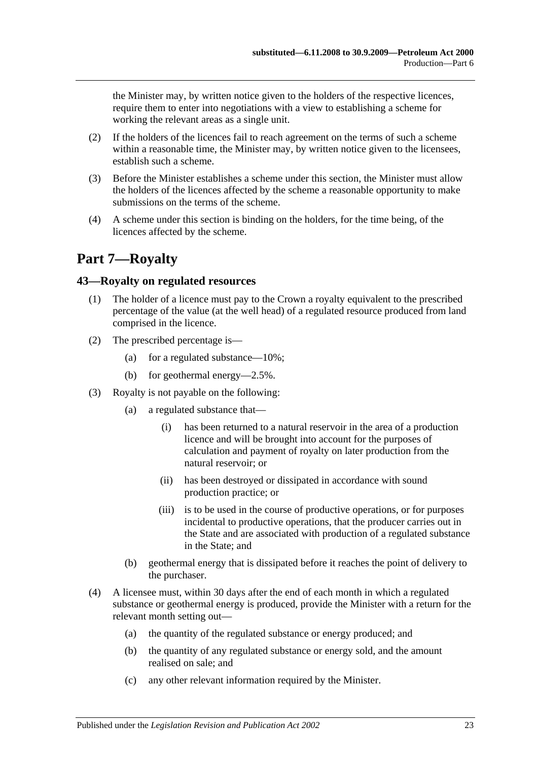the Minister may, by written notice given to the holders of the respective licences, require them to enter into negotiations with a view to establishing a scheme for working the relevant areas as a single unit.

(2) If the holders of the licences fail to reach agreement on the terms of such a scheme within a reasonable time, the Minister may, by written notice given to the licensees, establish such a scheme.

(3) Before the Minister establishes a scheme under this section, the Minister must allow the holders of the licences affected by the scheme a reasonable opportunity to make submissions on the terms of the scheme.

(4) A scheme under this section is binding on the holders, for the time being, of the licences affected by the scheme.

# Part 7—Royalty

## 43—Royalty on regulated resources

(1) The holder of a licence must pay to the Crown a royalty equivalent to the prescribed percentage of the value (at the well head) of a regulated resource produced from land comprised in the licence.

(2) The prescribed percentage is—

- (a) for a regulated substance—10%;
- (b) for geothermal energy—2.5%.

(3) Royalty is not payable on the following:

- (a) a regulated substance that—
  - (i) has been returned to a natural reservoir in the area of a production licence and will be brought into account for the purposes of calculation and payment of royalty on later production from the natural reservoir; or
  - (ii) has been destroyed or dissipated in accordance with sound production practice; or
  - (iii) is to be used in the course of productive operations, or for purposes incidental to productive operations, that the producer carries out in the State and are associated with production of a regulated substance in the State; and
- (b) geothermal energy that is dissipated before it reaches the point of delivery to the purchaser.

(4) A licensee must, within 30 days after the end of each month in which a regulated substance or geothermal energy is produced, provide the Minister with a return for the relevant month setting out—

- (a) the quantity of the regulated substance or energy produced; and
- (b) the quantity of any regulated substance or energy sold, and the amount realised on sale; and
- (c) any other relevant information required by the Minister.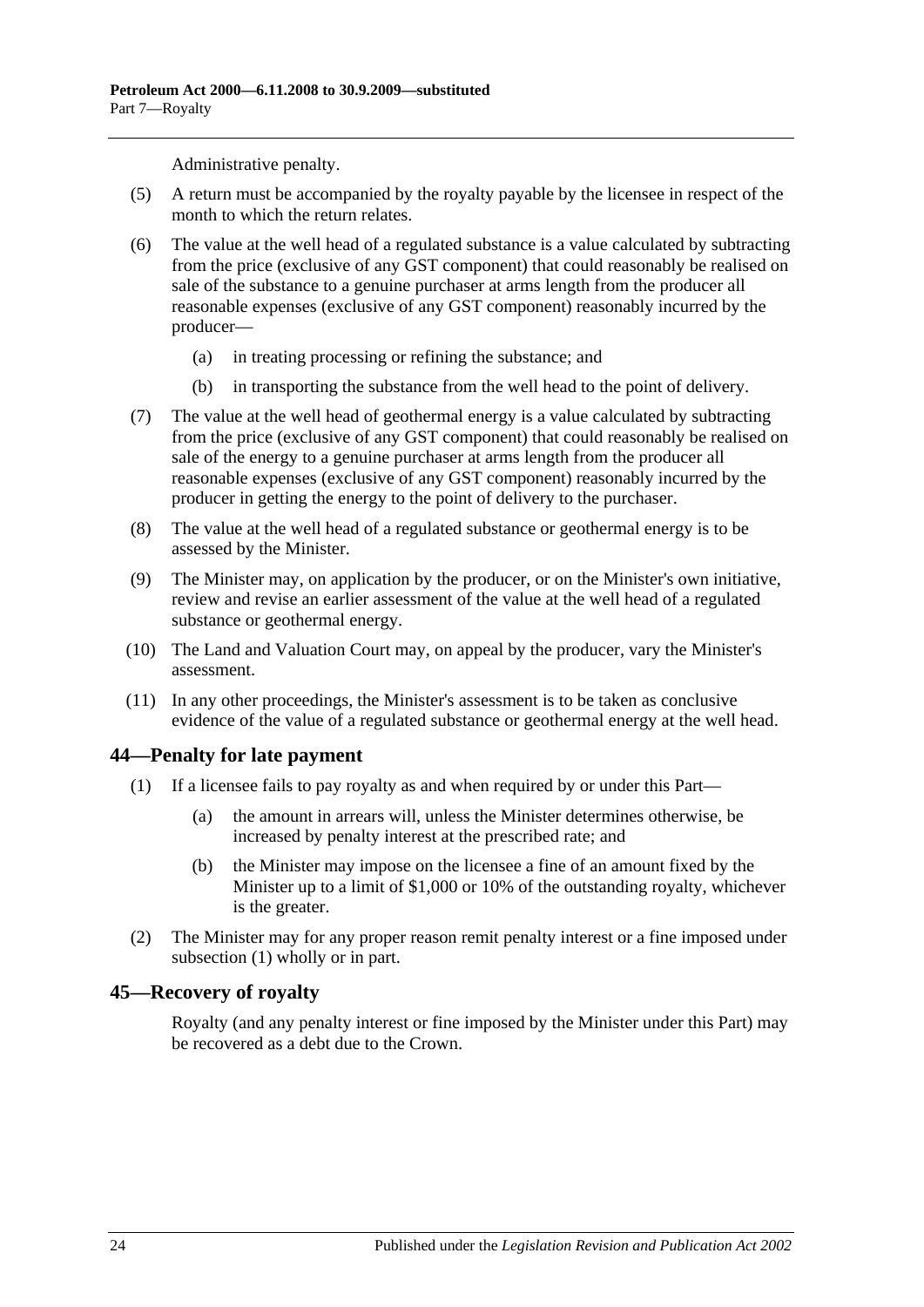Administrative penalty.

(5) A return must be accompanied by the royalty payable by the licensee in respect of the month to which the return relates.

(6) The value at the well head of a regulated substance is a value calculated by subtracting from the price (exclusive of any GST component) that could reasonably be realised on sale of the substance to a genuine purchaser at arms length from the producer all reasonable expenses (exclusive of any GST component) reasonably incurred by the producer—

(a) in treating processing or refining the substance; and

(b) in transporting the substance from the well head to the point of delivery.

(7) The value at the well head of geothermal energy is a value calculated by subtracting from the price (exclusive of any GST component) that could reasonably be realised on sale of the energy to a genuine purchaser at arms length from the producer all reasonable expenses (exclusive of any GST component) reasonably incurred by the producer in getting the energy to the point of delivery to the purchaser.

(8) The value at the well head of a regulated substance or geothermal energy is to be assessed by the Minister.

(9) The Minister may, on application by the producer, or on the Minister's own initiative, review and revise an earlier assessment of the value at the well head of a regulated substance or geothermal energy.

(10) The Land and Valuation Court may, on appeal by the producer, vary the Minister's assessment.

(11) In any other proceedings, the Minister's assessment is to be taken as conclusive evidence of the value of a regulated substance or geothermal energy at the well head.

## 44—Penalty for late payment

(1) If a licensee fails to pay royalty as and when required by or under this Part—

(a) the amount in arrears will, unless the Minister determines otherwise, be increased by penalty interest at the prescribed rate; and

(b) the Minister may impose on the licensee a fine of an amount fixed by the Minister up to a limit of $1,000 or 10% of the outstanding royalty, whichever is the greater.

(2) The Minister may for any proper reason remit penalty interest or a fine imposed under subsection (1) wholly or in part.

## 45—Recovery of royalty

Royalty (and any penalty interest or fine imposed by the Minister under this Part) may be recovered as a debt due to the Crown.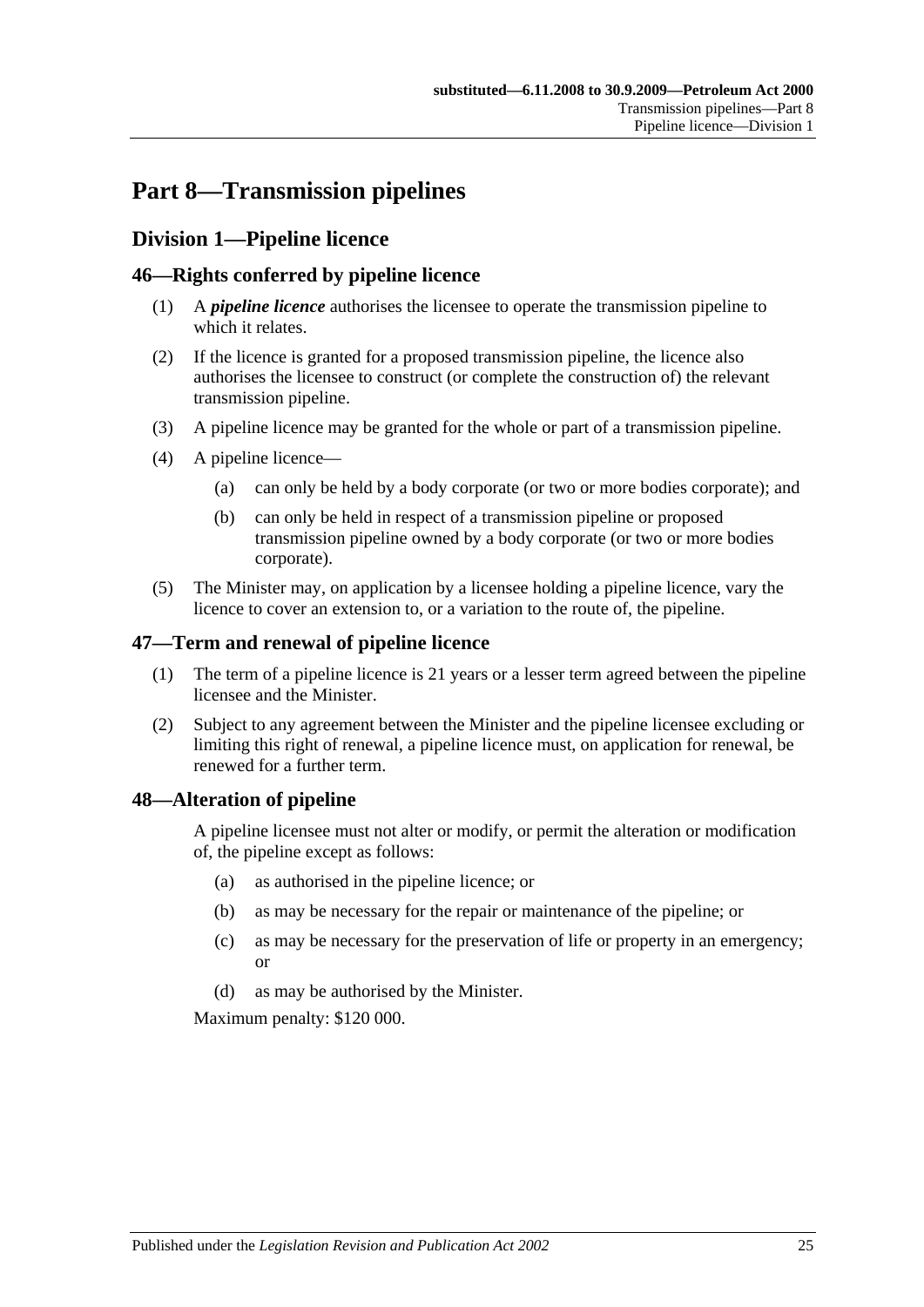# Part 8—Transmission pipelines

## Division 1—Pipeline licence

### 46—Rights conferred by pipeline licence

(1) A ***pipeline licence*** authorises the licensee to operate the transmission pipeline to which it relates.

(2) If the licence is granted for a proposed transmission pipeline, the licence also authorises the licensee to construct (or complete the construction of) the relevant transmission pipeline.

(3) A pipeline licence may be granted for the whole or part of a transmission pipeline.

(4) A pipeline licence—

- (a) can only be held by a body corporate (or two or more bodies corporate); and
- (b) can only be held in respect of a transmission pipeline or proposed transmission pipeline owned by a body corporate (or two or more bodies corporate).

(5) The Minister may, on application by a licensee holding a pipeline licence, vary the licence to cover an extension to, or a variation to the route of, the pipeline.

### 47—Term and renewal of pipeline licence

(1) The term of a pipeline licence is 21 years or a lesser term agreed between the pipeline licensee and the Minister.

(2) Subject to any agreement between the Minister and the pipeline licensee excluding or limiting this right of renewal, a pipeline licence must, on application for renewal, be renewed for a further term.

### 48—Alteration of pipeline

A pipeline licensee must not alter or modify, or permit the alteration or modification of, the pipeline except as follows:

- (a) as authorised in the pipeline licence; or
- (b) as may be necessary for the repair or maintenance of the pipeline; or
- (c) as may be necessary for the preservation of life or property in an emergency; or
- (d) as may be authorised by the Minister.

Maximum penalty: $120 000.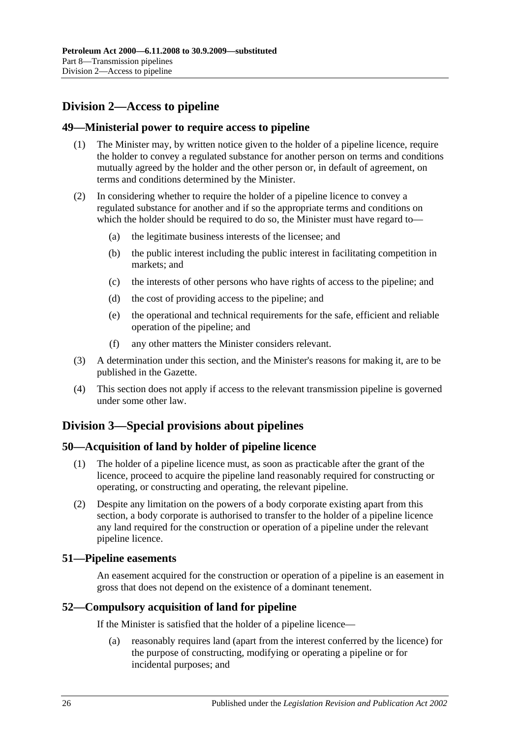## Division 2—Access to pipeline

### 49—Ministerial power to require access to pipeline

(1) The Minister may, by written notice given to the holder of a pipeline licence, require the holder to convey a regulated substance for another person on terms and conditions mutually agreed by the holder and the other person or, in default of agreement, on terms and conditions determined by the Minister.

(2) In considering whether to require the holder of a pipeline licence to convey a regulated substance for another and if so the appropriate terms and conditions on which the holder should be required to do so, the Minister must have regard to—

- (a) the legitimate business interests of the licensee; and
- (b) the public interest including the public interest in facilitating competition in markets; and
- (c) the interests of other persons who have rights of access to the pipeline; and
- (d) the cost of providing access to the pipeline; and
- (e) the operational and technical requirements for the safe, efficient and reliable operation of the pipeline; and
- (f) any other matters the Minister considers relevant.

(3) A determination under this section, and the Minister's reasons for making it, are to be published in the Gazette.

(4) This section does not apply if access to the relevant transmission pipeline is governed under some other law.

## Division 3—Special provisions about pipelines

### 50—Acquisition of land by holder of pipeline licence

(1) The holder of a pipeline licence must, as soon as practicable after the grant of the licence, proceed to acquire the pipeline land reasonably required for constructing or operating, or constructing and operating, the relevant pipeline.

(2) Despite any limitation on the powers of a body corporate existing apart from this section, a body corporate is authorised to transfer to the holder of a pipeline licence any land required for the construction or operation of a pipeline under the relevant pipeline licence.

### 51—Pipeline easements

An easement acquired for the construction or operation of a pipeline is an easement in gross that does not depend on the existence of a dominant tenement.

### 52—Compulsory acquisition of land for pipeline

If the Minister is satisfied that the holder of a pipeline licence—

- (a) reasonably requires land (apart from the interest conferred by the licence) for the purpose of constructing, modifying or operating a pipeline or for incidental purposes; and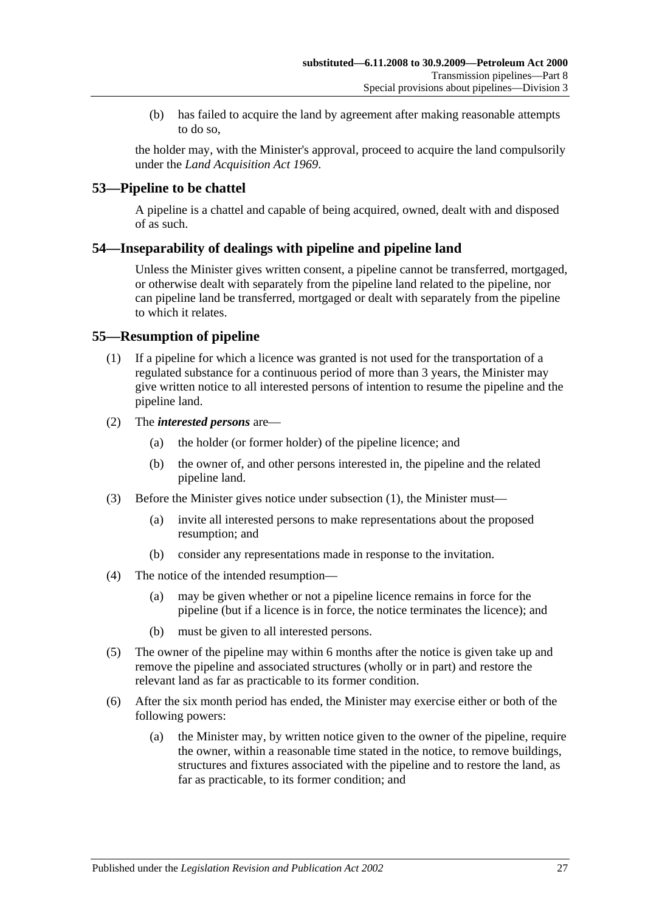(b) has failed to acquire the land by agreement after making reasonable attempts to do so,

the holder may, with the Minister's approval, proceed to acquire the land compulsorily under the *Land Acquisition Act 1969*.

## 53—Pipeline to be chattel

A pipeline is a chattel and capable of being acquired, owned, dealt with and disposed of as such.

## 54—Inseparability of dealings with pipeline and pipeline land

Unless the Minister gives written consent, a pipeline cannot be transferred, mortgaged, or otherwise dealt with separately from the pipeline land related to the pipeline, nor can pipeline land be transferred, mortgaged or dealt with separately from the pipeline to which it relates.

## 55—Resumption of pipeline

(1) If a pipeline for which a licence was granted is not used for the transportation of a regulated substance for a continuous period of more than 3 years, the Minister may give written notice to all interested persons of intention to resume the pipeline and the pipeline land.

(2) The ***interested persons*** are—

(a) the holder (or former holder) of the pipeline licence; and

(b) the owner of, and other persons interested in, the pipeline and the related pipeline land.

(3) Before the Minister gives notice under subsection (1), the Minister must—

(a) invite all interested persons to make representations about the proposed resumption; and

(b) consider any representations made in response to the invitation.

(4) The notice of the intended resumption—

(a) may be given whether or not a pipeline licence remains in force for the pipeline (but if a licence is in force, the notice terminates the licence); and

(b) must be given to all interested persons.

(5) The owner of the pipeline may within 6 months after the notice is given take up and remove the pipeline and associated structures (wholly or in part) and restore the relevant land as far as practicable to its former condition.

(6) After the six month period has ended, the Minister may exercise either or both of the following powers:

(a) the Minister may, by written notice given to the owner of the pipeline, require the owner, within a reasonable time stated in the notice, to remove buildings, structures and fixtures associated with the pipeline and to restore the land, as far as practicable, to its former condition; and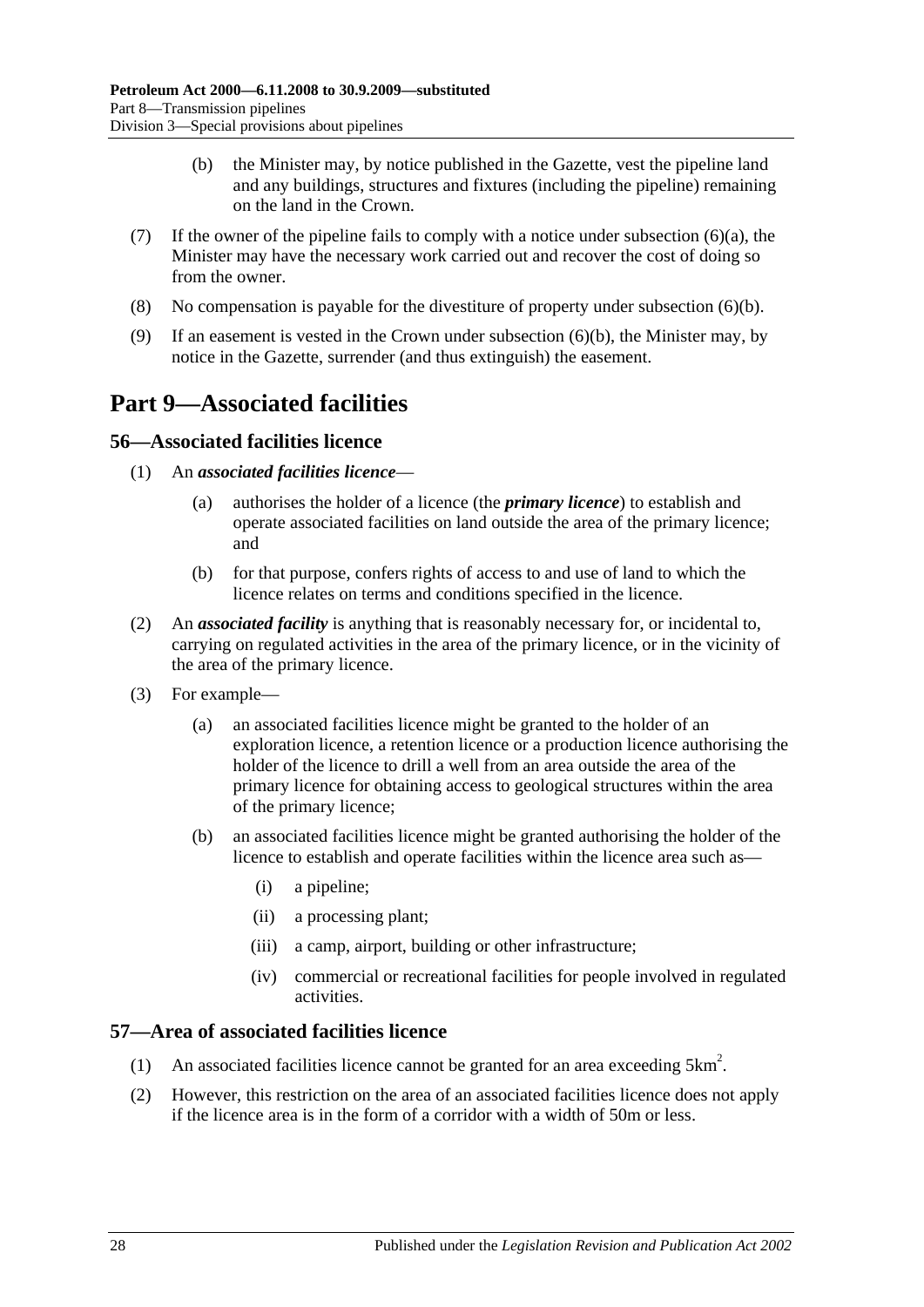(b) the Minister may, by notice published in the Gazette, vest the pipeline land and any buildings, structures and fixtures (including the pipeline) remaining on the land in the Crown.

(7) If the owner of the pipeline fails to comply with a notice under subsection (6)(a), the Minister may have the necessary work carried out and recover the cost of doing so from the owner.

(8) No compensation is payable for the divestiture of property under subsection (6)(b).

(9) If an easement is vested in the Crown under subsection (6)(b), the Minister may, by notice in the Gazette, surrender (and thus extinguish) the easement.

# Part 9—Associated facilities

## 56—Associated facilities licence

(1) An ***associated facilities licence***—

(a) authorises the holder of a licence (the ***primary licence***) to establish and operate associated facilities on land outside the area of the primary licence; and

(b) for that purpose, confers rights of access to and use of land to which the licence relates on terms and conditions specified in the licence.

(2) An ***associated facility*** is anything that is reasonably necessary for, or incidental to, carrying on regulated activities in the area of the primary licence, or in the vicinity of the area of the primary licence.

(3) For example—

(a) an associated facilities licence might be granted to the holder of an exploration licence, a retention licence or a production licence authorising the holder of the licence to drill a well from an area outside the area of the primary licence for obtaining access to geological structures within the area of the primary licence;

(b) an associated facilities licence might be granted authorising the holder of the licence to establish and operate facilities within the licence area such as—

(i) a pipeline;

(ii) a processing plant;

(iii) a camp, airport, building or other infrastructure;

(iv) commercial or recreational facilities for people involved in regulated activities.

## 57—Area of associated facilities licence

(1) An associated facilities licence cannot be granted for an area exceeding $5km^2$.

(2) However, this restriction on the area of an associated facilities licence does not apply if the licence area is in the form of a corridor with a width of 50m or less.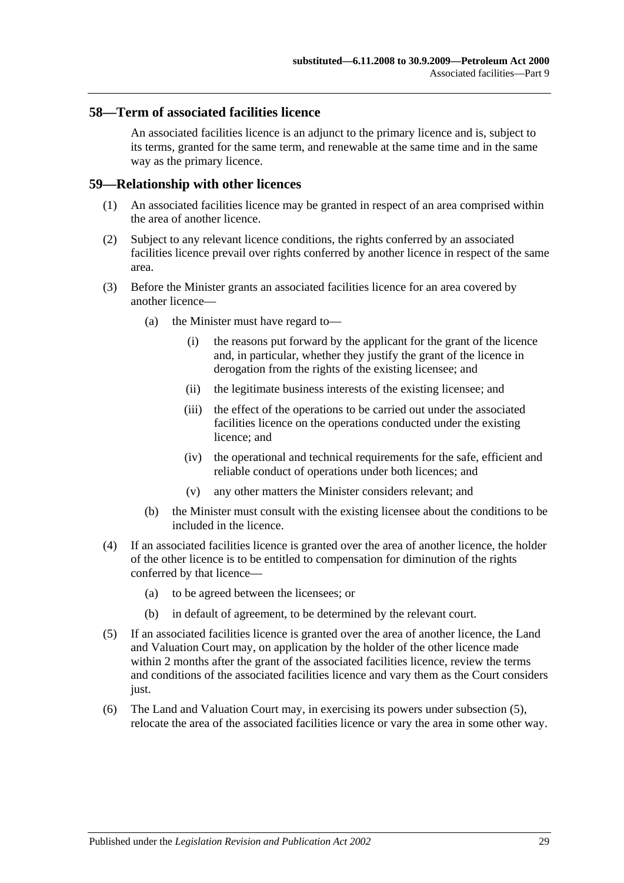## 58—Term of associated facilities licence

An associated facilities licence is an adjunct to the primary licence and is, subject to its terms, granted for the same term, and renewable at the same time and in the same way as the primary licence.

## 59—Relationship with other licences

(1) An associated facilities licence may be granted in respect of an area comprised within the area of another licence.

(2) Subject to any relevant licence conditions, the rights conferred by an associated facilities licence prevail over rights conferred by another licence in respect of the same area.

(3) Before the Minister grants an associated facilities licence for an area covered by another licence—

   (a) the Minister must have regard to—

      (i) the reasons put forward by the applicant for the grant of the licence and, in particular, whether they justify the grant of the licence in derogation from the rights of the existing licensee; and

      (ii) the legitimate business interests of the existing licensee; and

      (iii) the effect of the operations to be carried out under the associated facilities licence on the operations conducted under the existing licence; and

      (iv) the operational and technical requirements for the safe, efficient and reliable conduct of operations under both licences; and

      (v) any other matters the Minister considers relevant; and

   (b) the Minister must consult with the existing licensee about the conditions to be included in the licence.

(4) If an associated facilities licence is granted over the area of another licence, the holder of the other licence is to be entitled to compensation for diminution of the rights conferred by that licence—

   (a) to be agreed between the licensees; or

   (b) in default of agreement, to be determined by the relevant court.

(5) If an associated facilities licence is granted over the area of another licence, the Land and Valuation Court may, on application by the holder of the other licence made within 2 months after the grant of the associated facilities licence, review the terms and conditions of the associated facilities licence and vary them as the Court considers just.

(6) The Land and Valuation Court may, in exercising its powers under subsection (5), relocate the area of the associated facilities licence or vary the area in some other way.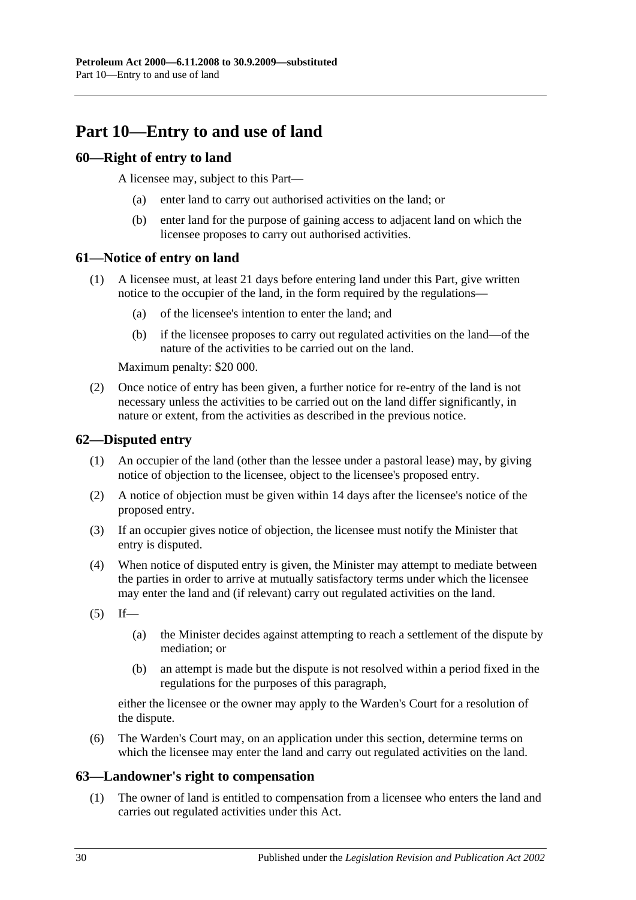# Part 10—Entry to and use of land

## 60—Right of entry to land

A licensee may, subject to this Part—

- (a) enter land to carry out authorised activities on the land; or
- (b) enter land for the purpose of gaining access to adjacent land on which the licensee proposes to carry out authorised activities.

## 61—Notice of entry on land

(1) A licensee must, at least 21 days before entering land under this Part, give written notice to the occupier of the land, in the form required by the regulations—

- (a) of the licensee's intention to enter the land; and
- (b) if the licensee proposes to carry out regulated activities on the land—of the nature of the activities to be carried out on the land.

Maximum penalty: $20 000.

(2) Once notice of entry has been given, a further notice for re-entry of the land is not necessary unless the activities to be carried out on the land differ significantly, in nature or extent, from the activities as described in the previous notice.

## 62—Disputed entry

(1) An occupier of the land (other than the lessee under a pastoral lease) may, by giving notice of objection to the licensee, object to the licensee's proposed entry.

(2) A notice of objection must be given within 14 days after the licensee's notice of the proposed entry.

(3) If an occupier gives notice of objection, the licensee must notify the Minister that entry is disputed.

(4) When notice of disputed entry is given, the Minister may attempt to mediate between the parties in order to arrive at mutually satisfactory terms under which the licensee may enter the land and (if relevant) carry out regulated activities on the land.

(5) If—

- (a) the Minister decides against attempting to reach a settlement of the dispute by mediation; or
- (b) an attempt is made but the dispute is not resolved within a period fixed in the regulations for the purposes of this paragraph,

either the licensee or the owner may apply to the Warden's Court for a resolution of the dispute.

(6) The Warden's Court may, on an application under this section, determine terms on which the licensee may enter the land and carry out regulated activities on the land.

## 63—Landowner's right to compensation

(1) The owner of land is entitled to compensation from a licensee who enters the land and carries out regulated activities under this Act.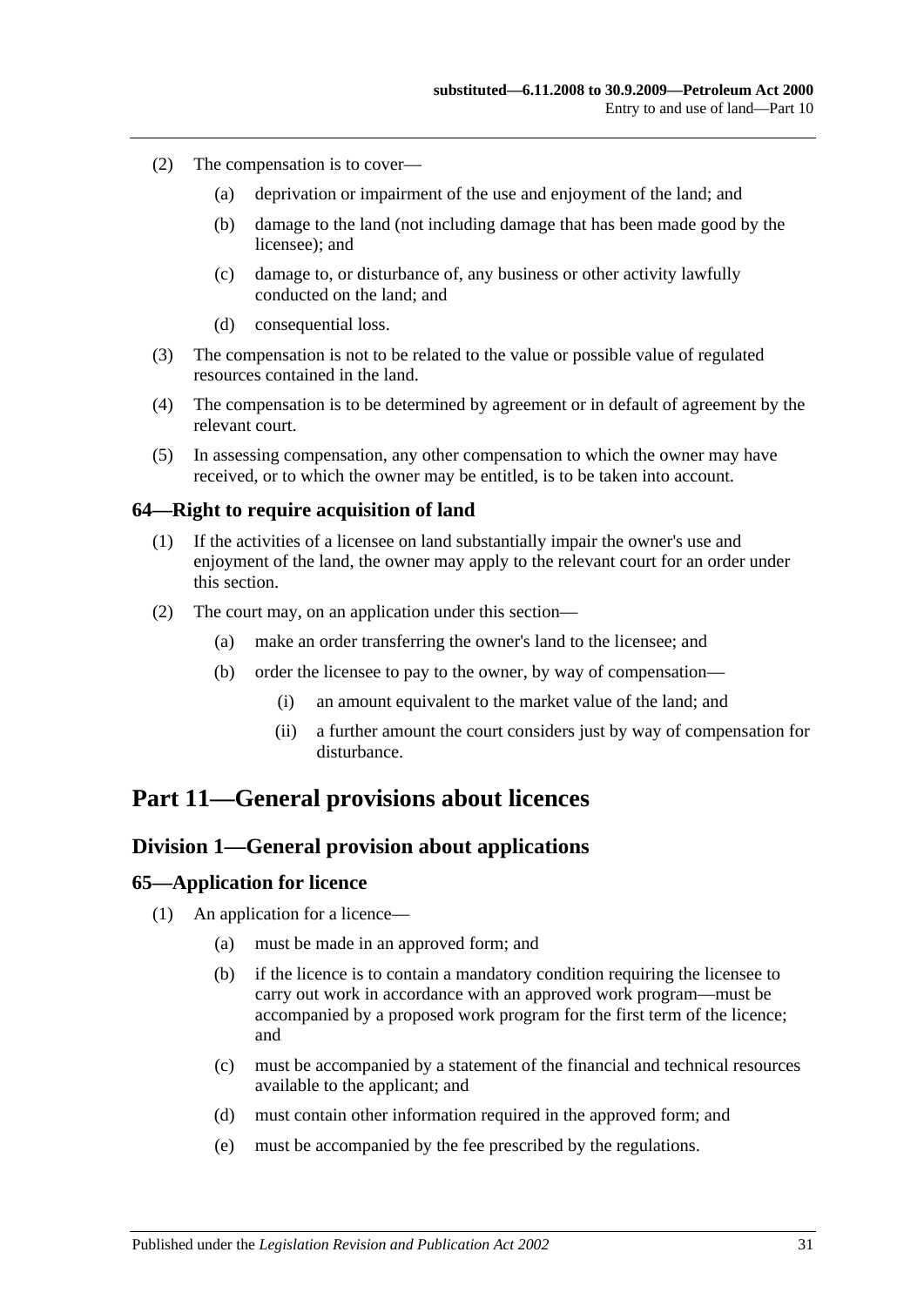(2) The compensation is to cover—

(a) deprivation or impairment of the use and enjoyment of the land; and

(b) damage to the land (not including damage that has been made good by the licensee); and

(c) damage to, or disturbance of, any business or other activity lawfully conducted on the land; and

(d) consequential loss.

(3) The compensation is not to be related to the value or possible value of regulated resources contained in the land.

(4) The compensation is to be determined by agreement or in default of agreement by the relevant court.

(5) In assessing compensation, any other compensation to which the owner may have received, or to which the owner may be entitled, is to be taken into account.

### 64—Right to require acquisition of land

(1) If the activities of a licensee on land substantially impair the owner's use and enjoyment of the land, the owner may apply to the relevant court for an order under this section.

(2) The court may, on an application under this section—

(a) make an order transferring the owner's land to the licensee; and

(b) order the licensee to pay to the owner, by way of compensation—

(i) an amount equivalent to the market value of the land; and

(ii) a further amount the court considers just by way of compensation for disturbance.

# Part 11—General provisions about licences

## Division 1—General provision about applications

### 65—Application for licence

(1) An application for a licence—

(a) must be made in an approved form; and

(b) if the licence is to contain a mandatory condition requiring the licensee to carry out work in accordance with an approved work program—must be accompanied by a proposed work program for the first term of the licence; and

(c) must be accompanied by a statement of the financial and technical resources available to the applicant; and

(d) must contain other information required in the approved form; and

(e) must be accompanied by the fee prescribed by the regulations.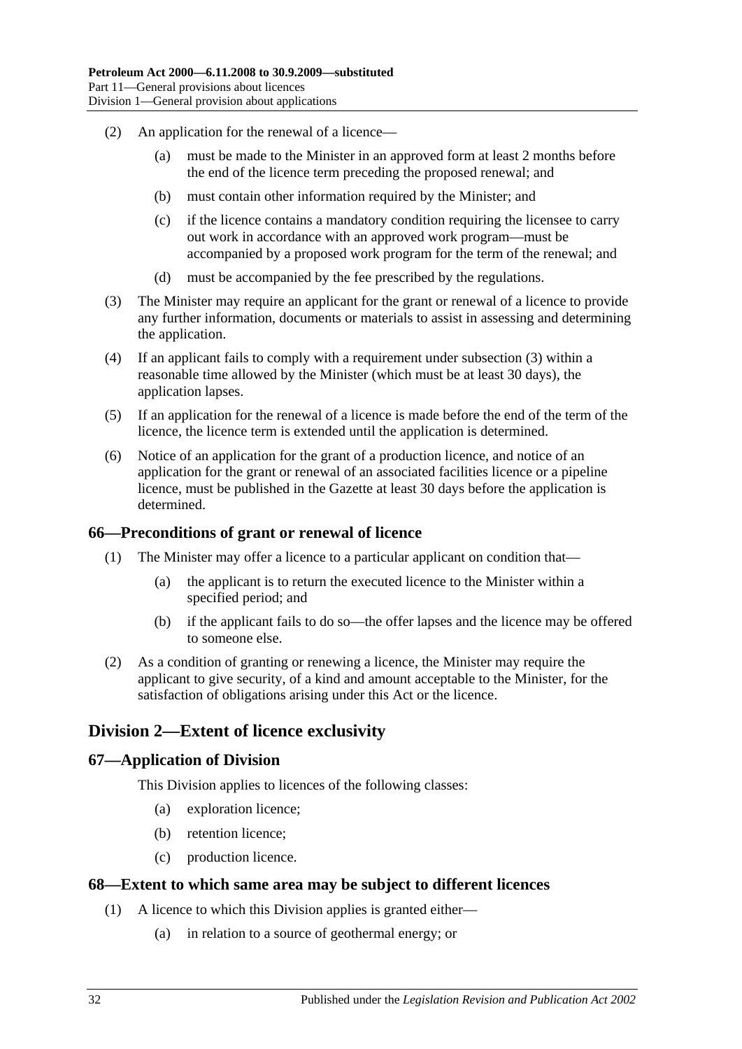(2) An application for the renewal of a licence—

(a) must be made to the Minister in an approved form at least 2 months before the end of the licence term preceding the proposed renewal; and

(b) must contain other information required by the Minister; and

(c) if the licence contains a mandatory condition requiring the licensee to carry out work in accordance with an approved work program—must be accompanied by a proposed work program for the term of the renewal; and

(d) must be accompanied by the fee prescribed by the regulations.

(3) The Minister may require an applicant for the grant or renewal of a licence to provide any further information, documents or materials to assist in assessing and determining the application.

(4) If an applicant fails to comply with a requirement under subsection (3) within a reasonable time allowed by the Minister (which must be at least 30 days), the application lapses.

(5) If an application for the renewal of a licence is made before the end of the term of the licence, the licence term is extended until the application is determined.

(6) Notice of an application for the grant of a production licence, and notice of an application for the grant or renewal of an associated facilities licence or a pipeline licence, must be published in the Gazette at least 30 days before the application is determined.

### 66—Preconditions of grant or renewal of licence

(1) The Minister may offer a licence to a particular applicant on condition that—

(a) the applicant is to return the executed licence to the Minister within a specified period; and

(b) if the applicant fails to do so—the offer lapses and the licence may be offered to someone else.

(2) As a condition of granting or renewing a licence, the Minister may require the applicant to give security, of a kind and amount acceptable to the Minister, for the satisfaction of obligations arising under this Act or the licence.

## Division 2—Extent of licence exclusivity

### 67—Application of Division

This Division applies to licences of the following classes:

(a) exploration licence;

(b) retention licence;

(c) production licence.

### 68—Extent to which same area may be subject to different licences

(1) A licence to which this Division applies is granted either—

(a) in relation to a source of geothermal energy; or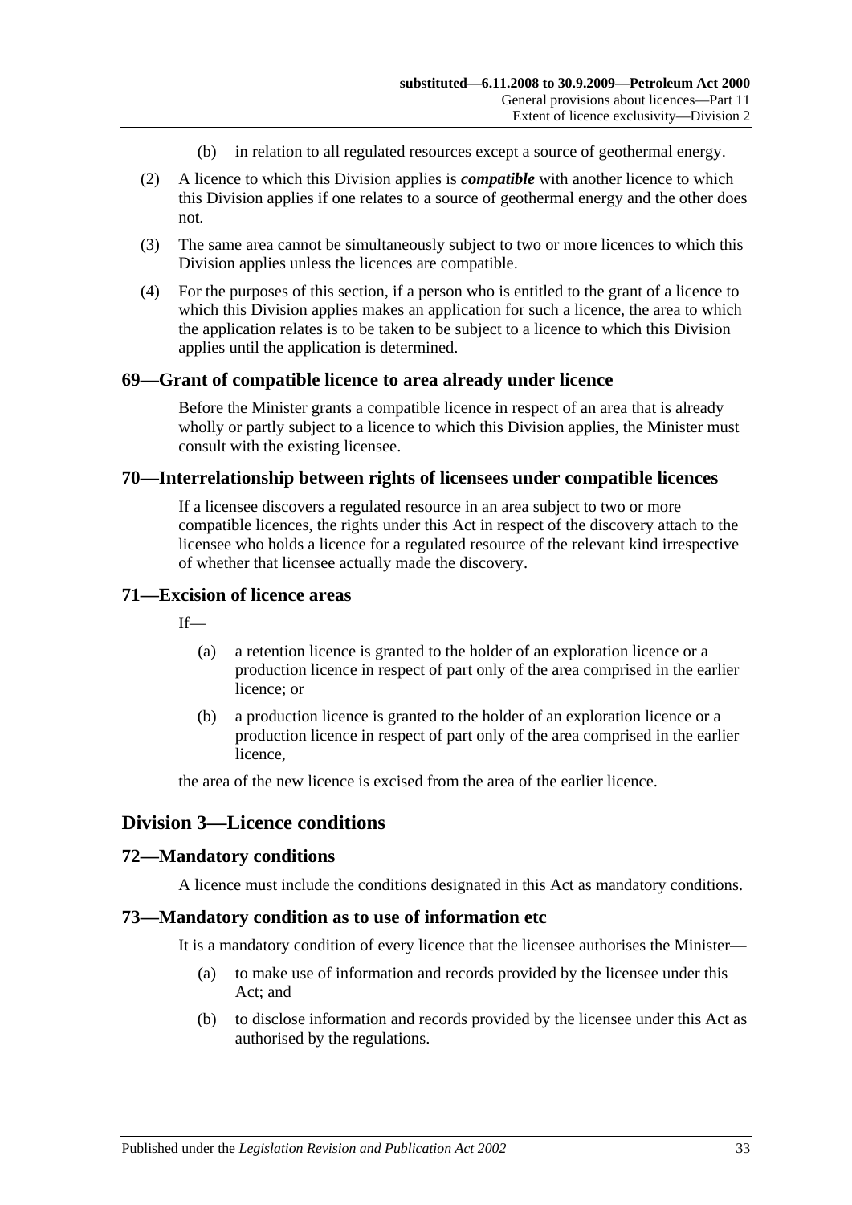(b) in relation to all regulated resources except a source of geothermal energy.

(2) A licence to which this Division applies is ***compatible*** with another licence to which this Division applies if one relates to a source of geothermal energy and the other does not.

(3) The same area cannot be simultaneously subject to two or more licences to which this Division applies unless the licences are compatible.

(4) For the purposes of this section, if a person who is entitled to the grant of a licence to which this Division applies makes an application for such a licence, the area to which the application relates is to be taken to be subject to a licence to which this Division applies until the application is determined.

### 69—Grant of compatible licence to area already under licence

Before the Minister grants a compatible licence in respect of an area that is already wholly or partly subject to a licence to which this Division applies, the Minister must consult with the existing licensee.

### 70—Interrelationship between rights of licensees under compatible licences

If a licensee discovers a regulated resource in an area subject to two or more compatible licences, the rights under this Act in respect of the discovery attach to the licensee who holds a licence for a regulated resource of the relevant kind irrespective of whether that licensee actually made the discovery.

### 71—Excision of licence areas

If—

(a) a retention licence is granted to the holder of an exploration licence or a production licence in respect of part only of the area comprised in the earlier licence; or

(b) a production licence is granted to the holder of an exploration licence or a production licence in respect of part only of the area comprised in the earlier licence,

the area of the new licence is excised from the area of the earlier licence.

## Division 3—Licence conditions

### 72—Mandatory conditions

A licence must include the conditions designated in this Act as mandatory conditions.

### 73—Mandatory condition as to use of information etc

It is a mandatory condition of every licence that the licensee authorises the Minister—

(a) to make use of information and records provided by the licensee under this Act; and

(b) to disclose information and records provided by the licensee under this Act as authorised by the regulations.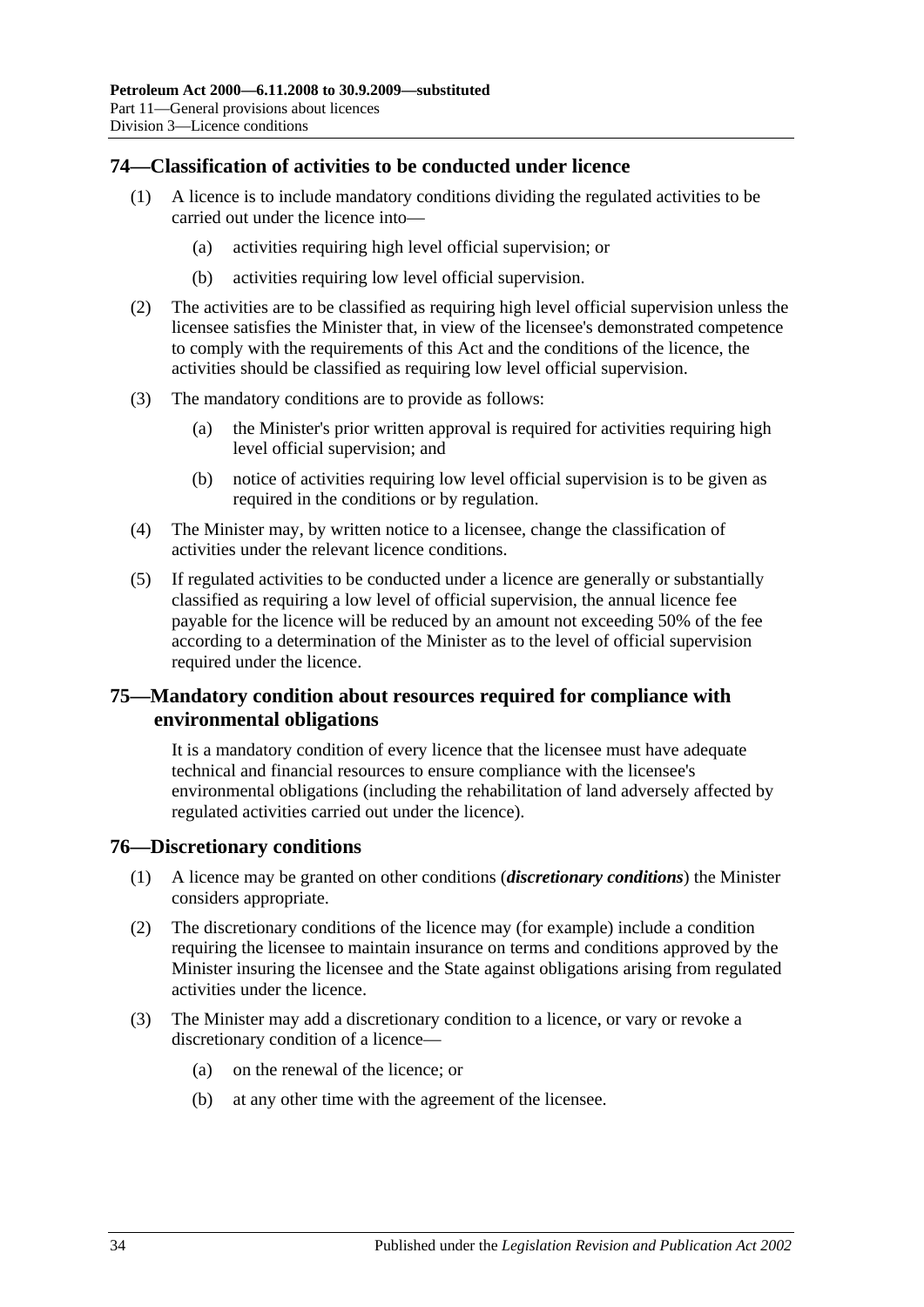## 74—Classification of activities to be conducted under licence

(1) A licence is to include mandatory conditions dividing the regulated activities to be carried out under the licence into—

(a) activities requiring high level official supervision; or

(b) activities requiring low level official supervision.

(2) The activities are to be classified as requiring high level official supervision unless the licensee satisfies the Minister that, in view of the licensee's demonstrated competence to comply with the requirements of this Act and the conditions of the licence, the activities should be classified as requiring low level official supervision.

(3) The mandatory conditions are to provide as follows:

(a) the Minister's prior written approval is required for activities requiring high level official supervision; and

(b) notice of activities requiring low level official supervision is to be given as required in the conditions or by regulation.

(4) The Minister may, by written notice to a licensee, change the classification of activities under the relevant licence conditions.

(5) If regulated activities to be conducted under a licence are generally or substantially classified as requiring a low level of official supervision, the annual licence fee payable for the licence will be reduced by an amount not exceeding 50% of the fee according to a determination of the Minister as to the level of official supervision required under the licence.

## 75—Mandatory condition about resources required for compliance with environmental obligations

It is a mandatory condition of every licence that the licensee must have adequate technical and financial resources to ensure compliance with the licensee's environmental obligations (including the rehabilitation of land adversely affected by regulated activities carried out under the licence).

## 76—Discretionary conditions

(1) A licence may be granted on other conditions (***discretionary conditions***) the Minister considers appropriate.

(2) The discretionary conditions of the licence may (for example) include a condition requiring the licensee to maintain insurance on terms and conditions approved by the Minister insuring the licensee and the State against obligations arising from regulated activities under the licence.

(3) The Minister may add a discretionary condition to a licence, or vary or revoke a discretionary condition of a licence—

(a) on the renewal of the licence; or

(b) at any other time with the agreement of the licensee.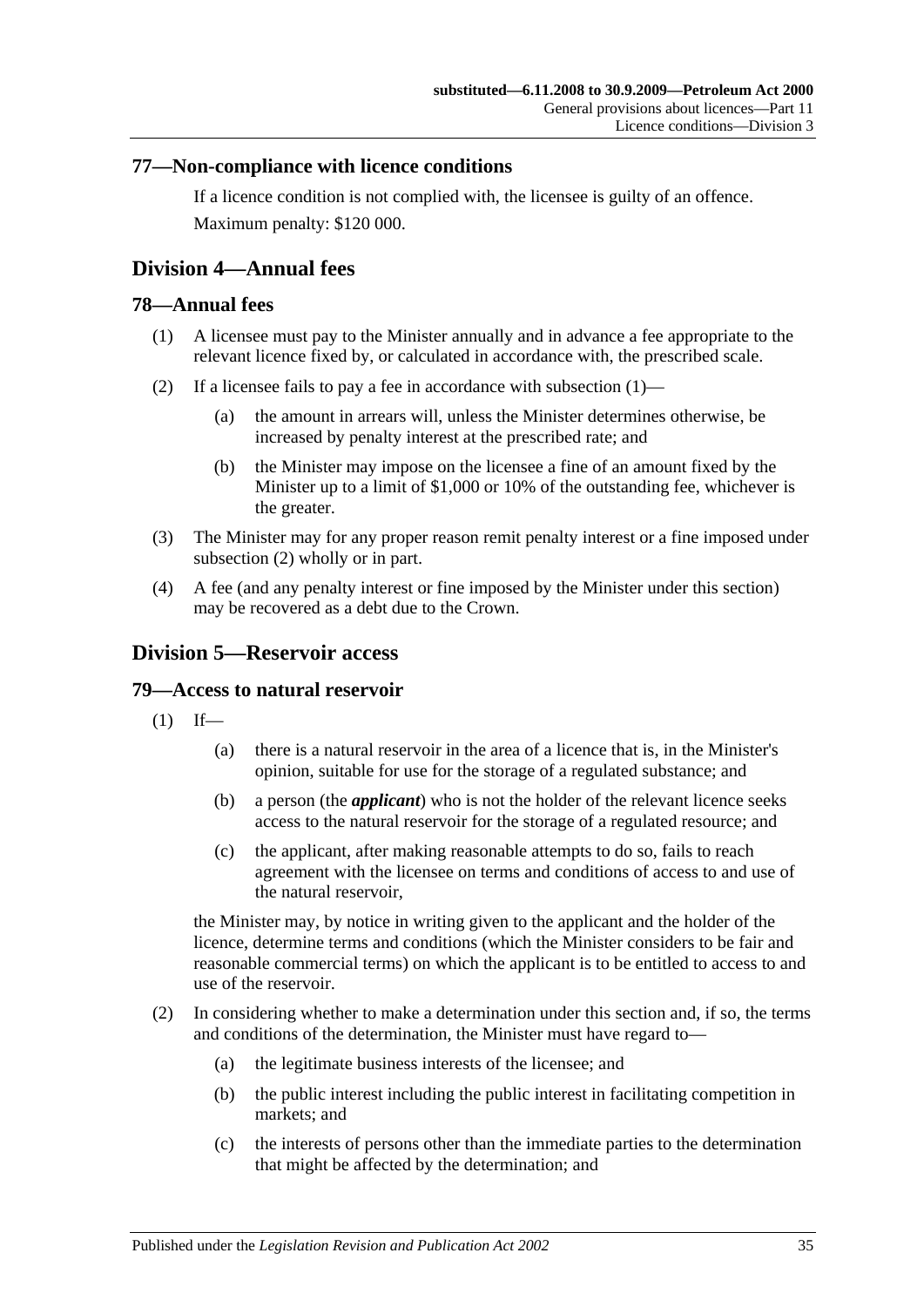## 77—Non-compliance with licence conditions

If a licence condition is not complied with, the licensee is guilty of an offence.

Maximum penalty: $120 000.

# Division 4—Annual fees

## 78—Annual fees

(1) A licensee must pay to the Minister annually and in advance a fee appropriate to the relevant licence fixed by, or calculated in accordance with, the prescribed scale.

(2) If a licensee fails to pay a fee in accordance with subsection (1)—

(a) the amount in arrears will, unless the Minister determines otherwise, be increased by penalty interest at the prescribed rate; and

(b) the Minister may impose on the licensee a fine of an amount fixed by the Minister up to a limit of $1,000 or 10% of the outstanding fee, whichever is the greater.

(3) The Minister may for any proper reason remit penalty interest or a fine imposed under subsection (2) wholly or in part.

(4) A fee (and any penalty interest or fine imposed by the Minister under this section) may be recovered as a debt due to the Crown.

# Division 5—Reservoir access

## 79—Access to natural reservoir

(1) If—

(a) there is a natural reservoir in the area of a licence that is, in the Minister's opinion, suitable for use for the storage of a regulated substance; and

(b) a person (the ***applicant***) who is not the holder of the relevant licence seeks access to the natural reservoir for the storage of a regulated resource; and

(c) the applicant, after making reasonable attempts to do so, fails to reach agreement with the licensee on terms and conditions of access to and use of the natural reservoir,

the Minister may, by notice in writing given to the applicant and the holder of the licence, determine terms and conditions (which the Minister considers to be fair and reasonable commercial terms) on which the applicant is to be entitled to access to and use of the reservoir.

(2) In considering whether to make a determination under this section and, if so, the terms and conditions of the determination, the Minister must have regard to—

(a) the legitimate business interests of the licensee; and

(b) the public interest including the public interest in facilitating competition in markets; and

(c) the interests of persons other than the immediate parties to the determination that might be affected by the determination; and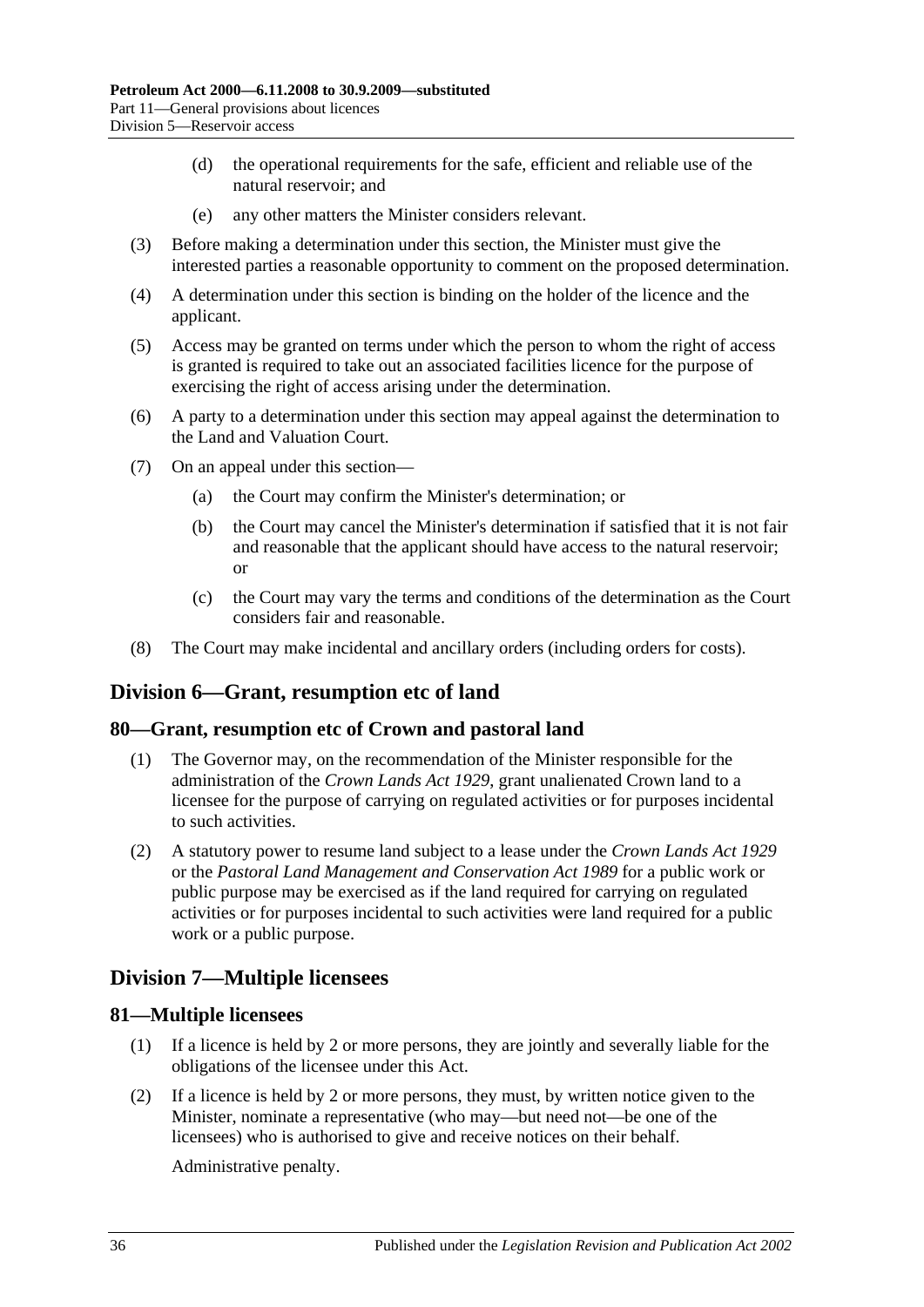(d) the operational requirements for the safe, efficient and reliable use of the natural reservoir; and

(e) any other matters the Minister considers relevant.

(3) Before making a determination under this section, the Minister must give the interested parties a reasonable opportunity to comment on the proposed determination.

(4) A determination under this section is binding on the holder of the licence and the applicant.

(5) Access may be granted on terms under which the person to whom the right of access is granted is required to take out an associated facilities licence for the purpose of exercising the right of access arising under the determination.

(6) A party to a determination under this section may appeal against the determination to the Land and Valuation Court.

(7) On an appeal under this section—

(a) the Court may confirm the Minister's determination; or

(b) the Court may cancel the Minister's determination if satisfied that it is not fair and reasonable that the applicant should have access to the natural reservoir; or

(c) the Court may vary the terms and conditions of the determination as the Court considers fair and reasonable.

(8) The Court may make incidental and ancillary orders (including orders for costs).

## Division 6—Grant, resumption etc of land

### 80—Grant, resumption etc of Crown and pastoral land

(1) The Governor may, on the recommendation of the Minister responsible for the administration of the *Crown Lands Act 1929*, grant unalienated Crown land to a licensee for the purpose of carrying on regulated activities or for purposes incidental to such activities.

(2) A statutory power to resume land subject to a lease under the *Crown Lands Act 1929* or the *Pastoral Land Management and Conservation Act 1989* for a public work or public purpose may be exercised as if the land required for carrying on regulated activities or for purposes incidental to such activities were land required for a public work or a public purpose.

## Division 7—Multiple licensees

### 81—Multiple licensees

(1) If a licence is held by 2 or more persons, they are jointly and severally liable for the obligations of the licensee under this Act.

(2) If a licence is held by 2 or more persons, they must, by written notice given to the Minister, nominate a representative (who may—but need not—be one of the licensees) who is authorised to give and receive notices on their behalf.

Administrative penalty.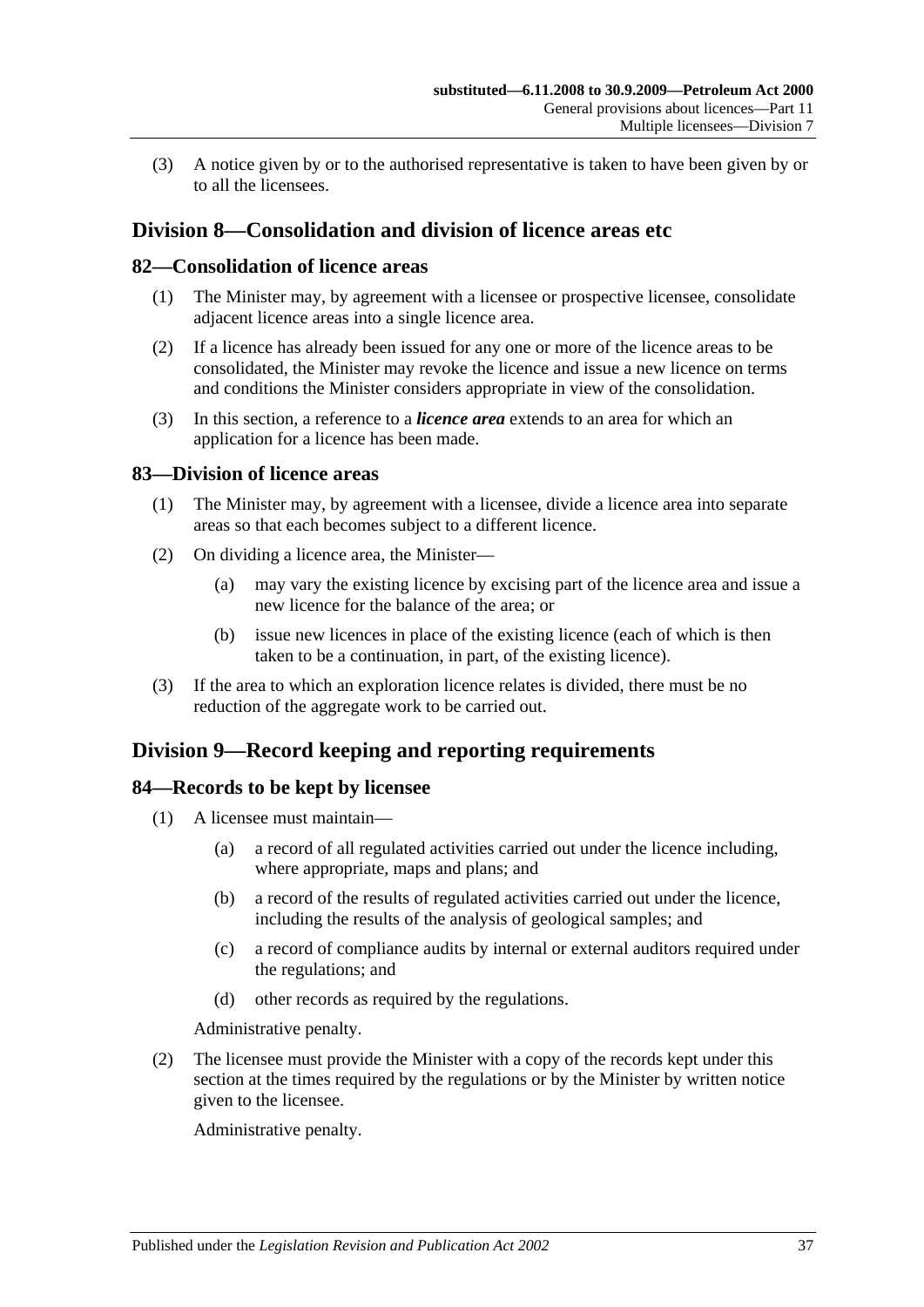(3) A notice given by or to the authorised representative is taken to have been given by or to all the licensees.

## Division 8—Consolidation and division of licence areas etc

### 82—Consolidation of licence areas

(1) The Minister may, by agreement with a licensee or prospective licensee, consolidate adjacent licence areas into a single licence area.

(2) If a licence has already been issued for any one or more of the licence areas to be consolidated, the Minister may revoke the licence and issue a new licence on terms and conditions the Minister considers appropriate in view of the consolidation.

(3) In this section, a reference to a ***licence area*** extends to an area for which an application for a licence has been made.

### 83—Division of licence areas

(1) The Minister may, by agreement with a licensee, divide a licence area into separate areas so that each becomes subject to a different licence.

(2) On dividing a licence area, the Minister—

- (a) may vary the existing licence by excising part of the licence area and issue a new licence for the balance of the area; or
- (b) issue new licences in place of the existing licence (each of which is then taken to be a continuation, in part, of the existing licence).

(3) If the area to which an exploration licence relates is divided, there must be no reduction of the aggregate work to be carried out.

## Division 9—Record keeping and reporting requirements

### 84—Records to be kept by licensee

(1) A licensee must maintain—

- (a) a record of all regulated activities carried out under the licence including, where appropriate, maps and plans; and
- (b) a record of the results of regulated activities carried out under the licence, including the results of the analysis of geological samples; and
- (c) a record of compliance audits by internal or external auditors required under the regulations; and
- (d) other records as required by the regulations.

Administrative penalty.

(2) The licensee must provide the Minister with a copy of the records kept under this section at the times required by the regulations or by the Minister by written notice given to the licensee.

Administrative penalty.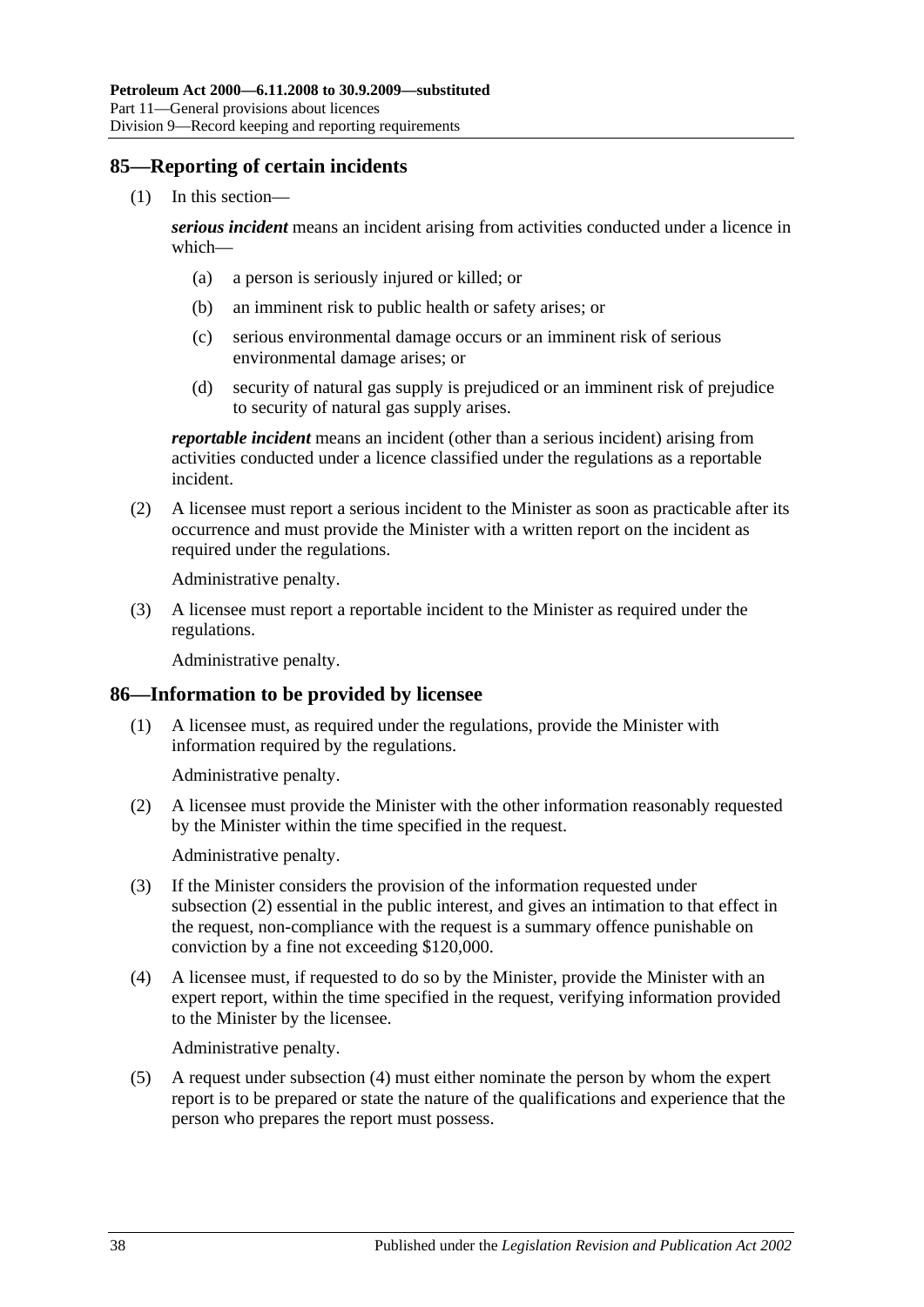## 85—Reporting of certain incidents

(1) In this section—

***serious incident*** means an incident arising from activities conducted under a licence in which—

(a) a person is seriously injured or killed; or

(b) an imminent risk to public health or safety arises; or

(c) serious environmental damage occurs or an imminent risk of serious environmental damage arises; or

(d) security of natural gas supply is prejudiced or an imminent risk of prejudice to security of natural gas supply arises.

***reportable incident*** means an incident (other than a serious incident) arising from activities conducted under a licence classified under the regulations as a reportable incident.

(2) A licensee must report a serious incident to the Minister as soon as practicable after its occurrence and must provide the Minister with a written report on the incident as required under the regulations.

Administrative penalty.

(3) A licensee must report a reportable incident to the Minister as required under the regulations.

Administrative penalty.

## 86—Information to be provided by licensee

(1) A licensee must, as required under the regulations, provide the Minister with information required by the regulations.

Administrative penalty.

(2) A licensee must provide the Minister with the other information reasonably requested by the Minister within the time specified in the request.

Administrative penalty.

(3) If the Minister considers the provision of the information requested under subsection (2) essential in the public interest, and gives an intimation to that effect in the request, non-compliance with the request is a summary offence punishable on conviction by a fine not exceeding $120,000.

(4) A licensee must, if requested to do so by the Minister, provide the Minister with an expert report, within the time specified in the request, verifying information provided to the Minister by the licensee.

Administrative penalty.

(5) A request under subsection (4) must either nominate the person by whom the expert report is to be prepared or state the nature of the qualifications and experience that the person who prepares the report must possess.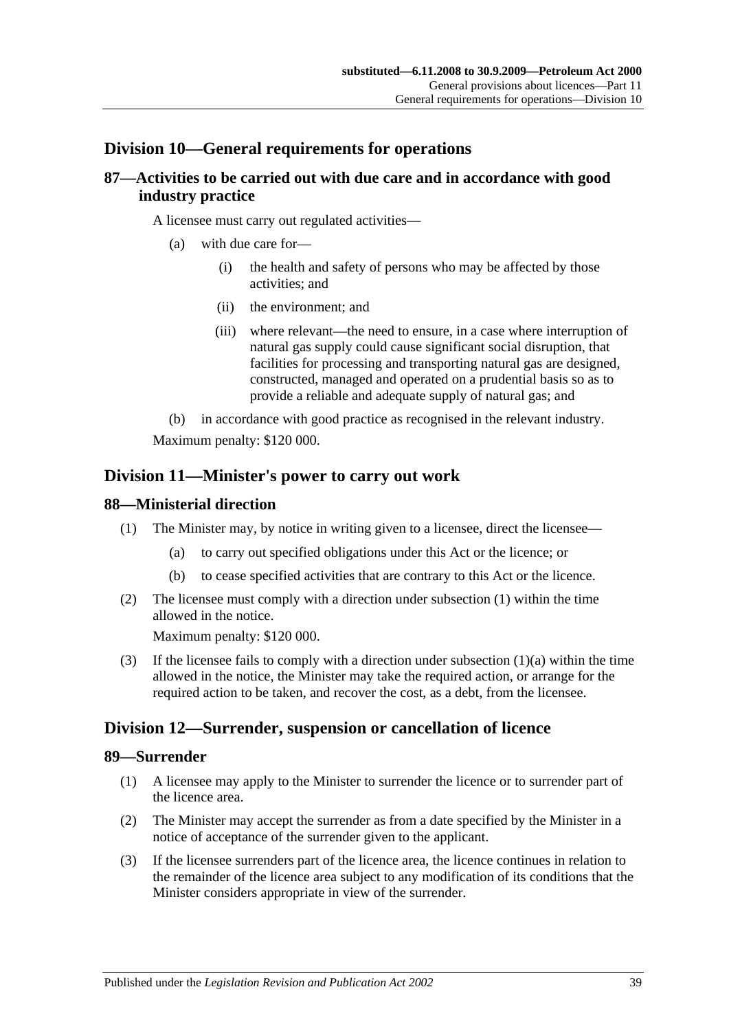## Division 10—General requirements for operations

### 87—Activities to be carried out with due care and in accordance with good industry practice

A licensee must carry out regulated activities—

(a) with due care for—

(i) the health and safety of persons who may be affected by those activities; and

(ii) the environment; and

(iii) where relevant—the need to ensure, in a case where interruption of natural gas supply could cause significant social disruption, that facilities for processing and transporting natural gas are designed, constructed, managed and operated on a prudential basis so as to provide a reliable and adequate supply of natural gas; and

(b) in accordance with good practice as recognised in the relevant industry.

Maximum penalty: $120 000.

## Division 11—Minister's power to carry out work

### 88—Ministerial direction

(1) The Minister may, by notice in writing given to a licensee, direct the licensee—

(a) to carry out specified obligations under this Act or the licence; or

(b) to cease specified activities that are contrary to this Act or the licence.

(2) The licensee must comply with a direction under subsection (1) within the time allowed in the notice.

Maximum penalty: $120 000.

(3) If the licensee fails to comply with a direction under subsection (1)(a) within the time allowed in the notice, the Minister may take the required action, or arrange for the required action to be taken, and recover the cost, as a debt, from the licensee.

## Division 12—Surrender, suspension or cancellation of licence

### 89—Surrender

(1) A licensee may apply to the Minister to surrender the licence or to surrender part of the licence area.

(2) The Minister may accept the surrender as from a date specified by the Minister in a notice of acceptance of the surrender given to the applicant.

(3) If the licensee surrenders part of the licence area, the licence continues in relation to the remainder of the licence area subject to any modification of its conditions that the Minister considers appropriate in view of the surrender.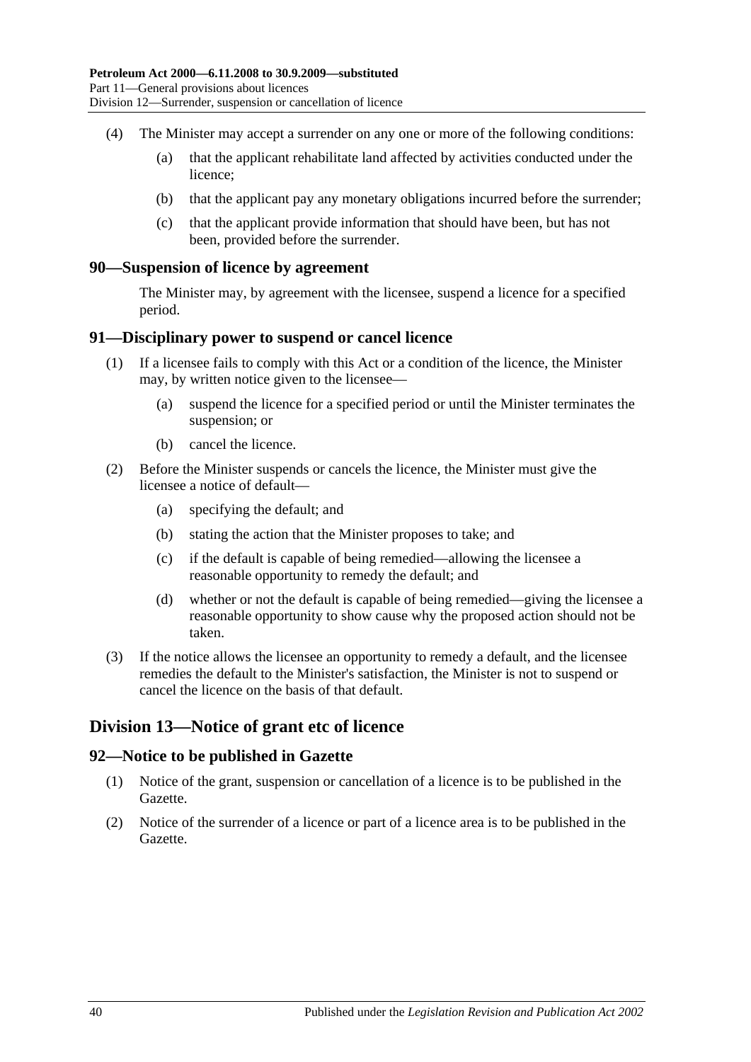(4) The Minister may accept a surrender on any one or more of the following conditions:

(a) that the applicant rehabilitate land affected by activities conducted under the licence;

(b) that the applicant pay any monetary obligations incurred before the surrender;

(c) that the applicant provide information that should have been, but has not been, provided before the surrender.

### 90—Suspension of licence by agreement

The Minister may, by agreement with the licensee, suspend a licence for a specified period.

### 91—Disciplinary power to suspend or cancel licence

(1) If a licensee fails to comply with this Act or a condition of the licence, the Minister may, by written notice given to the licensee—

(a) suspend the licence for a specified period or until the Minister terminates the suspension; or

(b) cancel the licence.

(2) Before the Minister suspends or cancels the licence, the Minister must give the licensee a notice of default—

(a) specifying the default; and

(b) stating the action that the Minister proposes to take; and

(c) if the default is capable of being remedied—allowing the licensee a reasonable opportunity to remedy the default; and

(d) whether or not the default is capable of being remedied—giving the licensee a reasonable opportunity to show cause why the proposed action should not be taken.

(3) If the notice allows the licensee an opportunity to remedy a default, and the licensee remedies the default to the Minister's satisfaction, the Minister is not to suspend or cancel the licence on the basis of that default.

## Division 13—Notice of grant etc of licence

### 92—Notice to be published in Gazette

(1) Notice of the grant, suspension or cancellation of a licence is to be published in the Gazette.

(2) Notice of the surrender of a licence or part of a licence area is to be published in the Gazette.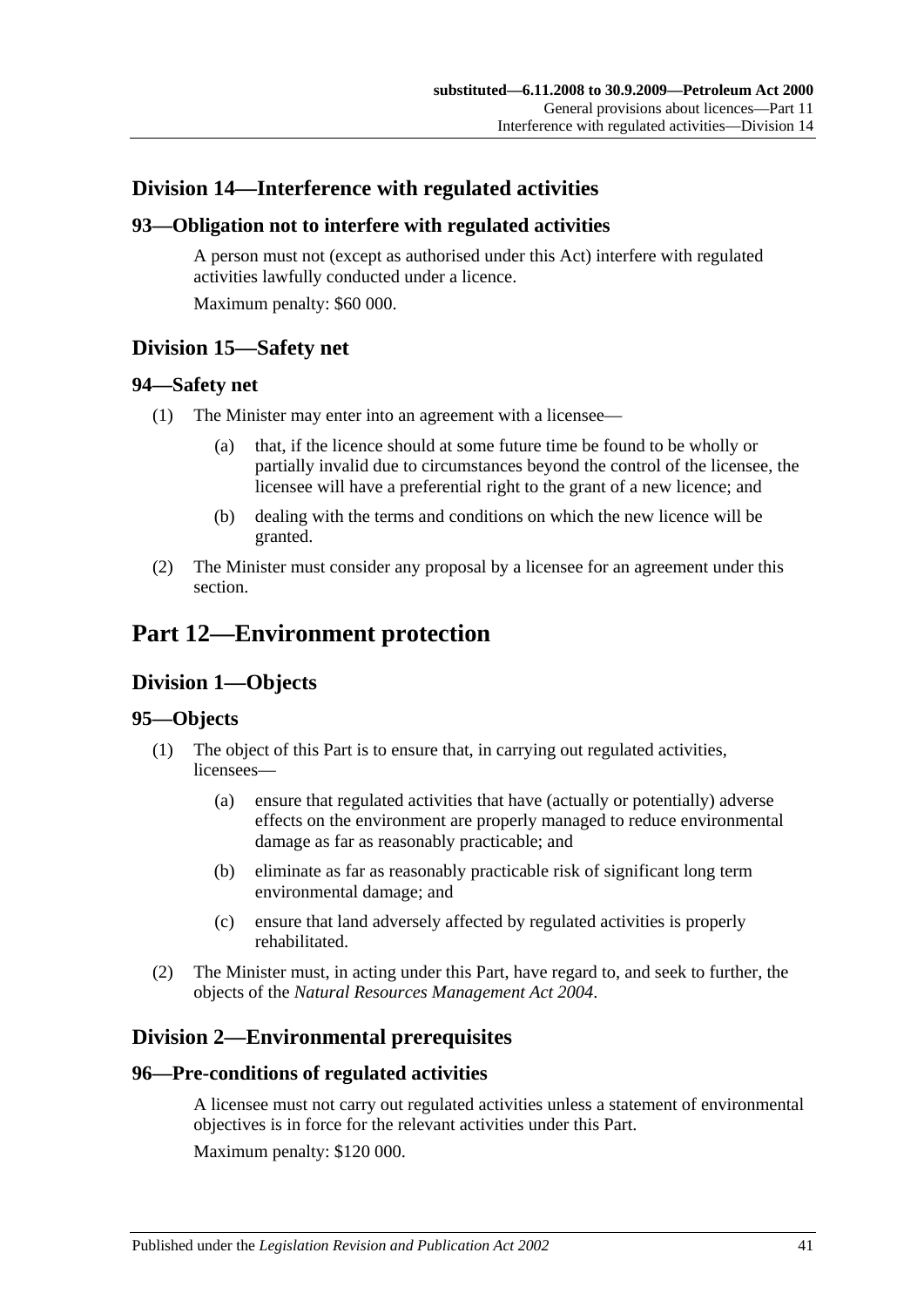## Division 14—Interference with regulated activities

### 93—Obligation not to interfere with regulated activities

A person must not (except as authorised under this Act) interfere with regulated activities lawfully conducted under a licence.

Maximum penalty: $60 000.

## Division 15—Safety net

### 94—Safety net

(1) The Minister may enter into an agreement with a licensee—

(a) that, if the licence should at some future time be found to be wholly or partially invalid due to circumstances beyond the control of the licensee, the licensee will have a preferential right to the grant of a new licence; and

(b) dealing with the terms and conditions on which the new licence will be granted.

(2) The Minister must consider any proposal by a licensee for an agreement under this section.

# Part 12—Environment protection

## Division 1—Objects

### 95—Objects

(1) The object of this Part is to ensure that, in carrying out regulated activities, licensees—

(a) ensure that regulated activities that have (actually or potentially) adverse effects on the environment are properly managed to reduce environmental damage as far as reasonably practicable; and

(b) eliminate as far as reasonably practicable risk of significant long term environmental damage; and

(c) ensure that land adversely affected by regulated activities is properly rehabilitated.

(2) The Minister must, in acting under this Part, have regard to, and seek to further, the objects of the *Natural Resources Management Act 2004*.

## Division 2—Environmental prerequisites

### 96—Pre-conditions of regulated activities

A licensee must not carry out regulated activities unless a statement of environmental objectives is in force for the relevant activities under this Part.

Maximum penalty: $120 000.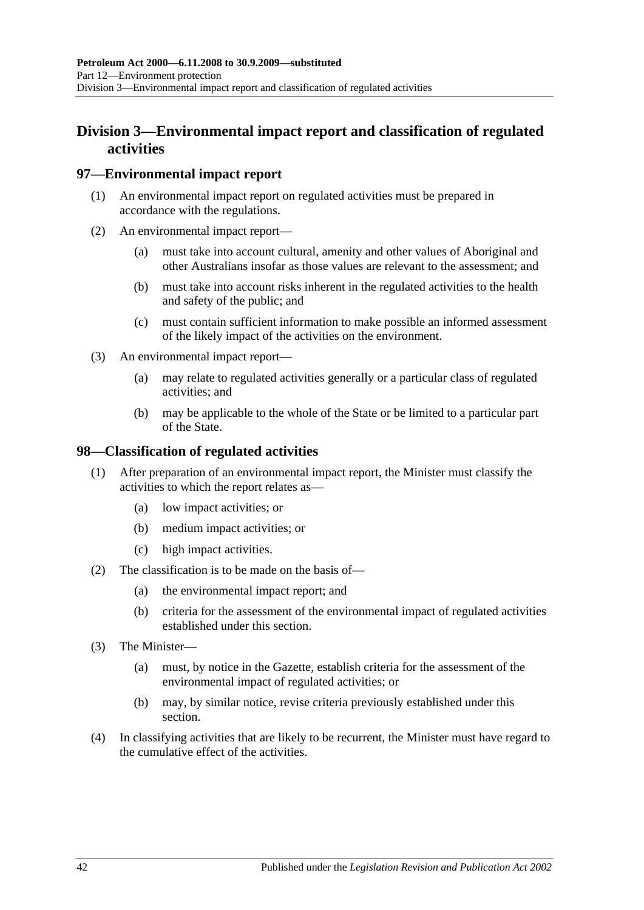## Division 3—Environmental impact report and classification of regulated activities

### 97—Environmental impact report

(1) An environmental impact report on regulated activities must be prepared in accordance with the regulations.

(2) An environmental impact report—

(a) must take into account cultural, amenity and other values of Aboriginal and other Australians insofar as those values are relevant to the assessment; and

(b) must take into account risks inherent in the regulated activities to the health and safety of the public; and

(c) must contain sufficient information to make possible an informed assessment of the likely impact of the activities on the environment.

(3) An environmental impact report—

(a) may relate to regulated activities generally or a particular class of regulated activities; and

(b) may be applicable to the whole of the State or be limited to a particular part of the State.

### 98—Classification of regulated activities

(1) After preparation of an environmental impact report, the Minister must classify the activities to which the report relates as—

(a) low impact activities; or

(b) medium impact activities; or

(c) high impact activities.

(2) The classification is to be made on the basis of—

(a) the environmental impact report; and

(b) criteria for the assessment of the environmental impact of regulated activities established under this section.

(3) The Minister—

(a) must, by notice in the Gazette, establish criteria for the assessment of the environmental impact of regulated activities; or

(b) may, by similar notice, revise criteria previously established under this section.

(4) In classifying activities that are likely to be recurrent, the Minister must have regard to the cumulative effect of the activities.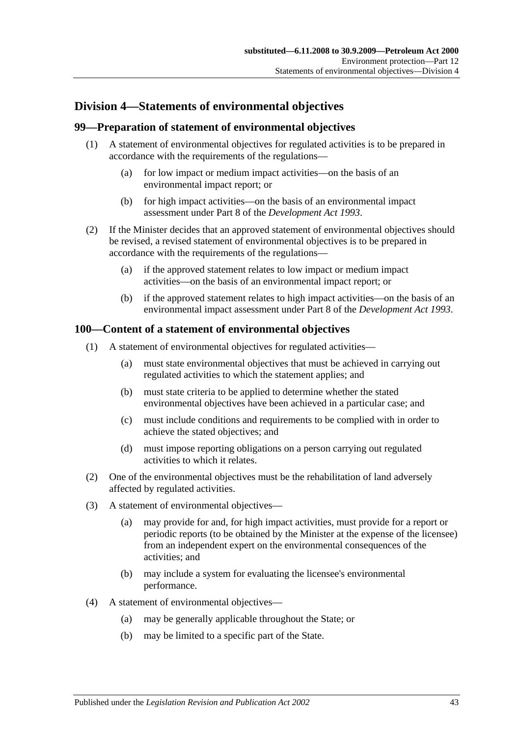## Division 4—Statements of environmental objectives

### 99—Preparation of statement of environmental objectives

(1) A statement of environmental objectives for regulated activities is to be prepared in accordance with the requirements of the regulations—

(a) for low impact or medium impact activities—on the basis of an environmental impact report; or

(b) for high impact activities—on the basis of an environmental impact assessment under Part 8 of the *Development Act 1993*.

(2) If the Minister decides that an approved statement of environmental objectives should be revised, a revised statement of environmental objectives is to be prepared in accordance with the requirements of the regulations—

(a) if the approved statement relates to low impact or medium impact activities—on the basis of an environmental impact report; or

(b) if the approved statement relates to high impact activities—on the basis of an environmental impact assessment under Part 8 of the *Development Act 1993*.

### 100—Content of a statement of environmental objectives

(1) A statement of environmental objectives for regulated activities—

(a) must state environmental objectives that must be achieved in carrying out regulated activities to which the statement applies; and

(b) must state criteria to be applied to determine whether the stated environmental objectives have been achieved in a particular case; and

(c) must include conditions and requirements to be complied with in order to achieve the stated objectives; and

(d) must impose reporting obligations on a person carrying out regulated activities to which it relates.

(2) One of the environmental objectives must be the rehabilitation of land adversely affected by regulated activities.

(3) A statement of environmental objectives—

(a) may provide for and, for high impact activities, must provide for a report or periodic reports (to be obtained by the Minister at the expense of the licensee) from an independent expert on the environmental consequences of the activities; and

(b) may include a system for evaluating the licensee's environmental performance.

(4) A statement of environmental objectives—

(a) may be generally applicable throughout the State; or

(b) may be limited to a specific part of the State.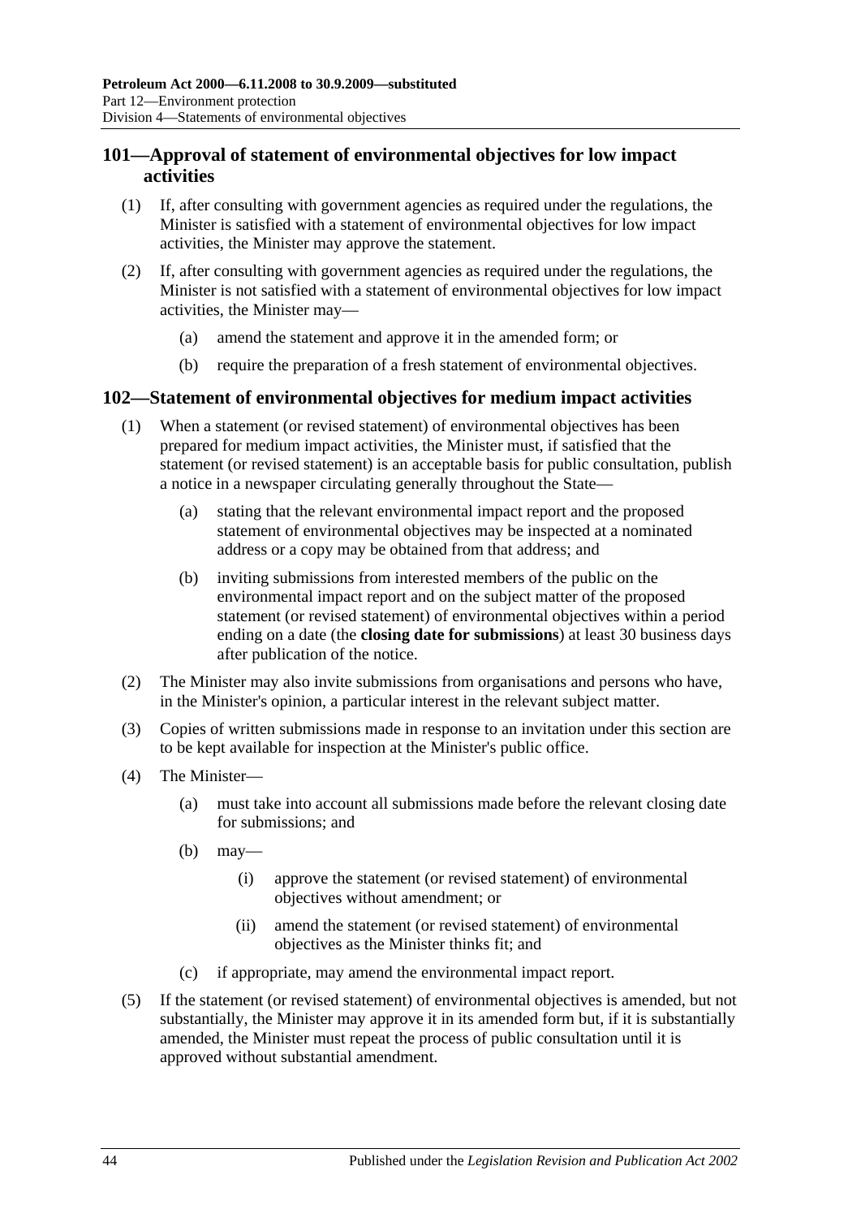## 101—Approval of statement of environmental objectives for low impact activities

(1) If, after consulting with government agencies as required under the regulations, the Minister is satisfied with a statement of environmental objectives for low impact activities, the Minister may approve the statement.

(2) If, after consulting with government agencies as required under the regulations, the Minister is not satisfied with a statement of environmental objectives for low impact activities, the Minister may—

(a) amend the statement and approve it in the amended form; or

(b) require the preparation of a fresh statement of environmental objectives.

## 102—Statement of environmental objectives for medium impact activities

(1) When a statement (or revised statement) of environmental objectives has been prepared for medium impact activities, the Minister must, if satisfied that the statement (or revised statement) is an acceptable basis for public consultation, publish a notice in a newspaper circulating generally throughout the State—

(a) stating that the relevant environmental impact report and the proposed statement of environmental objectives may be inspected at a nominated address or a copy may be obtained from that address; and

(b) inviting submissions from interested members of the public on the environmental impact report and on the subject matter of the proposed statement (or revised statement) of environmental objectives within a period ending on a date (the **closing date for submissions**) at least 30 business days after publication of the notice.

(2) The Minister may also invite submissions from organisations and persons who have, in the Minister's opinion, a particular interest in the relevant subject matter.

(3) Copies of written submissions made in response to an invitation under this section are to be kept available for inspection at the Minister's public office.

(4) The Minister—

(a) must take into account all submissions made before the relevant closing date for submissions; and

(b) may—

(i) approve the statement (or revised statement) of environmental objectives without amendment; or

(ii) amend the statement (or revised statement) of environmental objectives as the Minister thinks fit; and

(c) if appropriate, may amend the environmental impact report.

(5) If the statement (or revised statement) of environmental objectives is amended, but not substantially, the Minister may approve it in its amended form but, if it is substantially amended, the Minister must repeat the process of public consultation until it is approved without substantial amendment.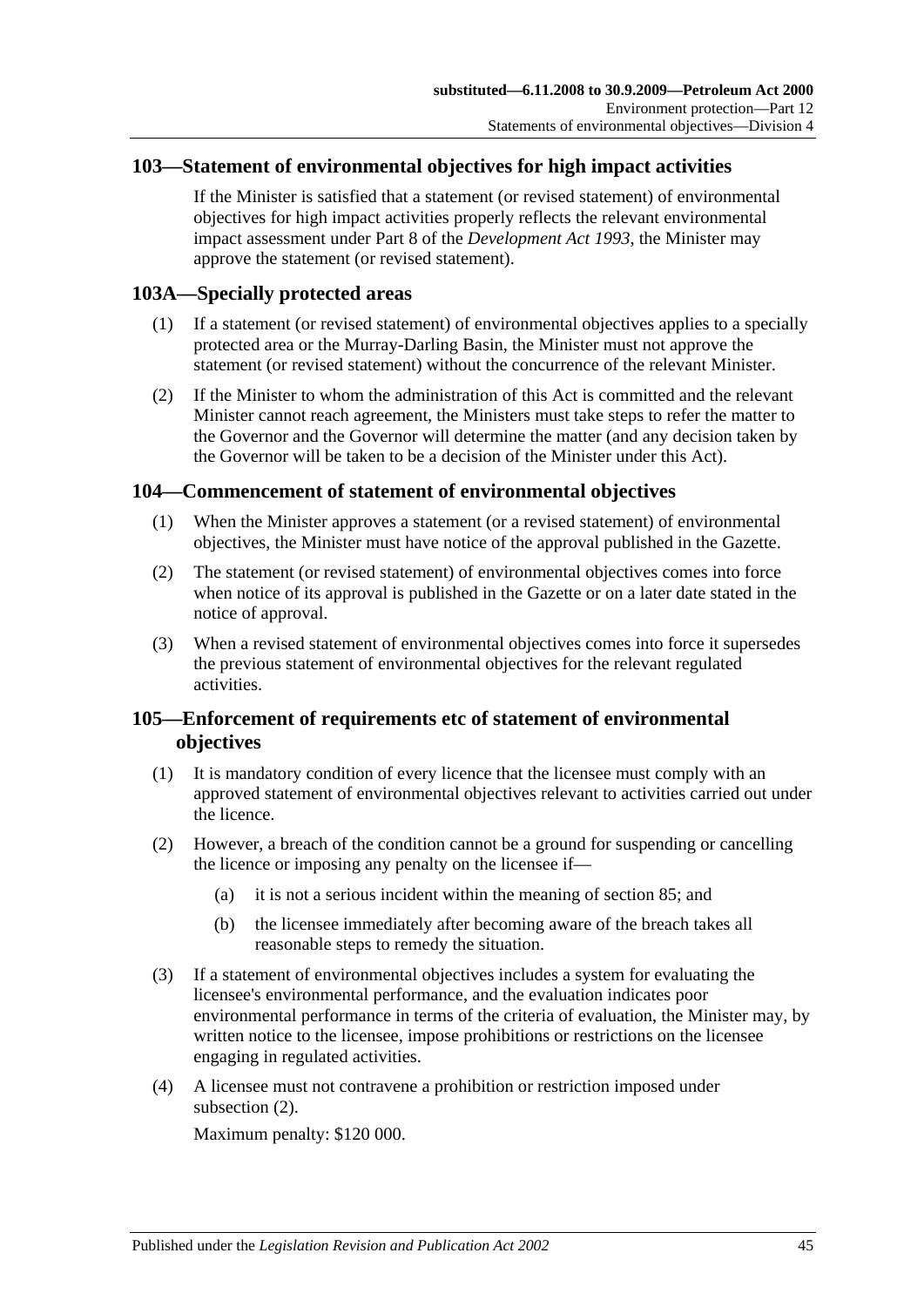## 103—Statement of environmental objectives for high impact activities

If the Minister is satisfied that a statement (or revised statement) of environmental objectives for high impact activities properly reflects the relevant environmental impact assessment under Part 8 of the *Development Act 1993*, the Minister may approve the statement (or revised statement).

## 103A—Specially protected areas

(1) If a statement (or revised statement) of environmental objectives applies to a specially protected area or the Murray-Darling Basin, the Minister must not approve the statement (or revised statement) without the concurrence of the relevant Minister.

(2) If the Minister to whom the administration of this Act is committed and the relevant Minister cannot reach agreement, the Ministers must take steps to refer the matter to the Governor and the Governor will determine the matter (and any decision taken by the Governor will be taken to be a decision of the Minister under this Act).

## 104—Commencement of statement of environmental objectives

(1) When the Minister approves a statement (or a revised statement) of environmental objectives, the Minister must have notice of the approval published in the Gazette.

(2) The statement (or revised statement) of environmental objectives comes into force when notice of its approval is published in the Gazette or on a later date stated in the notice of approval.

(3) When a revised statement of environmental objectives comes into force it supersedes the previous statement of environmental objectives for the relevant regulated activities.

## 105—Enforcement of requirements etc of statement of environmental objectives

(1) It is mandatory condition of every licence that the licensee must comply with an approved statement of environmental objectives relevant to activities carried out under the licence.

(2) However, a breach of the condition cannot be a ground for suspending or cancelling the licence or imposing any penalty on the licensee if—

(a) it is not a serious incident within the meaning of section 85; and

(b) the licensee immediately after becoming aware of the breach takes all reasonable steps to remedy the situation.

(3) If a statement of environmental objectives includes a system for evaluating the licensee's environmental performance, and the evaluation indicates poor environmental performance in terms of the criteria of evaluation, the Minister may, by written notice to the licensee, impose prohibitions or restrictions on the licensee engaging in regulated activities.

(4) A licensee must not contravene a prohibition or restriction imposed under subsection (2).

Maximum penalty: $120 000.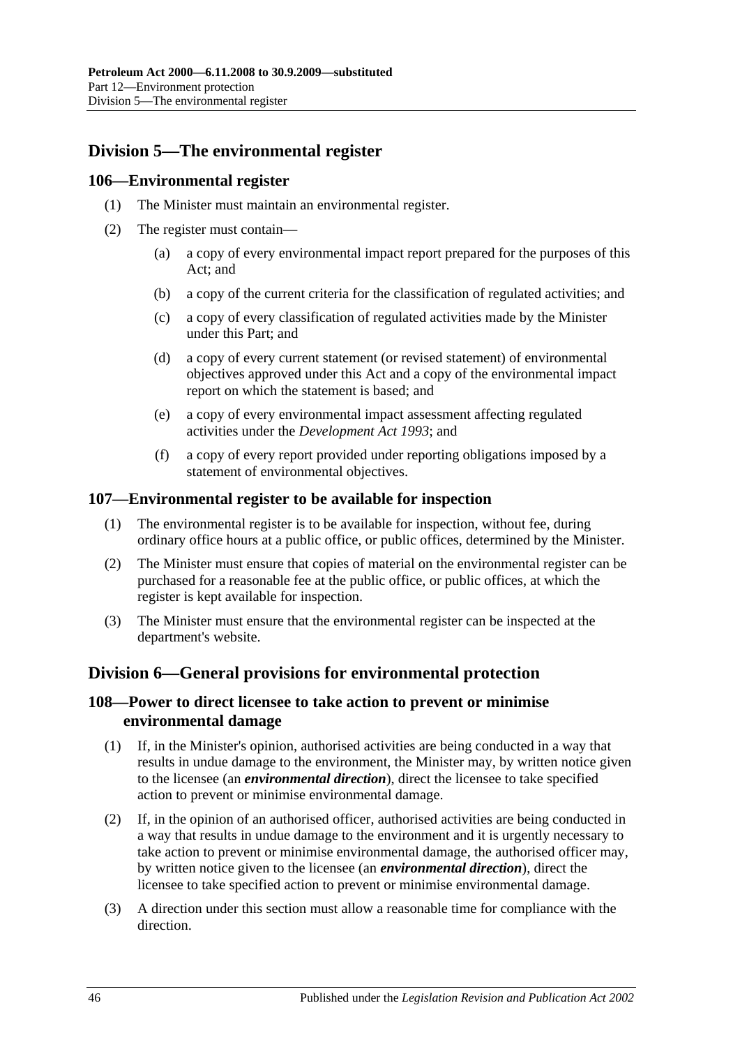## Division 5—The environmental register

### 106—Environmental register

(1) The Minister must maintain an environmental register.

(2) The register must contain—

(a) a copy of every environmental impact report prepared for the purposes of this Act; and

(b) a copy of the current criteria for the classification of regulated activities; and

(c) a copy of every classification of regulated activities made by the Minister under this Part; and

(d) a copy of every current statement (or revised statement) of environmental objectives approved under this Act and a copy of the environmental impact report on which the statement is based; and

(e) a copy of every environmental impact assessment affecting regulated activities under the *Development Act 1993*; and

(f) a copy of every report provided under reporting obligations imposed by a statement of environmental objectives.

### 107—Environmental register to be available for inspection

(1) The environmental register is to be available for inspection, without fee, during ordinary office hours at a public office, or public offices, determined by the Minister.

(2) The Minister must ensure that copies of material on the environmental register can be purchased for a reasonable fee at the public office, or public offices, at which the register is kept available for inspection.

(3) The Minister must ensure that the environmental register can be inspected at the department's website.

## Division 6—General provisions for environmental protection

### 108—Power to direct licensee to take action to prevent or minimise environmental damage

(1) If, in the Minister's opinion, authorised activities are being conducted in a way that results in undue damage to the environment, the Minister may, by written notice given to the licensee (an ***environmental direction***), direct the licensee to take specified action to prevent or minimise environmental damage.

(2) If, in the opinion of an authorised officer, authorised activities are being conducted in a way that results in undue damage to the environment and it is urgently necessary to take action to prevent or minimise environmental damage, the authorised officer may, by written notice given to the licensee (an ***environmental direction***), direct the licensee to take specified action to prevent or minimise environmental damage.

(3) A direction under this section must allow a reasonable time for compliance with the direction.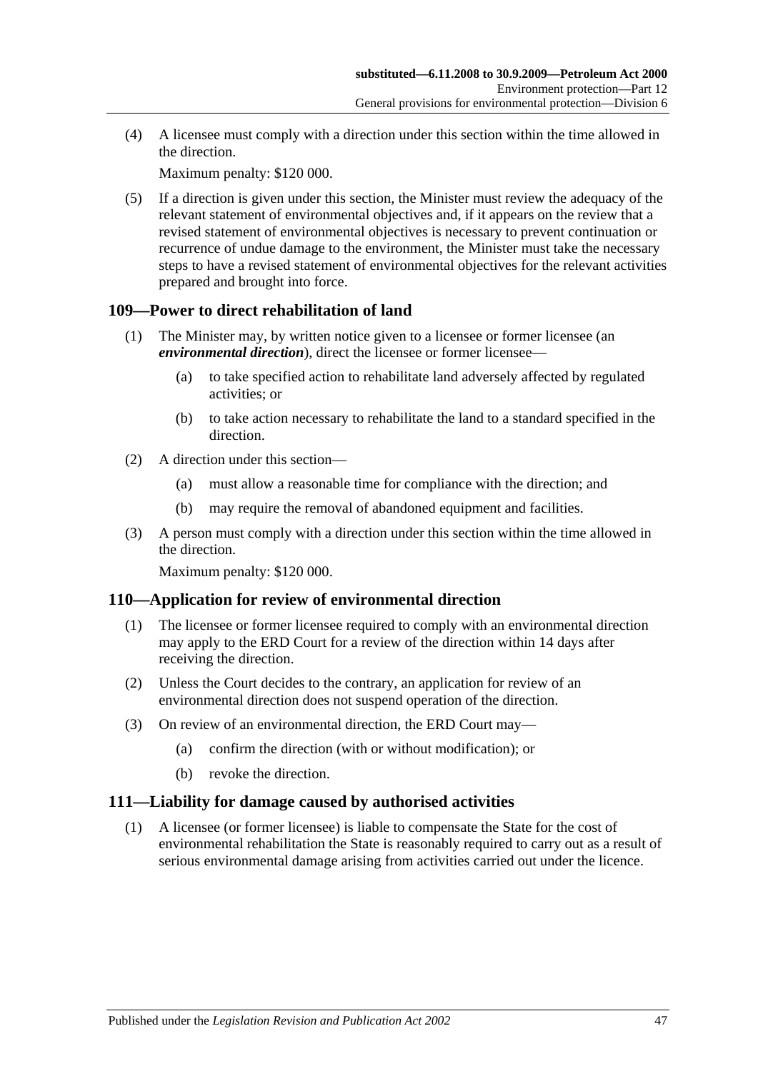(4) A licensee must comply with a direction under this section within the time allowed in the direction.

Maximum penalty: $120 000.

(5) If a direction is given under this section, the Minister must review the adequacy of the relevant statement of environmental objectives and, if it appears on the review that a revised statement of environmental objectives is necessary to prevent continuation or recurrence of undue damage to the environment, the Minister must take the necessary steps to have a revised statement of environmental objectives for the relevant activities prepared and brought into force.

## 109—Power to direct rehabilitation of land

(1) The Minister may, by written notice given to a licensee or former licensee (an ***environmental direction***), direct the licensee or former licensee—

(a) to take specified action to rehabilitate land adversely affected by regulated activities; or

(b) to take action necessary to rehabilitate the land to a standard specified in the direction.

(2) A direction under this section—

(a) must allow a reasonable time for compliance with the direction; and

(b) may require the removal of abandoned equipment and facilities.

(3) A person must comply with a direction under this section within the time allowed in the direction.

Maximum penalty: $120 000.

## 110—Application for review of environmental direction

(1) The licensee or former licensee required to comply with an environmental direction may apply to the ERD Court for a review of the direction within 14 days after receiving the direction.

(2) Unless the Court decides to the contrary, an application for review of an environmental direction does not suspend operation of the direction.

(3) On review of an environmental direction, the ERD Court may—

(a) confirm the direction (with or without modification); or

(b) revoke the direction.

## 111—Liability for damage caused by authorised activities

(1) A licensee (or former licensee) is liable to compensate the State for the cost of environmental rehabilitation the State is reasonably required to carry out as a result of serious environmental damage arising from activities carried out under the licence.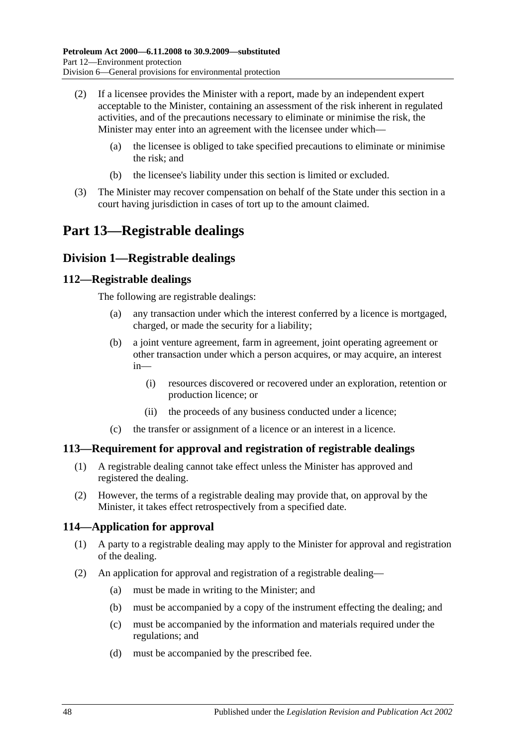(2) If a licensee provides the Minister with a report, made by an independent expert acceptable to the Minister, containing an assessment of the risk inherent in regulated activities, and of the precautions necessary to eliminate or minimise the risk, the Minister may enter into an agreement with the licensee under which—

(a) the licensee is obliged to take specified precautions to eliminate or minimise the risk; and

(b) the licensee's liability under this section is limited or excluded.

(3) The Minister may recover compensation on behalf of the State under this section in a court having jurisdiction in cases of tort up to the amount claimed.

# Part 13—Registrable dealings

## Division 1—Registrable dealings

### 112—Registrable dealings

The following are registrable dealings:

(a) any transaction under which the interest conferred by a licence is mortgaged, charged, or made the security for a liability;

(b) a joint venture agreement, farm in agreement, joint operating agreement or other transaction under which a person acquires, or may acquire, an interest in—

(i) resources discovered or recovered under an exploration, retention or production licence; or

(ii) the proceeds of any business conducted under a licence;

(c) the transfer or assignment of a licence or an interest in a licence.

### 113—Requirement for approval and registration of registrable dealings

(1) A registrable dealing cannot take effect unless the Minister has approved and registered the dealing.

(2) However, the terms of a registrable dealing may provide that, on approval by the Minister, it takes effect retrospectively from a specified date.

### 114—Application for approval

(1) A party to a registrable dealing may apply to the Minister for approval and registration of the dealing.

(2) An application for approval and registration of a registrable dealing—

(a) must be made in writing to the Minister; and

(b) must be accompanied by a copy of the instrument effecting the dealing; and

(c) must be accompanied by the information and materials required under the regulations; and

(d) must be accompanied by the prescribed fee.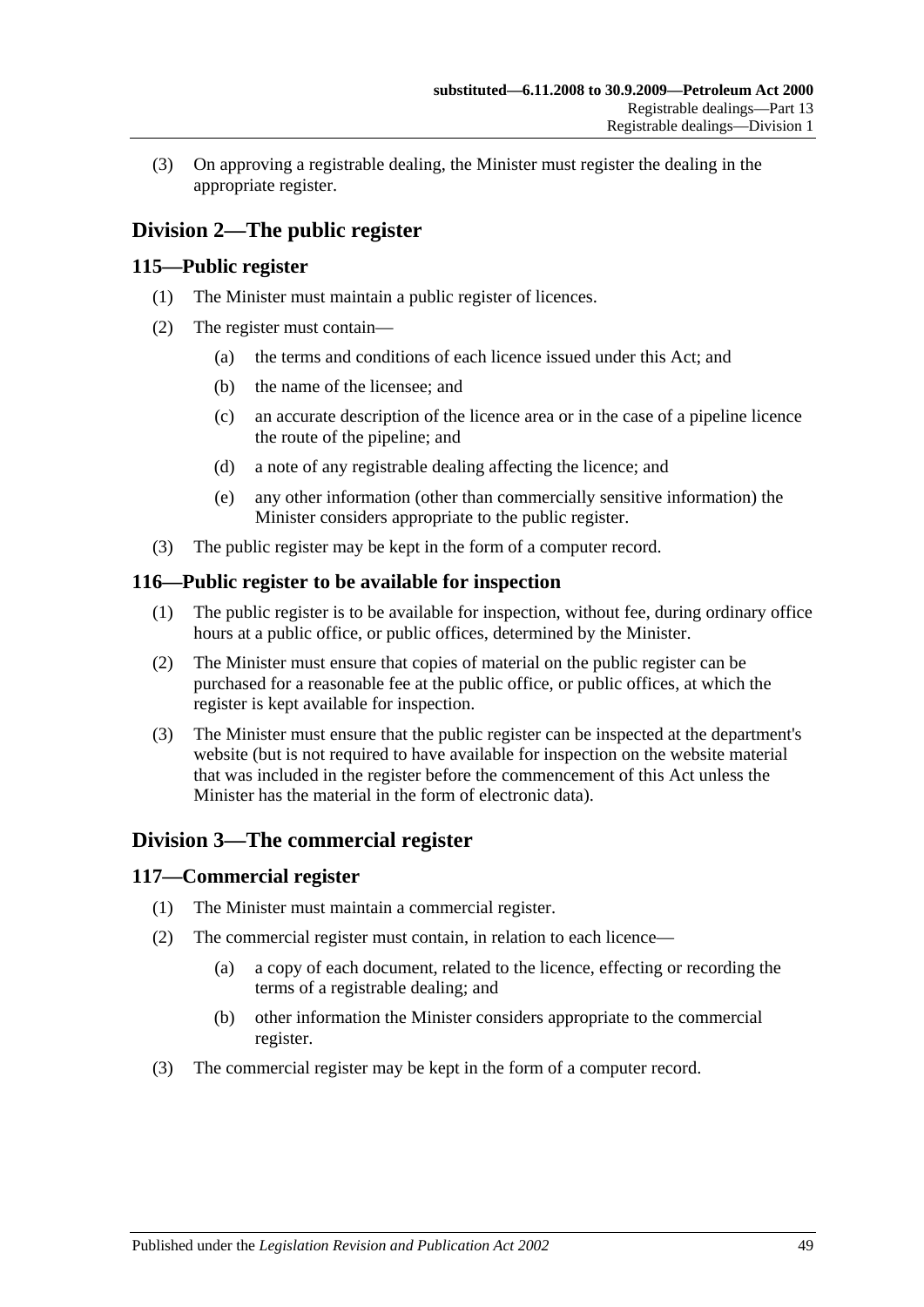(3) On approving a registrable dealing, the Minister must register the dealing in the appropriate register.

## Division 2—The public register

### 115—Public register

(1) The Minister must maintain a public register of licences.

(2) The register must contain—

(a) the terms and conditions of each licence issued under this Act; and

(b) the name of the licensee; and

(c) an accurate description of the licence area or in the case of a pipeline licence the route of the pipeline; and

(d) a note of any registrable dealing affecting the licence; and

(e) any other information (other than commercially sensitive information) the Minister considers appropriate to the public register.

(3) The public register may be kept in the form of a computer record.

### 116—Public register to be available for inspection

(1) The public register is to be available for inspection, without fee, during ordinary office hours at a public office, or public offices, determined by the Minister.

(2) The Minister must ensure that copies of material on the public register can be purchased for a reasonable fee at the public office, or public offices, at which the register is kept available for inspection.

(3) The Minister must ensure that the public register can be inspected at the department's website (but is not required to have available for inspection on the website material that was included in the register before the commencement of this Act unless the Minister has the material in the form of electronic data).

## Division 3—The commercial register

### 117—Commercial register

(1) The Minister must maintain a commercial register.

(2) The commercial register must contain, in relation to each licence—

(a) a copy of each document, related to the licence, effecting or recording the terms of a registrable dealing; and

(b) other information the Minister considers appropriate to the commercial register.

(3) The commercial register may be kept in the form of a computer record.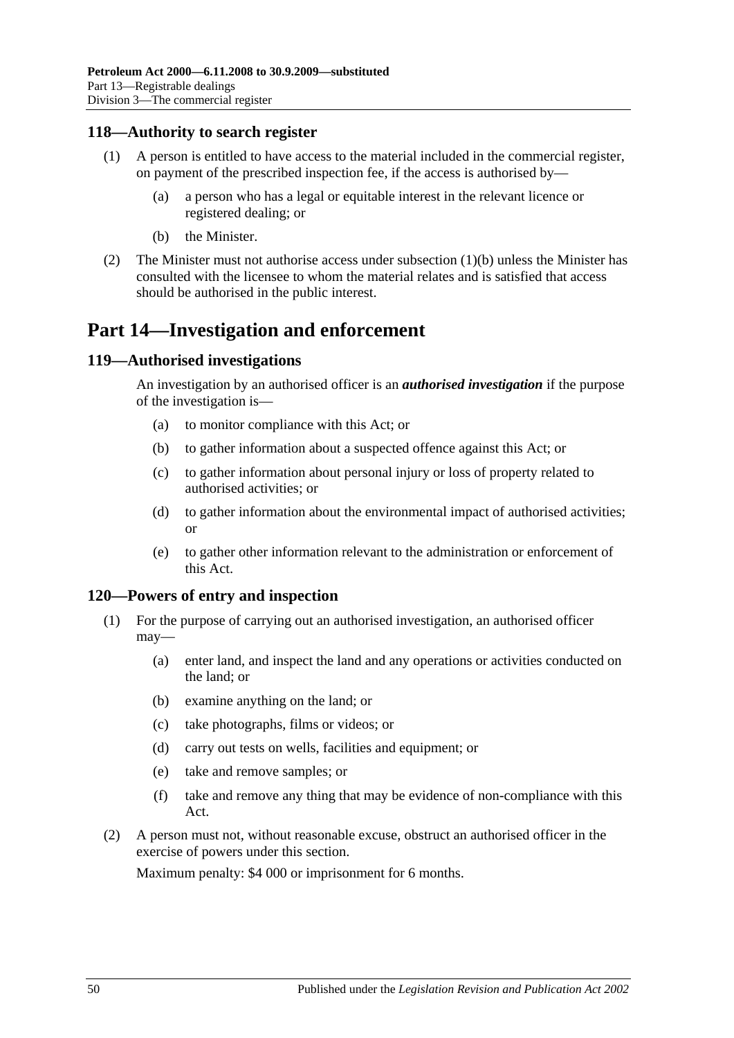### 118—Authority to search register

(1) A person is entitled to have access to the material included in the commercial register, on payment of the prescribed inspection fee, if the access is authorised by—

(a) a person who has a legal or equitable interest in the relevant licence or registered dealing; or

(b) the Minister.

(2) The Minister must not authorise access under subsection (1)(b) unless the Minister has consulted with the licensee to whom the material relates and is satisfied that access should be authorised in the public interest.

## Part 14—Investigation and enforcement

### 119—Authorised investigations

An investigation by an authorised officer is an ***authorised investigation*** if the purpose of the investigation is—

(a) to monitor compliance with this Act; or

(b) to gather information about a suspected offence against this Act; or

(c) to gather information about personal injury or loss of property related to authorised activities; or

(d) to gather information about the environmental impact of authorised activities; or

(e) to gather other information relevant to the administration or enforcement of this Act.

### 120—Powers of entry and inspection

(1) For the purpose of carrying out an authorised investigation, an authorised officer may—

(a) enter land, and inspect the land and any operations or activities conducted on the land; or

(b) examine anything on the land; or

(c) take photographs, films or videos; or

(d) carry out tests on wells, facilities and equipment; or

(e) take and remove samples; or

(f) take and remove any thing that may be evidence of non-compliance with this Act.

(2) A person must not, without reasonable excuse, obstruct an authorised officer in the exercise of powers under this section.

Maximum penalty: $4 000 or imprisonment for 6 months.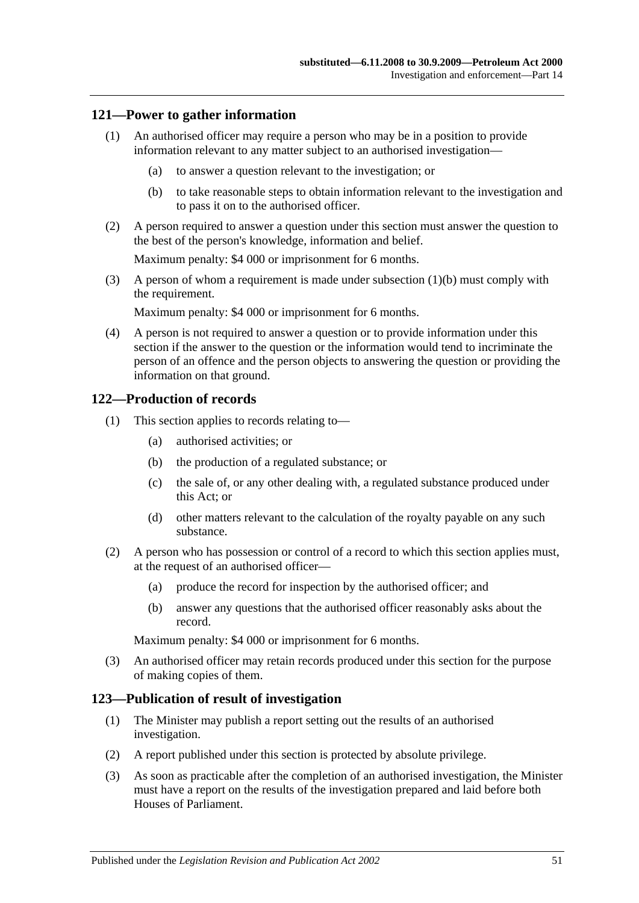## 121—Power to gather information

(1) An authorised officer may require a person who may be in a position to provide information relevant to any matter subject to an authorised investigation—

   (a) to answer a question relevant to the investigation; or

   (b) to take reasonable steps to obtain information relevant to the investigation and to pass it on to the authorised officer.

(2) A person required to answer a question under this section must answer the question to the best of the person's knowledge, information and belief.

Maximum penalty: $4 000 or imprisonment for 6 months.

(3) A person of whom a requirement is made under subsection (1)(b) must comply with the requirement.

Maximum penalty: $4 000 or imprisonment for 6 months.

(4) A person is not required to answer a question or to provide information under this section if the answer to the question or the information would tend to incriminate the person of an offence and the person objects to answering the question or providing the information on that ground.

## 122—Production of records

(1) This section applies to records relating to—

   (a) authorised activities; or

   (b) the production of a regulated substance; or

   (c) the sale of, or any other dealing with, a regulated substance produced under this Act; or

   (d) other matters relevant to the calculation of the royalty payable on any such substance.

(2) A person who has possession or control of a record to which this section applies must, at the request of an authorised officer—

   (a) produce the record for inspection by the authorised officer; and

   (b) answer any questions that the authorised officer reasonably asks about the record.

Maximum penalty: $4 000 or imprisonment for 6 months.

(3) An authorised officer may retain records produced under this section for the purpose of making copies of them.

## 123—Publication of result of investigation

(1) The Minister may publish a report setting out the results of an authorised investigation.

(2) A report published under this section is protected by absolute privilege.

(3) As soon as practicable after the completion of an authorised investigation, the Minister must have a report on the results of the investigation prepared and laid before both Houses of Parliament.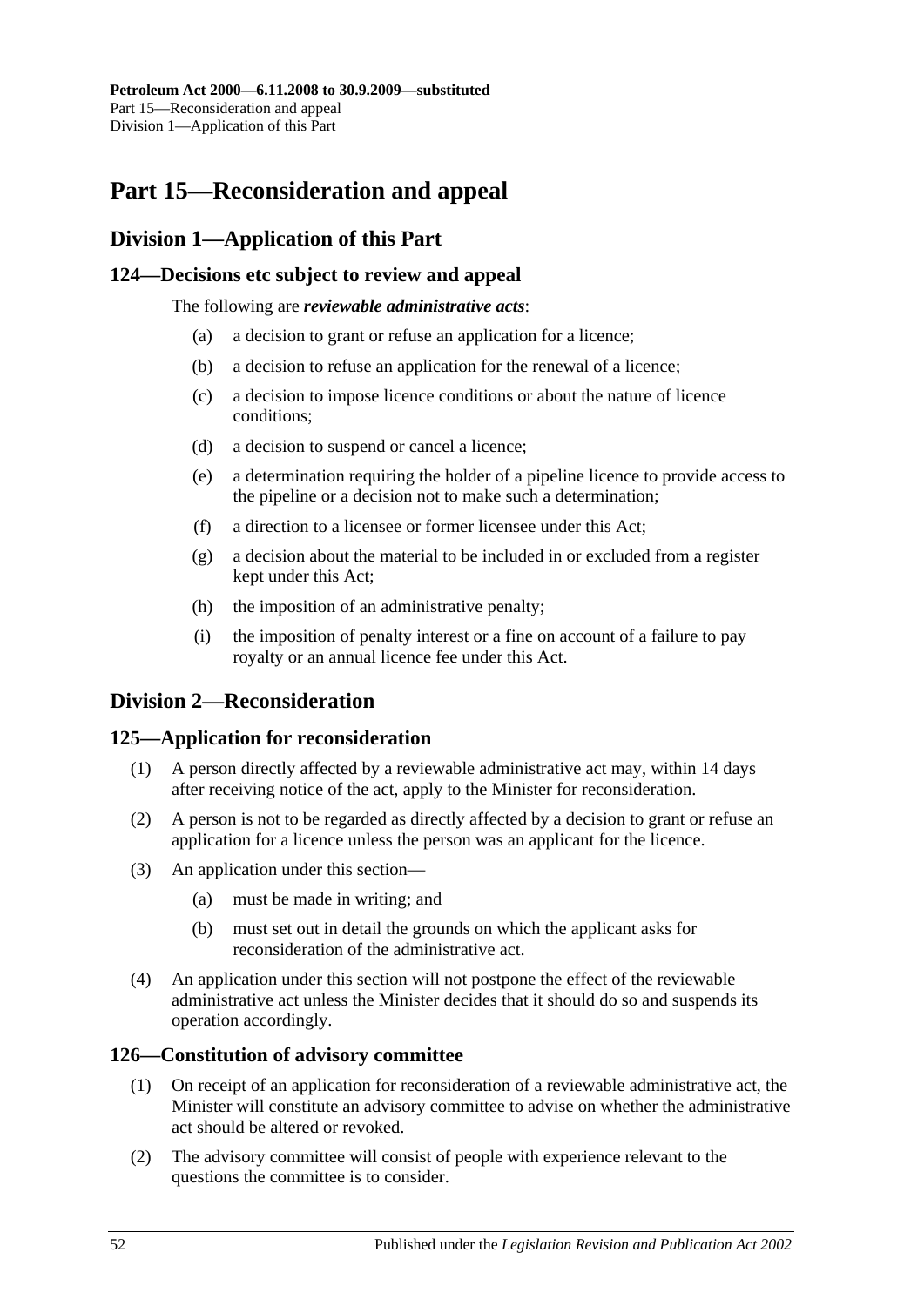# Part 15—Reconsideration and appeal

## Division 1—Application of this Part

### 124—Decisions etc subject to review and appeal

The following are ***reviewable administrative acts***:

(a) a decision to grant or refuse an application for a licence;

(b) a decision to refuse an application for the renewal of a licence;

(c) a decision to impose licence conditions or about the nature of licence conditions;

(d) a decision to suspend or cancel a licence;

(e) a determination requiring the holder of a pipeline licence to provide access to the pipeline or a decision not to make such a determination;

(f) a direction to a licensee or former licensee under this Act;

(g) a decision about the material to be included in or excluded from a register kept under this Act;

(h) the imposition of an administrative penalty;

(i) the imposition of penalty interest or a fine on account of a failure to pay royalty or an annual licence fee under this Act.

## Division 2—Reconsideration

### 125—Application for reconsideration

(1) A person directly affected by a reviewable administrative act may, within 14 days after receiving notice of the act, apply to the Minister for reconsideration.

(2) A person is not to be regarded as directly affected by a decision to grant or refuse an application for a licence unless the person was an applicant for the licence.

(3) An application under this section—

(a) must be made in writing; and

(b) must set out in detail the grounds on which the applicant asks for reconsideration of the administrative act.

(4) An application under this section will not postpone the effect of the reviewable administrative act unless the Minister decides that it should do so and suspends its operation accordingly.

### 126—Constitution of advisory committee

(1) On receipt of an application for reconsideration of a reviewable administrative act, the Minister will constitute an advisory committee to advise on whether the administrative act should be altered or revoked.

(2) The advisory committee will consist of people with experience relevant to the questions the committee is to consider.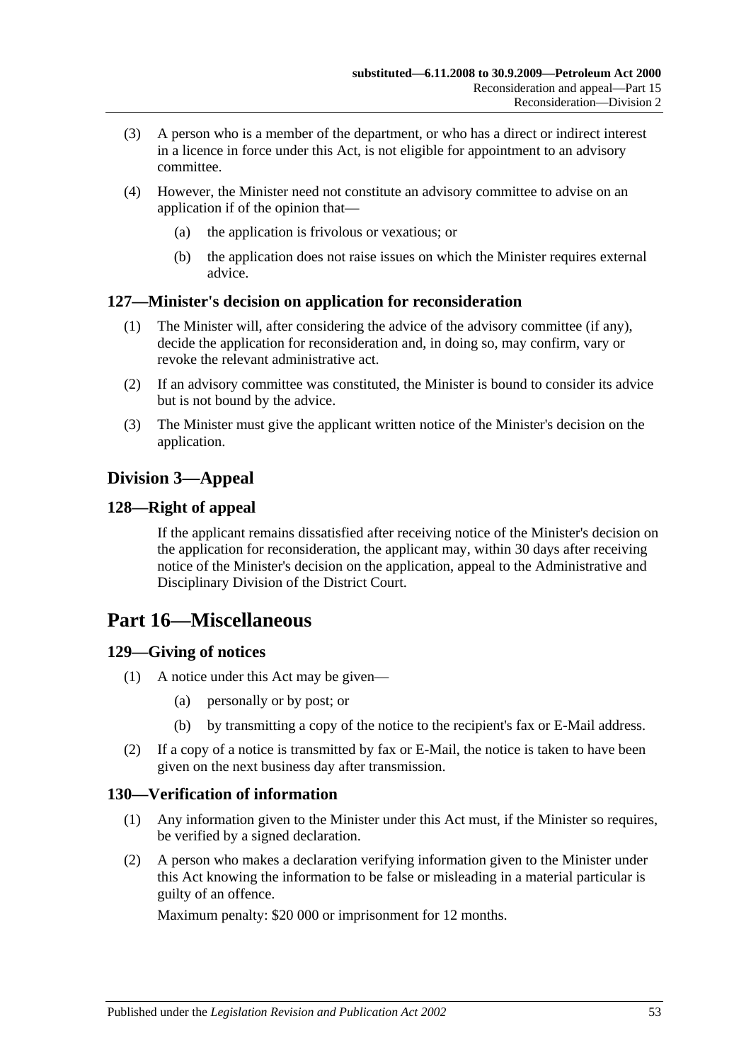(3) A person who is a member of the department, or who has a direct or indirect interest in a licence in force under this Act, is not eligible for appointment to an advisory committee.

(4) However, the Minister need not constitute an advisory committee to advise on an application if of the opinion that—

(a) the application is frivolous or vexatious; or

(b) the application does not raise issues on which the Minister requires external advice.

### 127—Minister's decision on application for reconsideration

(1) The Minister will, after considering the advice of the advisory committee (if any), decide the application for reconsideration and, in doing so, may confirm, vary or revoke the relevant administrative act.

(2) If an advisory committee was constituted, the Minister is bound to consider its advice but is not bound by the advice.

(3) The Minister must give the applicant written notice of the Minister's decision on the application.

## Division 3—Appeal

### 128—Right of appeal

If the applicant remains dissatisfied after receiving notice of the Minister's decision on the application for reconsideration, the applicant may, within 30 days after receiving notice of the Minister's decision on the application, appeal to the Administrative and Disciplinary Division of the District Court.

# Part 16—Miscellaneous

### 129—Giving of notices

(1) A notice under this Act may be given—

(a) personally or by post; or

(b) by transmitting a copy of the notice to the recipient's fax or E-Mail address.

(2) If a copy of a notice is transmitted by fax or E-Mail, the notice is taken to have been given on the next business day after transmission.

### 130—Verification of information

(1) Any information given to the Minister under this Act must, if the Minister so requires, be verified by a signed declaration.

(2) A person who makes a declaration verifying information given to the Minister under this Act knowing the information to be false or misleading in a material particular is guilty of an offence.

Maximum penalty: $20 000 or imprisonment for 12 months.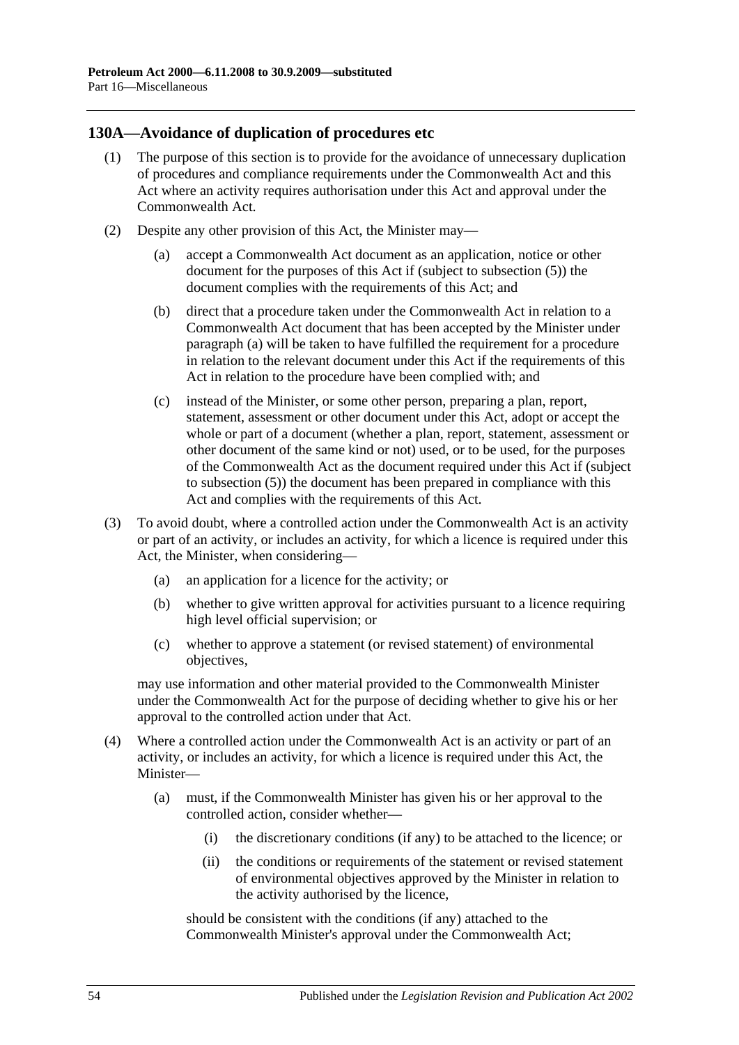## 130A—Avoidance of duplication of procedures etc

(1) The purpose of this section is to provide for the avoidance of unnecessary duplication of procedures and compliance requirements under the Commonwealth Act and this Act where an activity requires authorisation under this Act and approval under the Commonwealth Act.

(2) Despite any other provision of this Act, the Minister may—

(a) accept a Commonwealth Act document as an application, notice or other document for the purposes of this Act if (subject to subsection (5)) the document complies with the requirements of this Act; and

(b) direct that a procedure taken under the Commonwealth Act in relation to a Commonwealth Act document that has been accepted by the Minister under paragraph (a) will be taken to have fulfilled the requirement for a procedure in relation to the relevant document under this Act if the requirements of this Act in relation to the procedure have been complied with; and

(c) instead of the Minister, or some other person, preparing a plan, report, statement, assessment or other document under this Act, adopt or accept the whole or part of a document (whether a plan, report, statement, assessment or other document of the same kind or not) used, or to be used, for the purposes of the Commonwealth Act as the document required under this Act if (subject to subsection (5)) the document has been prepared in compliance with this Act and complies with the requirements of this Act.

(3) To avoid doubt, where a controlled action under the Commonwealth Act is an activity or part of an activity, or includes an activity, for which a licence is required under this Act, the Minister, when considering—

(a) an application for a licence for the activity; or

(b) whether to give written approval for activities pursuant to a licence requiring high level official supervision; or

(c) whether to approve a statement (or revised statement) of environmental objectives,

may use information and other material provided to the Commonwealth Minister under the Commonwealth Act for the purpose of deciding whether to give his or her approval to the controlled action under that Act.

(4) Where a controlled action under the Commonwealth Act is an activity or part of an activity, or includes an activity, for which a licence is required under this Act, the Minister—

(a) must, if the Commonwealth Minister has given his or her approval to the controlled action, consider whether—

(i) the discretionary conditions (if any) to be attached to the licence; or

(ii) the conditions or requirements of the statement or revised statement of environmental objectives approved by the Minister in relation to the activity authorised by the licence,

should be consistent with the conditions (if any) attached to the Commonwealth Minister's approval under the Commonwealth Act;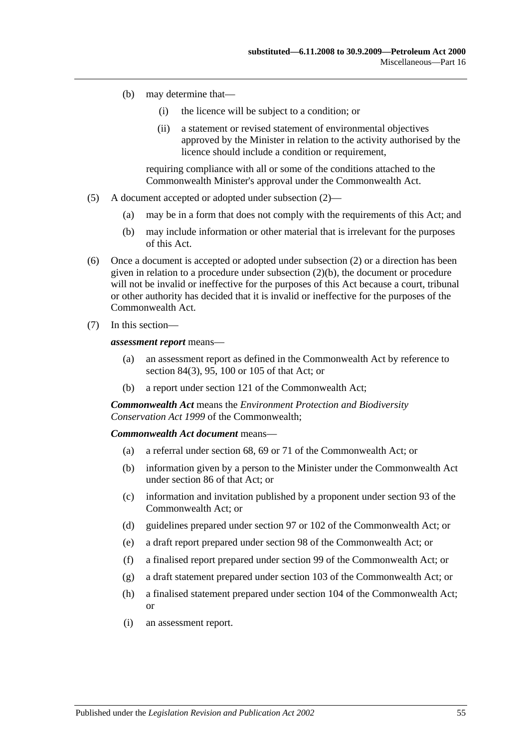(b) may determine that—

  (i) the licence will be subject to a condition; or

  (ii) a statement or revised statement of environmental objectives approved by the Minister in relation to the activity authorised by the licence should include a condition or requirement,

  requiring compliance with all or some of the conditions attached to the Commonwealth Minister's approval under the Commonwealth Act.

(5) A document accepted or adopted under subsection (2)—

  (a) may be in a form that does not comply with the requirements of this Act; and

  (b) may include information or other material that is irrelevant for the purposes of this Act.

(6) Once a document is accepted or adopted under subsection (2) or a direction has been given in relation to a procedure under subsection (2)(b), the document or procedure will not be invalid or ineffective for the purposes of this Act because a court, tribunal or other authority has decided that it is invalid or ineffective for the purposes of the Commonwealth Act.

(7) In this section—

***assessment report*** means—

  (a) an assessment report as defined in the Commonwealth Act by reference to section 84(3), 95, 100 or 105 of that Act; or

  (b) a report under section 121 of the Commonwealth Act;

***Commonwealth Act*** means the *Environment Protection and Biodiversity Conservation Act 1999* of the Commonwealth;

***Commonwealth Act document*** means—

  (a) a referral under section 68, 69 or 71 of the Commonwealth Act; or

  (b) information given by a person to the Minister under the Commonwealth Act under section 86 of that Act; or

  (c) information and invitation published by a proponent under section 93 of the Commonwealth Act; or

  (d) guidelines prepared under section 97 or 102 of the Commonwealth Act; or

  (e) a draft report prepared under section 98 of the Commonwealth Act; or

  (f) a finalised report prepared under section 99 of the Commonwealth Act; or

  (g) a draft statement prepared under section 103 of the Commonwealth Act; or

  (h) a finalised statement prepared under section 104 of the Commonwealth Act; or

  (i) an assessment report.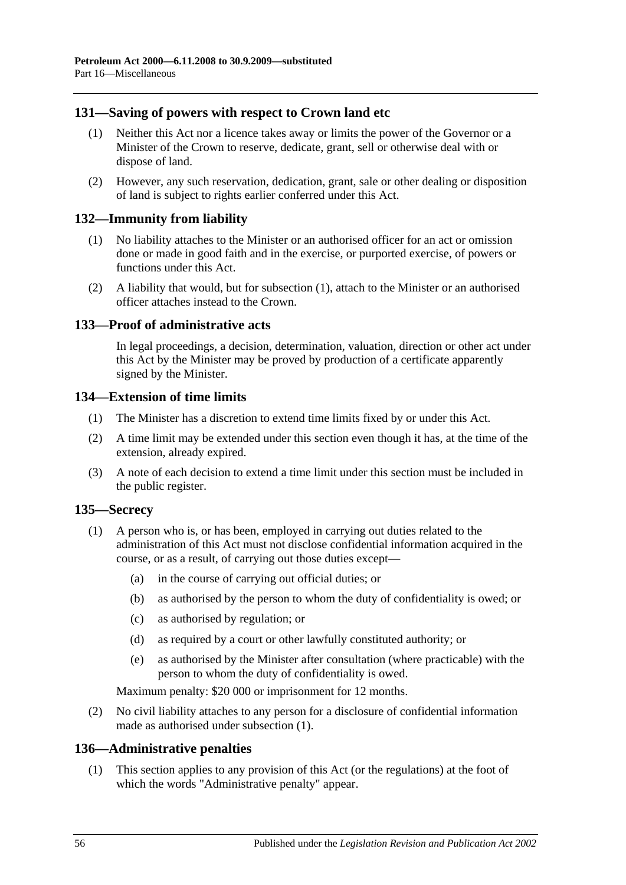## 131—Saving of powers with respect to Crown land etc

(1) Neither this Act nor a licence takes away or limits the power of the Governor or a Minister of the Crown to reserve, dedicate, grant, sell or otherwise deal with or dispose of land.

(2) However, any such reservation, dedication, grant, sale or other dealing or disposition of land is subject to rights earlier conferred under this Act.

## 132—Immunity from liability

(1) No liability attaches to the Minister or an authorised officer for an act or omission done or made in good faith and in the exercise, or purported exercise, of powers or functions under this Act.

(2) A liability that would, but for subsection (1), attach to the Minister or an authorised officer attaches instead to the Crown.

## 133—Proof of administrative acts

In legal proceedings, a decision, determination, valuation, direction or other act under this Act by the Minister may be proved by production of a certificate apparently signed by the Minister.

## 134—Extension of time limits

(1) The Minister has a discretion to extend time limits fixed by or under this Act.

(2) A time limit may be extended under this section even though it has, at the time of the extension, already expired.

(3) A note of each decision to extend a time limit under this section must be included in the public register.

## 135—Secrecy

(1) A person who is, or has been, employed in carrying out duties related to the administration of this Act must not disclose confidential information acquired in the course, or as a result, of carrying out those duties except—

   (a) in the course of carrying out official duties; or

   (b) as authorised by the person to whom the duty of confidentiality is owed; or

   (c) as authorised by regulation; or

   (d) as required by a court or other lawfully constituted authority; or

   (e) as authorised by the Minister after consultation (where practicable) with the person to whom the duty of confidentiality is owed.

Maximum penalty: $20 000 or imprisonment for 12 months.

(2) No civil liability attaches to any person for a disclosure of confidential information made as authorised under subsection (1).

## 136—Administrative penalties

(1) This section applies to any provision of this Act (or the regulations) at the foot of which the words "Administrative penalty" appear.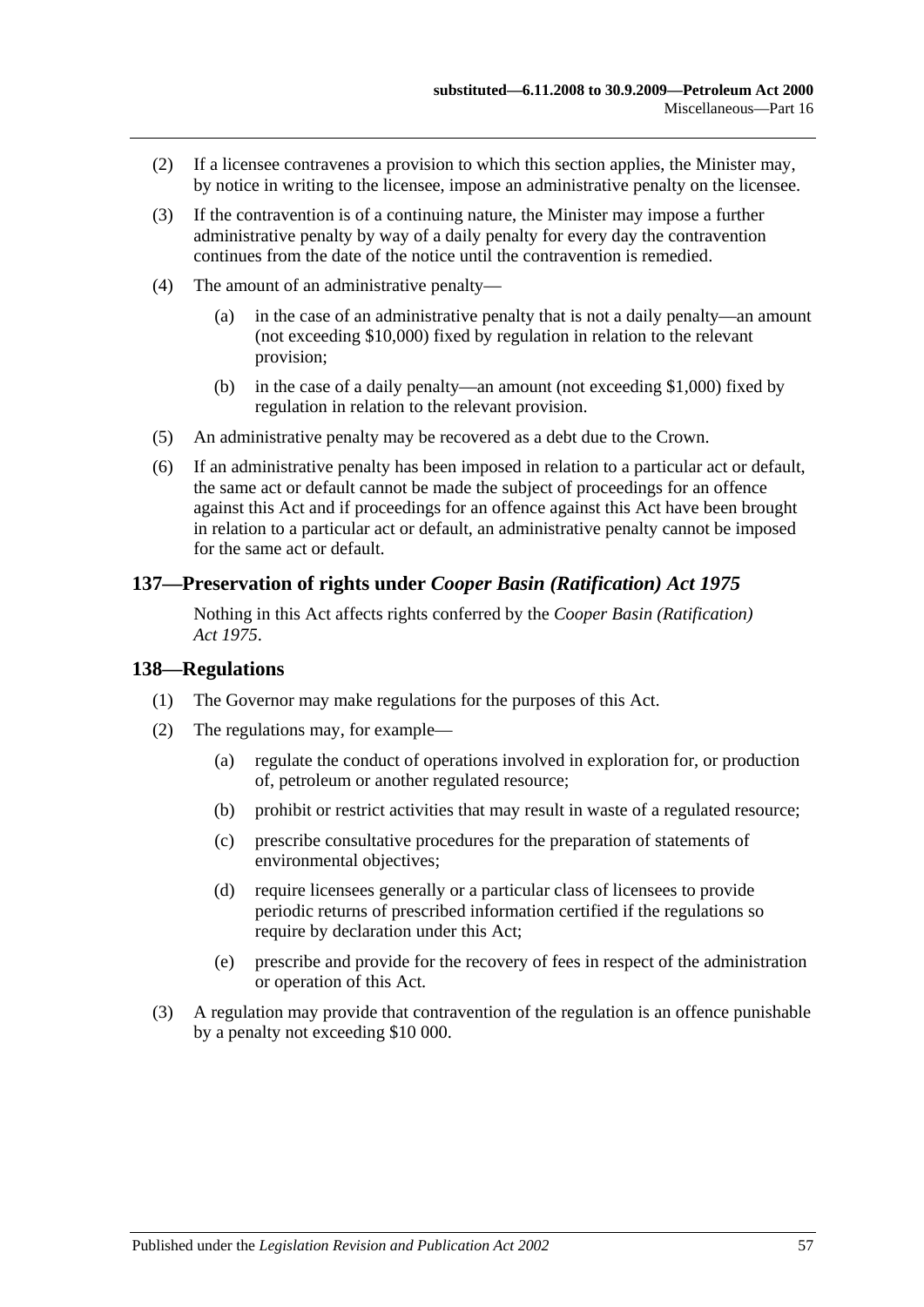(2) If a licensee contravenes a provision to which this section applies, the Minister may, by notice in writing to the licensee, impose an administrative penalty on the licensee.

(3) If the contravention is of a continuing nature, the Minister may impose a further administrative penalty by way of a daily penalty for every day the contravention continues from the date of the notice until the contravention is remedied.

(4) The amount of an administrative penalty—

(a) in the case of an administrative penalty that is not a daily penalty—an amount (not exceeding $10,000) fixed by regulation in relation to the relevant provision;

(b) in the case of a daily penalty—an amount (not exceeding $1,000) fixed by regulation in relation to the relevant provision.

(5) An administrative penalty may be recovered as a debt due to the Crown.

(6) If an administrative penalty has been imposed in relation to a particular act or default, the same act or default cannot be made the subject of proceedings for an offence against this Act and if proceedings for an offence against this Act have been brought in relation to a particular act or default, an administrative penalty cannot be imposed for the same act or default.

## 137—Preservation of rights under *Cooper Basin (Ratification) Act 1975*

Nothing in this Act affects rights conferred by the *Cooper Basin (Ratification) Act 1975*.

## 138—Regulations

(1) The Governor may make regulations for the purposes of this Act.

(2) The regulations may, for example—

(a) regulate the conduct of operations involved in exploration for, or production of, petroleum or another regulated resource;

(b) prohibit or restrict activities that may result in waste of a regulated resource;

(c) prescribe consultative procedures for the preparation of statements of environmental objectives;

(d) require licensees generally or a particular class of licensees to provide periodic returns of prescribed information certified if the regulations so require by declaration under this Act;

(e) prescribe and provide for the recovery of fees in respect of the administration or operation of this Act.

(3) A regulation may provide that contravention of the regulation is an offence punishable by a penalty not exceeding $10 000.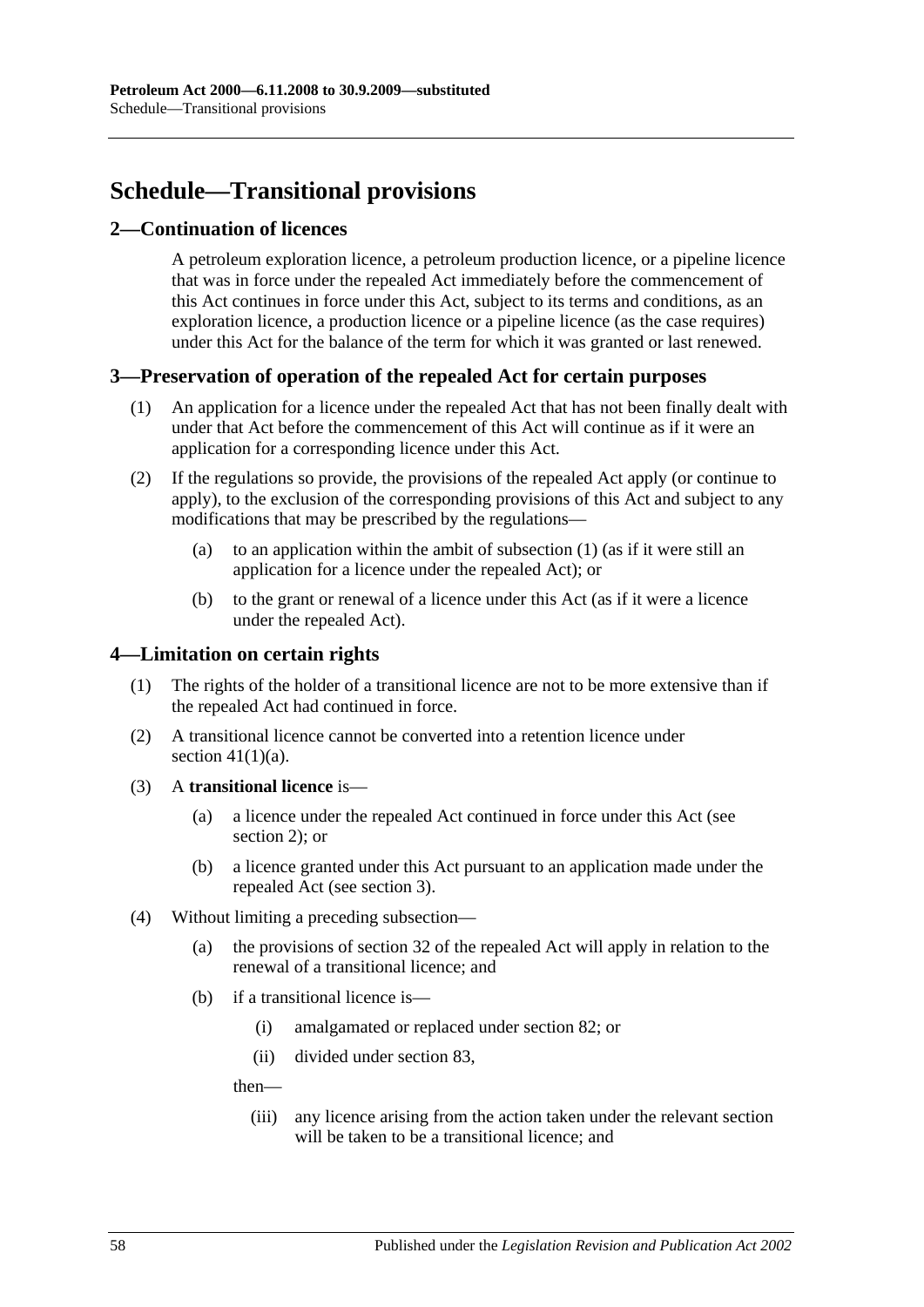# Schedule—Transitional provisions

## 2—Continuation of licences

A petroleum exploration licence, a petroleum production licence, or a pipeline licence that was in force under the repealed Act immediately before the commencement of this Act continues in force under this Act, subject to its terms and conditions, as an exploration licence, a production licence or a pipeline licence (as the case requires) under this Act for the balance of the term for which it was granted or last renewed.

## 3—Preservation of operation of the repealed Act for certain purposes

(1) An application for a licence under the repealed Act that has not been finally dealt with under that Act before the commencement of this Act will continue as if it were an application for a corresponding licence under this Act.

(2) If the regulations so provide, the provisions of the repealed Act apply (or continue to apply), to the exclusion of the corresponding provisions of this Act and subject to any modifications that may be prescribed by the regulations—

- (a) to an application within the ambit of subsection (1) (as if it were still an application for a licence under the repealed Act); or
- (b) to the grant or renewal of a licence under this Act (as if it were a licence under the repealed Act).

## 4—Limitation on certain rights

(1) The rights of the holder of a transitional licence are not to be more extensive than if the repealed Act had continued in force.

(2) A transitional licence cannot be converted into a retention licence under section 41(1)(a).

(3) A **transitional licence** is—

- (a) a licence under the repealed Act continued in force under this Act (see section 2); or
- (b) a licence granted under this Act pursuant to an application made under the repealed Act (see section 3).

(4) Without limiting a preceding subsection—

- (a) the provisions of section 32 of the repealed Act will apply in relation to the renewal of a transitional licence; and
- (b) if a transitional licence is—
  - (i) amalgamated or replaced under section 82; or
  - (ii) divided under section 83,

  then—

  - (iii) any licence arising from the action taken under the relevant section will be taken to be a transitional licence; and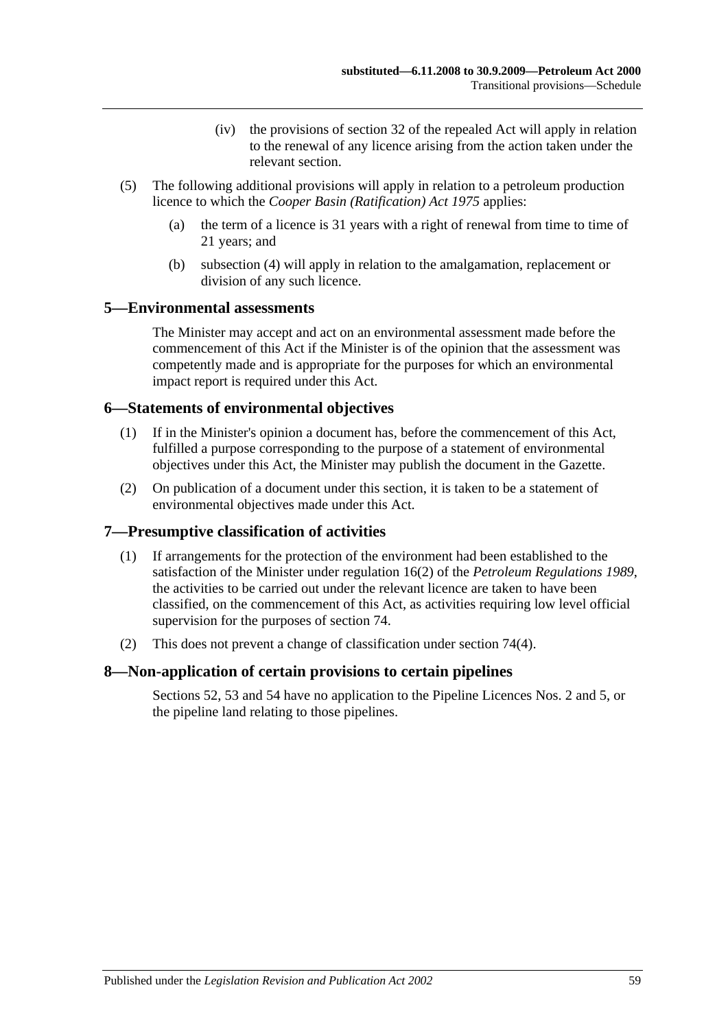(iv) the provisions of section 32 of the repealed Act will apply in relation to the renewal of any licence arising from the action taken under the relevant section.

(5) The following additional provisions will apply in relation to a petroleum production licence to which the *Cooper Basin (Ratification) Act 1975* applies:

(a) the term of a licence is 31 years with a right of renewal from time to time of 21 years; and

(b) subsection (4) will apply in relation to the amalgamation, replacement or division of any such licence.

## 5—Environmental assessments

The Minister may accept and act on an environmental assessment made before the commencement of this Act if the Minister is of the opinion that the assessment was competently made and is appropriate for the purposes for which an environmental impact report is required under this Act.

## 6—Statements of environmental objectives

(1) If in the Minister's opinion a document has, before the commencement of this Act, fulfilled a purpose corresponding to the purpose of a statement of environmental objectives under this Act, the Minister may publish the document in the Gazette.

(2) On publication of a document under this section, it is taken to be a statement of environmental objectives made under this Act.

## 7—Presumptive classification of activities

(1) If arrangements for the protection of the environment had been established to the satisfaction of the Minister under regulation 16(2) of the *Petroleum Regulations 1989*, the activities to be carried out under the relevant licence are taken to have been classified, on the commencement of this Act, as activities requiring low level official supervision for the purposes of section 74.

(2) This does not prevent a change of classification under section 74(4).

## 8—Non-application of certain provisions to certain pipelines

Sections 52, 53 and 54 have no application to the Pipeline Licences Nos. 2 and 5, or the pipeline land relating to those pipelines.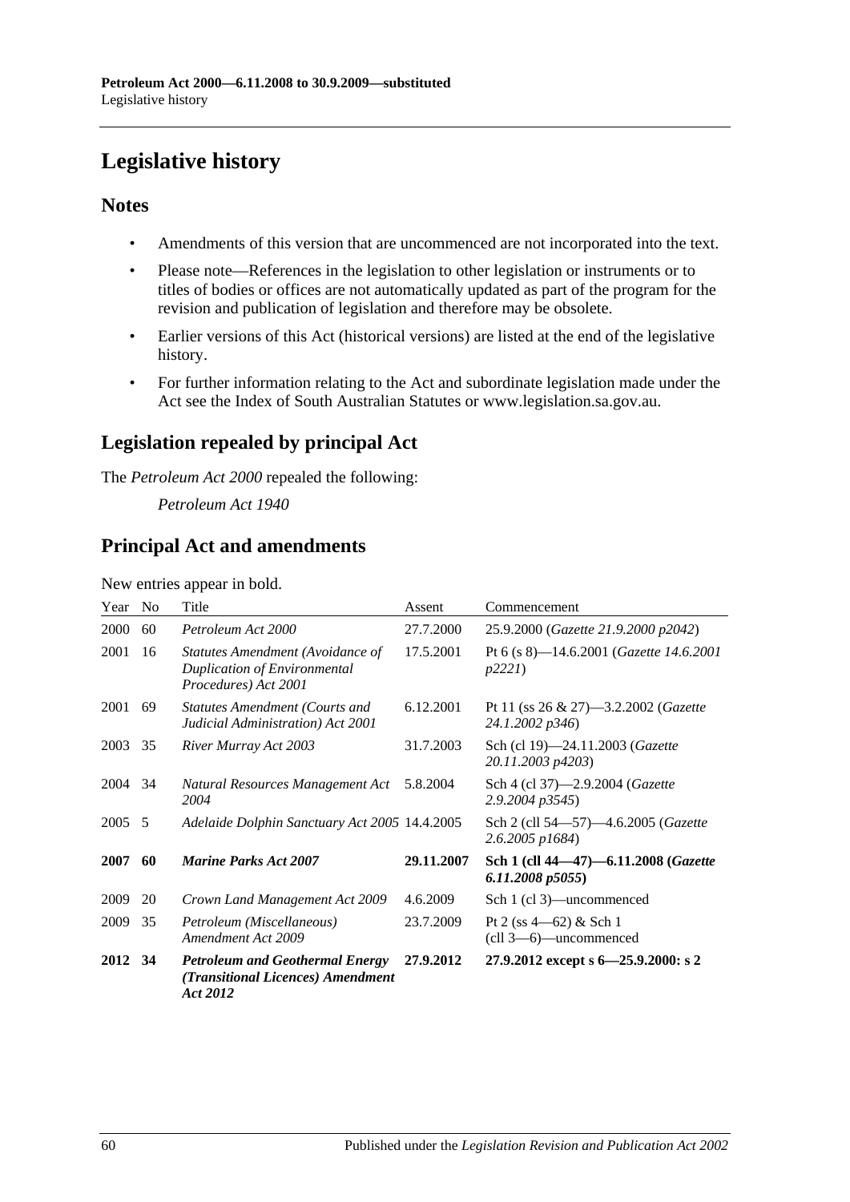# Legislative history

## Notes

- Amendments of this version that are uncommenced are not incorporated into the text.
- Please note—References in the legislation to other legislation or instruments or to titles of bodies or offices are not automatically updated as part of the program for the revision and publication of legislation and therefore may be obsolete.
- Earlier versions of this Act (historical versions) are listed at the end of the legislative history.
- For further information relating to the Act and subordinate legislation made under the Act see the Index of South Australian Statutes or www.legislation.sa.gov.au.

## Legislation repealed by principal Act

The *Petroleum Act 2000* repealed the following:

*Petroleum Act 1940*

## Principal Act and amendments

New entries appear in bold.

| Year | No | Title | Assent | Commencement |
|---|---|---|---|---|
| 2000 | 60 | *Petroleum Act 2000* | 27.7.2000 | 25.9.2000 (*Gazette 21.9.2000 p2042*) |
| 2001 | 16 | *Statutes Amendment (Avoidance of Duplication of Environmental Procedures) Act 2001* | 17.5.2001 | Pt 6 (s 8)—14.6.2001 (*Gazette 14.6.2001 p2221*) |
| 2001 | 69 | *Statutes Amendment (Courts and Judicial Administration) Act 2001* | 6.12.2001 | Pt 11 (ss 26 & 27)—3.2.2002 (*Gazette 24.1.2002 p346*) |
| 2003 | 35 | *River Murray Act 2003* | 31.7.2003 | Sch (cl 19)—24.11.2003 (*Gazette 20.11.2003 p4203*) |
| 2004 | 34 | *Natural Resources Management Act 2004* | 5.8.2004 | Sch 4 (cl 37)—2.9.2004 (*Gazette 2.9.2004 p3545*) |
| 2005 | 5 | *Adelaide Dolphin Sanctuary Act 2005* | 14.4.2005 | Sch 2 (cll 54—57)—4.6.2005 (*Gazette 2.6.2005 p1684*) |
| **2007** | **60** | ***Marine Parks Act 2007*** | **29.11.2007** | **Sch 1 (cll 44—47)—6.11.2008 (*Gazette 6.11.2008 p5055*)** |
| 2009 | 20 | *Crown Land Management Act 2009* | 4.6.2009 | Sch 1 (cl 3)—uncommenced |
| 2009 | 35 | *Petroleum (Miscellaneous) Amendment Act 2009* | 23.7.2009 | Pt 2 (ss 4—62) & Sch 1 (cll 3—6)—uncommenced |
| **2012** | **34** | ***Petroleum and Geothermal Energy (Transitional Licences) Amendment Act 2012*** | **27.9.2012** | **27.9.2012 except s 6—25.9.2000: s 2** |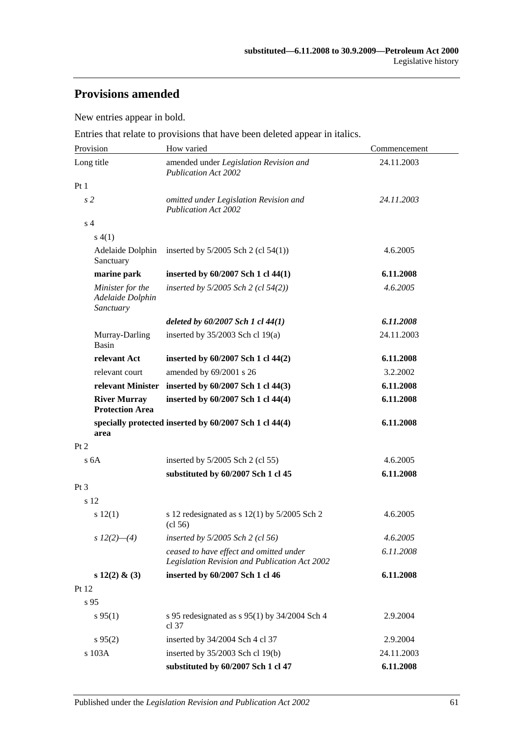## Provisions amended

New entries appear in bold.

Entries that relate to provisions that have been deleted appear in italics.

| Provision | How varied | Commencement |
|---|---|---|
| Long title | amended under *Legislation Revision and Publication Act 2002* | 24.11.2003 |
| Pt 1 | | |
| *s 2* | *omitted under Legislation Revision and Publication Act 2002* | *24.11.2003* |
| s 4 | | |
| s 4(1) | | |
| Adelaide Dolphin Sanctuary | inserted by 5/2005 Sch 2 (cl 54(1)) | 4.6.2005 |
| **marine park** | **inserted by 60/2007 Sch 1 cl 44(1)** | **6.11.2008** |
| *Minister for the Adelaide Dolphin Sanctuary* | *inserted by 5/2005 Sch 2 (cl 54(2))* | *4.6.2005* |
| | ***deleted by 60/2007 Sch 1 cl 44(1)*** | ***6.11.2008*** |
| Murray-Darling Basin | inserted by 35/2003 Sch cl 19(a) | 24.11.2003 |
| **relevant Act** | **inserted by 60/2007 Sch 1 cl 44(2)** | **6.11.2008** |
| relevant court | amended by 69/2001 s 26 | 3.2.2002 |
| **relevant Minister** | **inserted by 60/2007 Sch 1 cl 44(3)** | **6.11.2008** |
| **River Murray Protection Area** | **inserted by 60/2007 Sch 1 cl 44(4)** | **6.11.2008** |
| **specially protected area** | **inserted by 60/2007 Sch 1 cl 44(4)** | **6.11.2008** |
| Pt 2 | | |
| s 6A | inserted by 5/2005 Sch 2 (cl 55) | 4.6.2005 |
| | **substituted by 60/2007 Sch 1 cl 45** | **6.11.2008** |
| Pt 3 | | |
| s 12 | | |
| s 12(1) | s 12 redesignated as s 12(1) by 5/2005 Sch 2 (cl 56) | 4.6.2005 |
| *s 12(2)—(4)* | *inserted by 5/2005 Sch 2 (cl 56)* | *4.6.2005* |
| | *ceased to have effect and omitted under Legislation Revision and Publication Act 2002* | *6.11.2008* |
| **s 12(2) & (3)** | **inserted by 60/2007 Sch 1 cl 46** | **6.11.2008** |
| Pt 12 | | |
| s 95 | | |
| s 95(1) | s 95 redesignated as s 95(1) by 34/2004 Sch 4 cl 37 | 2.9.2004 |
| s 95(2) | inserted by 34/2004 Sch 4 cl 37 | 2.9.2004 |
| s 103A | inserted by 35/2003 Sch cl 19(b) | 24.11.2003 |
| | **substituted by 60/2007 Sch 1 cl 47** | **6.11.2008** |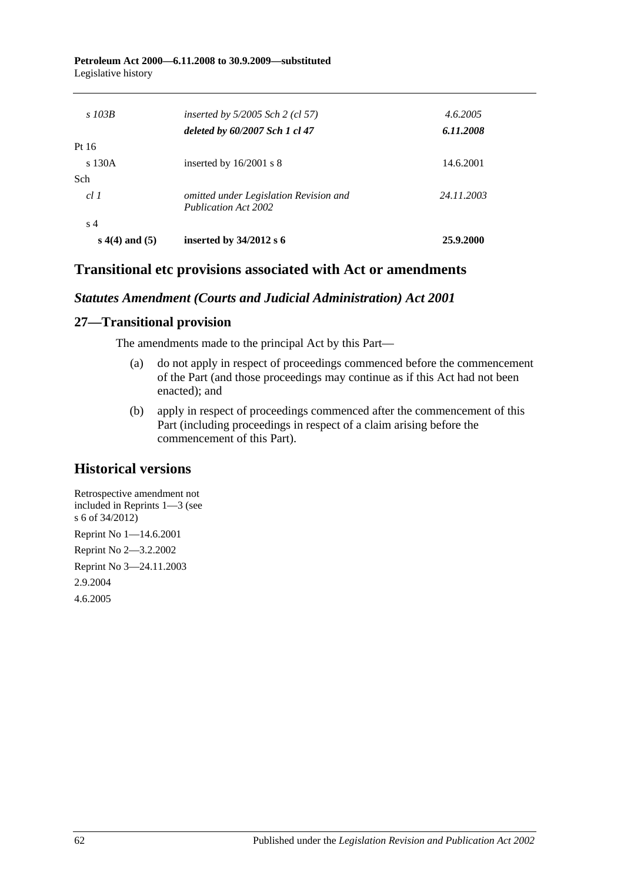| | | |
|---|---|---|
| *s 103B* | *inserted by 5/2005 Sch 2 (cl 57)* | *4.6.2005* |
| | ***deleted by 60/2007 Sch 1 cl 47*** | ***6.11.2008*** |
| Pt 16 | | |
| s 130A | inserted by 16/2001 s 8 | 14.6.2001 |
| Sch | | |
| *cl 1* | *omitted under Legislation Revision and Publication Act 2002* | *24.11.2003* |
| s 4 | | |
| **s 4(4) and (5)** | **inserted by 34/2012 s 6** | **25.9.2000** |

## Transitional etc provisions associated with Act or amendments

### *Statutes Amendment (Courts and Judicial Administration) Act 2001*

### 27—Transitional provision

The amendments made to the principal Act by this Part—

(a) do not apply in respect of proceedings commenced before the commencement of the Part (and those proceedings may continue as if this Act had not been enacted); and

(b) apply in respect of proceedings commenced after the commencement of this Part (including proceedings in respect of a claim arising before the commencement of this Part).

## Historical versions

Retrospective amendment not included in Reprints 1—3 (see s 6 of 34/2012)

Reprint No 1—14.6.2001

Reprint No 2—3.2.2002

Reprint No 3—24.11.2003

2.9.2004

4.6.2005